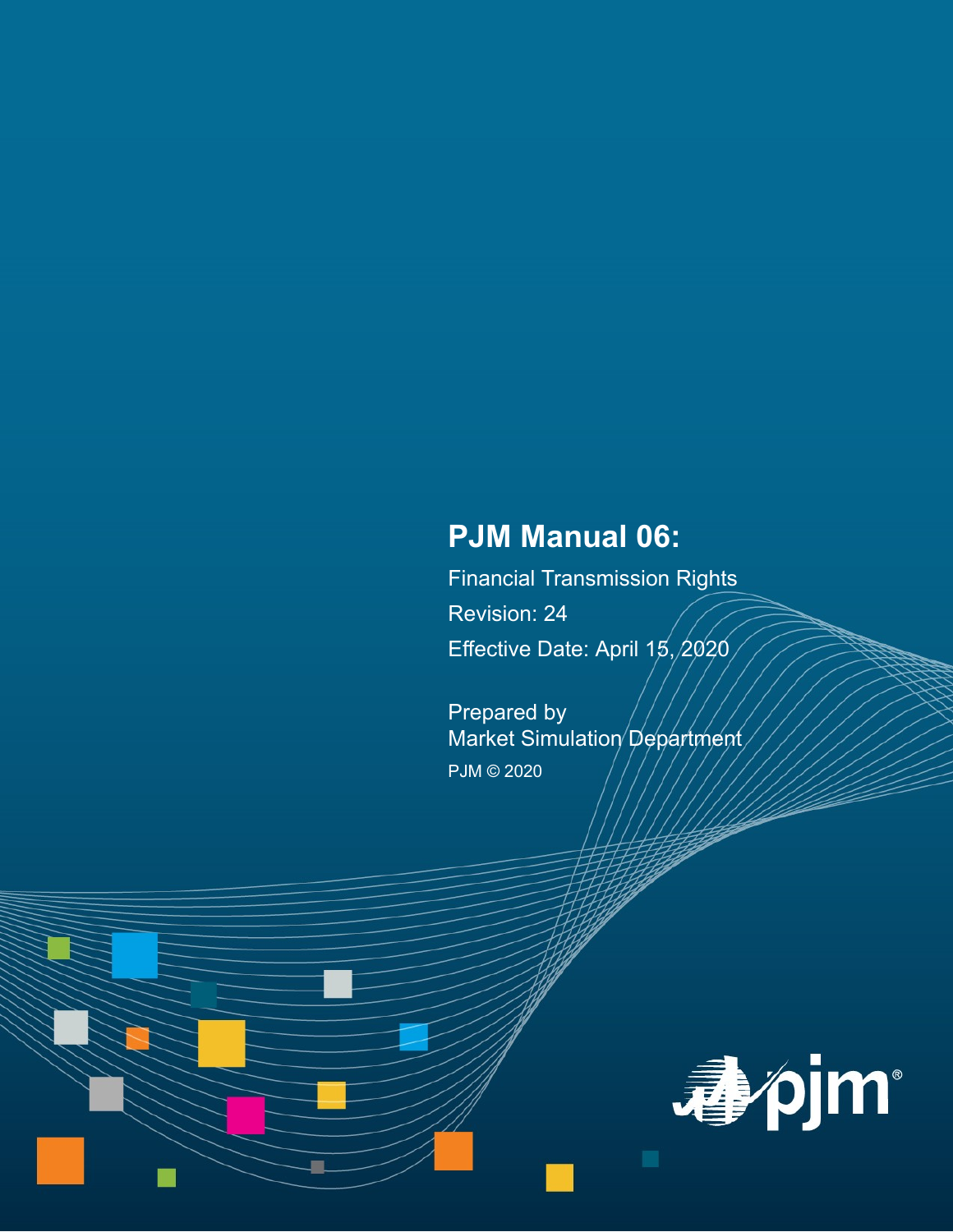# PJM Manual 06:

Financial Transmission Rights

Revision: 24

Effective Date: April 15, 2020

Prepared by

Market Simulation Department

PJM © 2020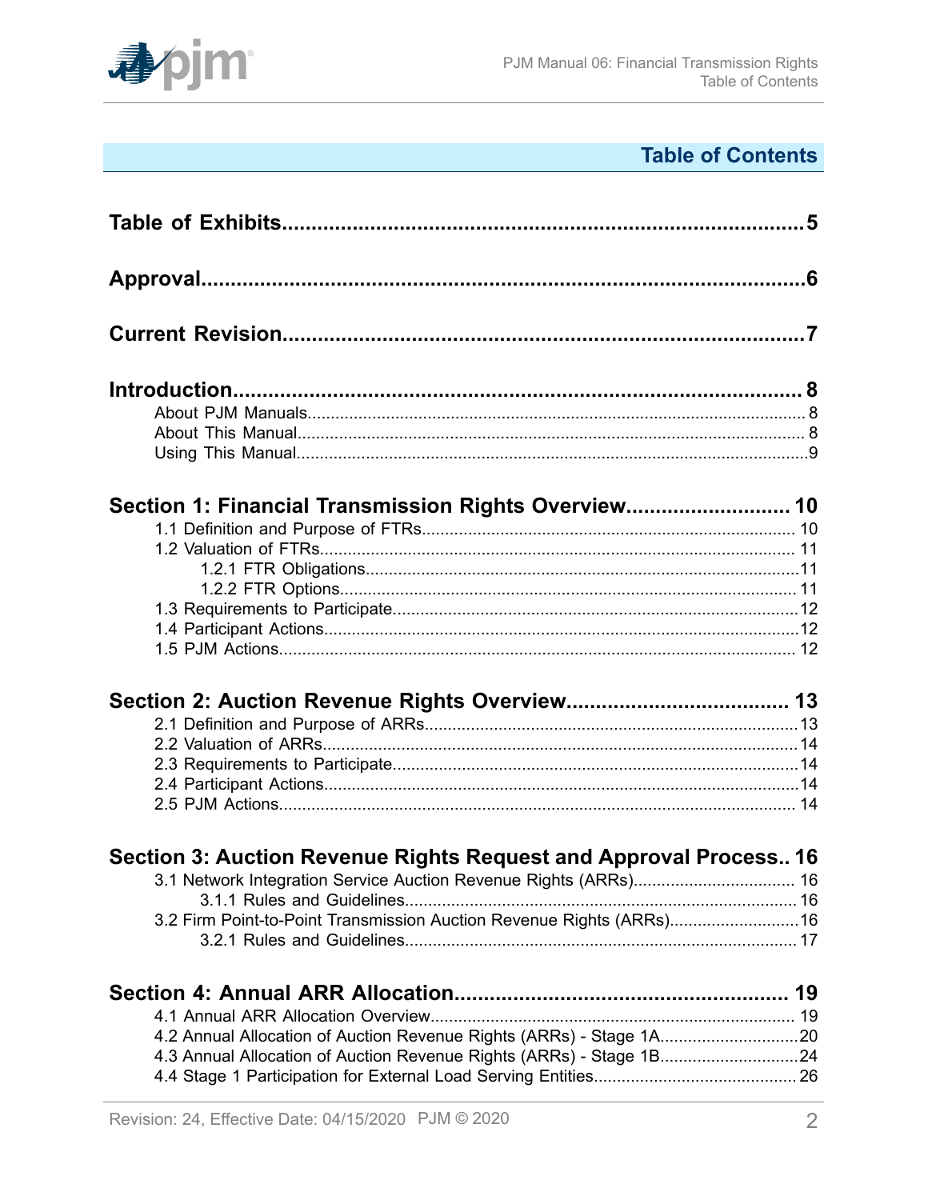# Table of Contents

**Table of Exhibits** ........................................................................... 5

**Approval** ........................................................................... 6

**Current Revision** ........................................................................... 7

**Introduction** ........................................................................... 8

- About PJM Manuals ........................................................................... 8
- About This Manual ........................................................................... 8
- Using This Manual ........................................................................... 9

**Section 1: Financial Transmission Rights Overview** ........................... 10

- 1.1 Definition and Purpose of FTRs ........................................................................... 10
- 1.2 Valuation of FTRs ........................................................................... 11
  - 1.2.1 FTR Obligations ........................................................................... 11
  - 1.2.2 FTR Options ........................................................................... 11
- 1.3 Requirements to Participate ........................................................................... 12
- 1.4 Participant Actions ........................................................................... 12
- 1.5 PJM Actions ........................................................................... 12

**Section 2: Auction Revenue Rights Overview** ........................... 13

- 2.1 Definition and Purpose of ARRs ........................................................................... 13
- 2.2 Valuation of ARRs ........................................................................... 14
- 2.3 Requirements to Participate ........................................................................... 14
- 2.4 Participant Actions ........................................................................... 14
- 2.5 PJM Actions ........................................................................... 14

**Section 3: Auction Revenue Rights Request and Approval Process** .. 16

- 3.1 Network Integration Service Auction Revenue Rights (ARRs) ........................... 16
  - 3.1.1 Rules and Guidelines ........................................................................... 16
- 3.2 Firm Point-to-Point Transmission Auction Revenue Rights (ARRs) ........................... 16
  - 3.2.1 Rules and Guidelines ........................................................................... 17

**Section 4: Annual ARR Allocation** ........................... 19

- 4.1 Annual ARR Allocation Overview ........................................................................... 19
- 4.2 Annual Allocation of Auction Revenue Rights (ARRs) - Stage 1A ........................... 20
- 4.3 Annual Allocation of Auction Revenue Rights (ARRs) - Stage 1B ........................... 24
- 4.4 Stage 1 Participation for External Load Serving Entities ........................... 26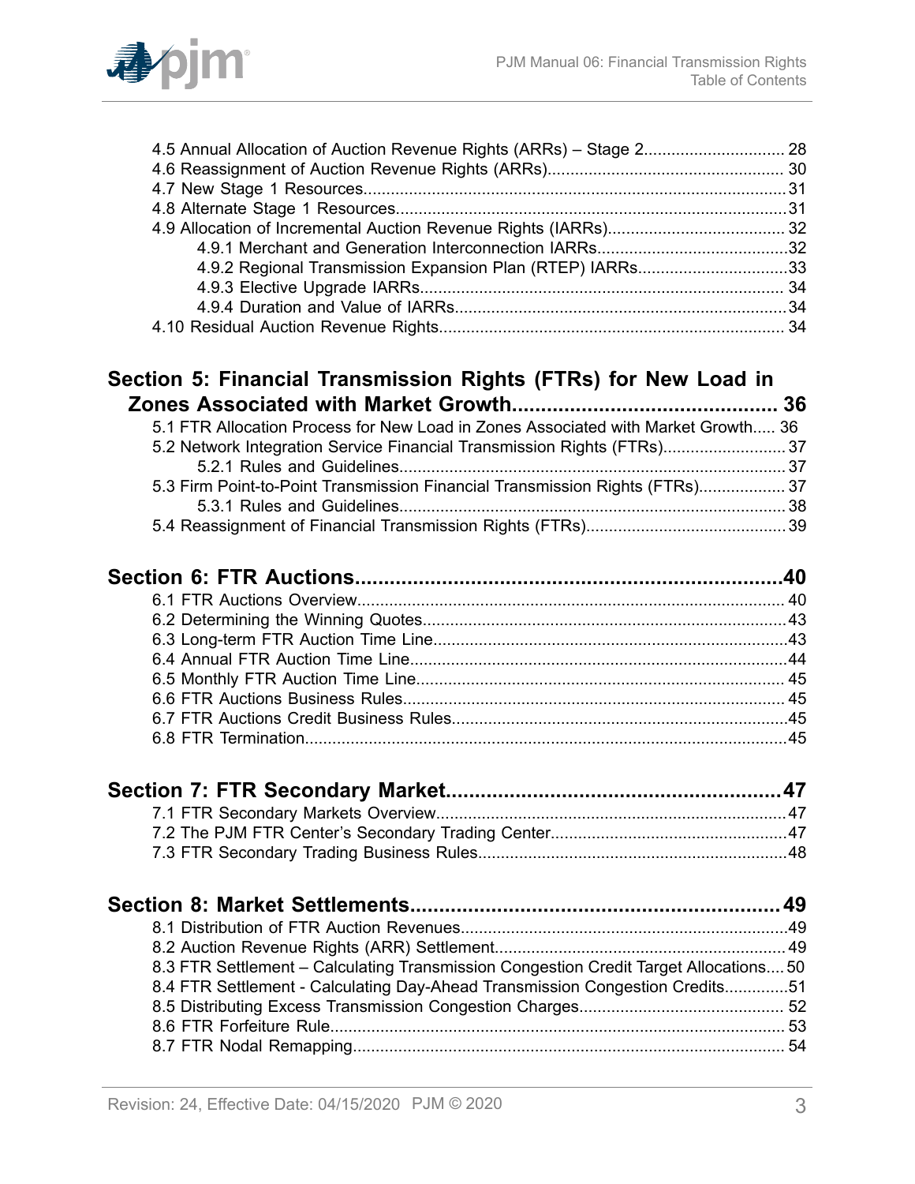4.5 Annual Allocation of Auction Revenue Rights (ARRs) – Stage 2.............................. 28
4.6 Reassignment of Auction Revenue Rights (ARRs).................................................... 30
4.7 New Stage 1 Resources.............................................................................................31
4.8 Alternate Stage 1 Resources......................................................................................31
4.9 Allocation of Incremental Auction Revenue Rights (IARRs)....................................... 32
4.9.1 Merchant and Generation Interconnection IARRs...........................................32
4.9.2 Regional Transmission Expansion Plan (RTEP) IARRs..................................33
4.9.3 Elective Upgrade IARRs................................................................................. 34
4.9.4 Duration and Value of IARRs.........................................................................34
4.10 Residual Auction Revenue Rights............................................................................ 34

## Section 5: Financial Transmission Rights (FTRs) for New Load in Zones Associated with Market Growth............................................. 36

5.1 FTR Allocation Process for New Load in Zones Associated with Market Growth..... 36
5.2 Network Integration Service Financial Transmission Rights (FTRs)........................... 37
5.2.1 Rules and Guidelines..................................................................................... 37
5.3 Firm Point-to-Point Transmission Financial Transmission Rights (FTRs).................. 37
5.3.1 Rules and Guidelines..................................................................................... 38
5.4 Reassignment of Financial Transmission Rights (FTRs)............................................39

## Section 6: FTR Auctions.........................................................................40

6.1 FTR Auctions Overview............................................................................................. 40
6.2 Determining the Winning Quotes...............................................................................43
6.3 Long-term FTR Auction Time Line.............................................................................43
6.4 Annual FTR Auction Time Line..................................................................................44
6.5 Monthly FTR Auction Time Line................................................................................. 45
6.6 FTR Auctions Business Rules.................................................................................... 45
6.7 FTR Auctions Credit Business Rules.........................................................................45
6.8 FTR Termination.........................................................................................................45

## Section 7: FTR Secondary Market..........................................................47

7.1 FTR Secondary Markets Overview.............................................................................47
7.2 The PJM FTR Center's Secondary Trading Center....................................................47
7.3 FTR Secondary Trading Business Rules....................................................................48

## Section 8: Market Settlements................................................................49

8.1 Distribution of FTR Auction Revenues........................................................................49
8.2 Auction Revenue Rights (ARR) Settlement................................................................ 49
8.3 FTR Settlement – Calculating Transmission Congestion Credit Target Allocations.... 50
8.4 FTR Settlement - Calculating Day-Ahead Transmission Congestion Credits..............51
8.5 Distributing Excess Transmission Congestion Charges............................................. 52
8.6 FTR Forfeiture Rule.................................................................................................... 53
8.7 FTR Nodal Remapping.............................................................................................. 54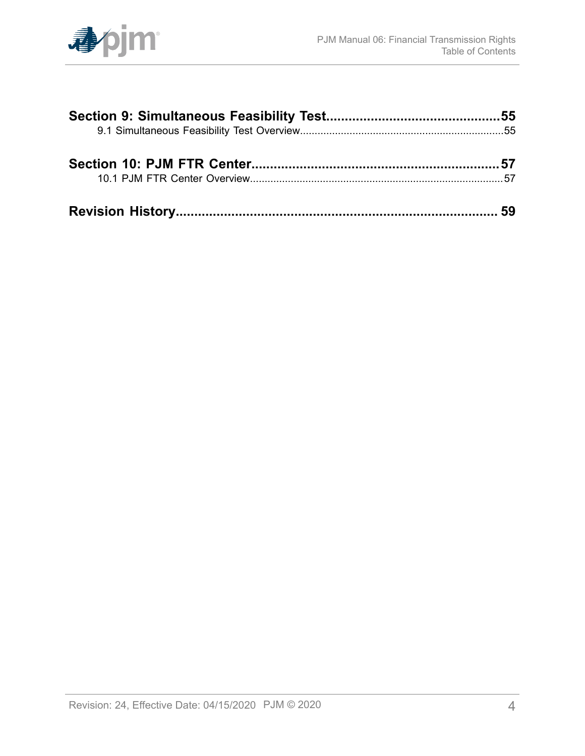**Section 9: Simultaneous Feasibility Test..............................................55**

9.1 Simultaneous Feasibility Test Overview.....................................................................55

**Section 10: PJM FTR Center..................................................................57**

10.1 PJM FTR Center Overview......................................................................................57

**Revision History..................................................................................... 59**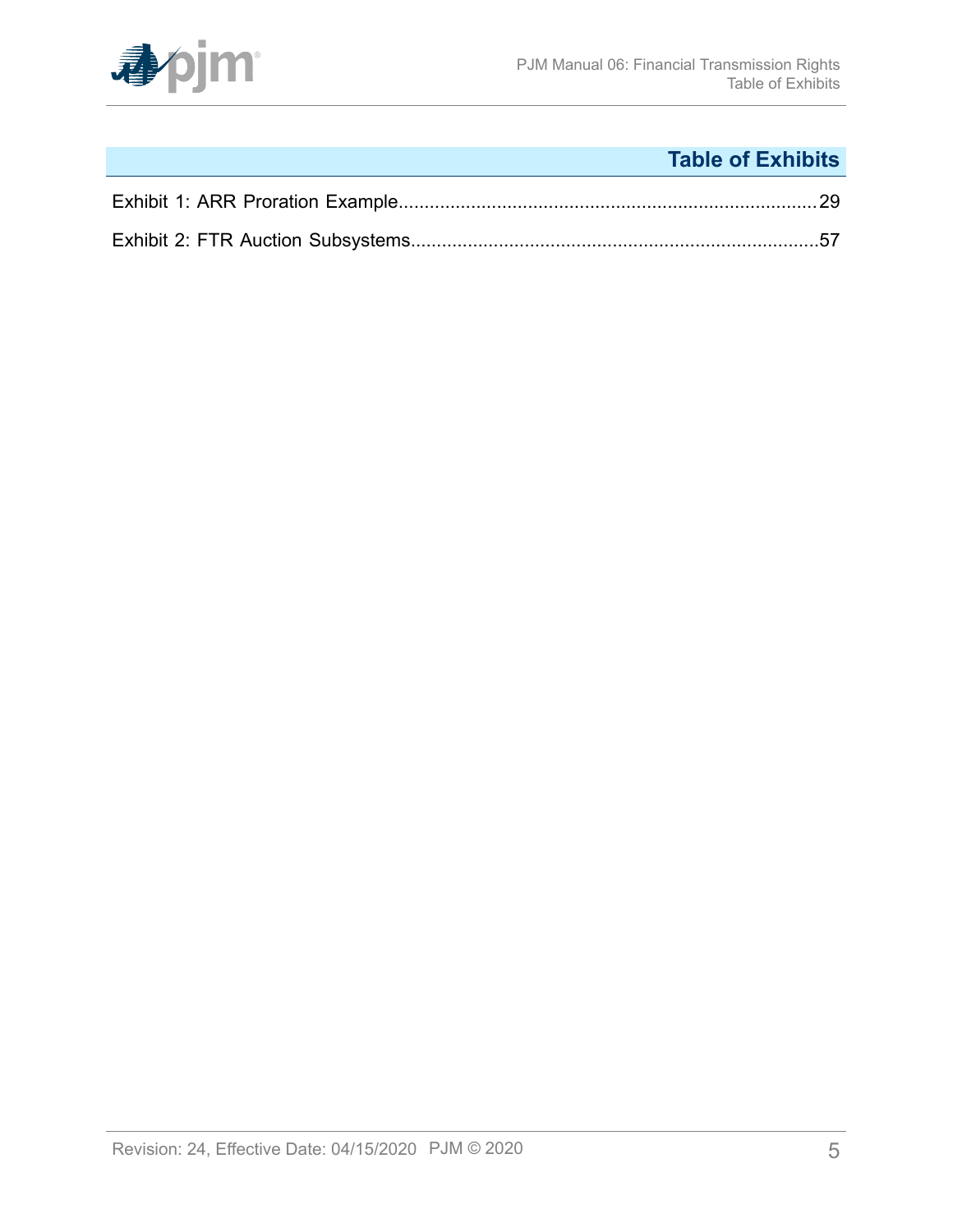# Table of Exhibits

Exhibit 1: ARR Proration Example.....29

Exhibit 2: FTR Auction Subsystems.....57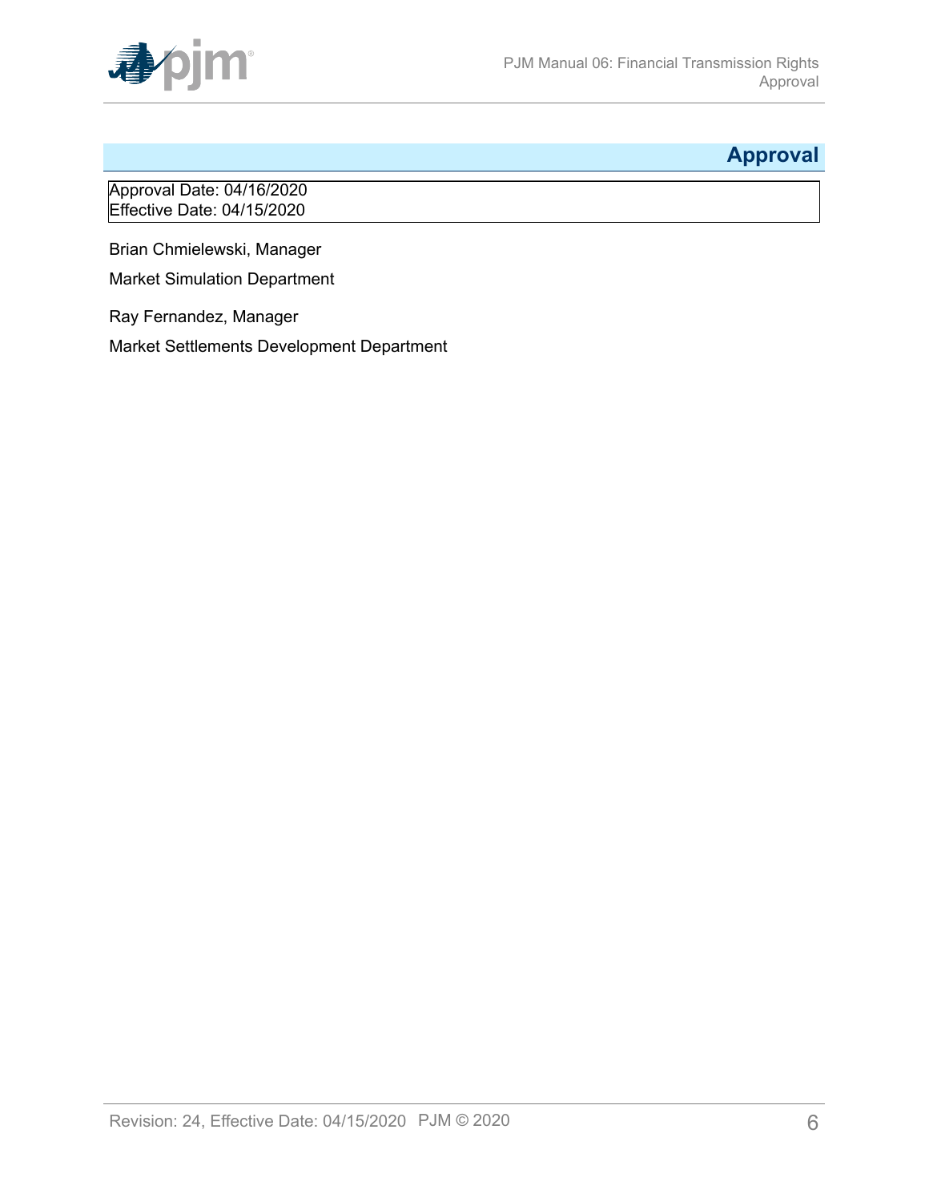# Approval

Approval Date: 04/16/2020
Effective Date: 04/15/2020

Brian Chmielewski, Manager

Market Simulation Department

Ray Fernandez, Manager

Market Settlements Development Department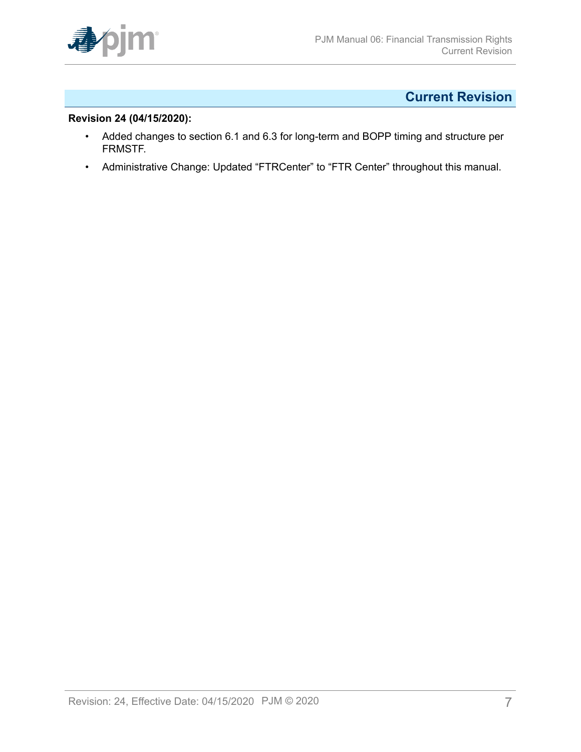# Current Revision

**Revision 24 (04/15/2020):**

- Added changes to section 6.1 and 6.3 for long-term and BOPP timing and structure per FRMSTF.
- Administrative Change: Updated “FTRCenter” to “FTR Center” throughout this manual.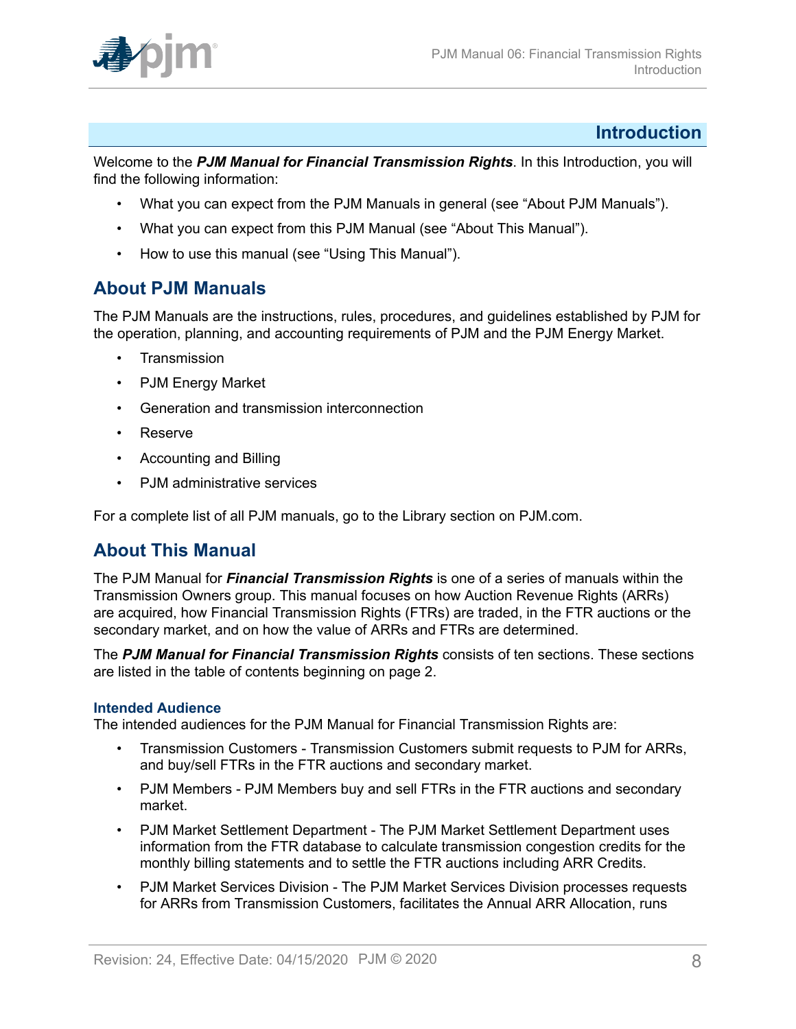# Introduction

Welcome to the ***PJM Manual for Financial Transmission Rights***. In this Introduction, you will find the following information:

- What you can expect from the PJM Manuals in general (see "About PJM Manuals").
- What you can expect from this PJM Manual (see "About This Manual").
- How to use this manual (see "Using This Manual").

## About PJM Manuals

The PJM Manuals are the instructions, rules, procedures, and guidelines established by PJM for the operation, planning, and accounting requirements of PJM and the PJM Energy Market.

- Transmission
- PJM Energy Market
- Generation and transmission interconnection
- Reserve
- Accounting and Billing
- PJM administrative services

For a complete list of all PJM manuals, go to the Library section on PJM.com.

## About This Manual

The PJM Manual for ***Financial Transmission Rights*** is one of a series of manuals within the Transmission Owners group. This manual focuses on how Auction Revenue Rights (ARRs) are acquired, how Financial Transmission Rights (FTRs) are traded, in the FTR auctions or the secondary market, and on how the value of ARRs and FTRs are determined.

The ***PJM Manual for Financial Transmission Rights*** consists of ten sections. These sections are listed in the table of contents beginning on page 2.

### Intended Audience

The intended audiences for the PJM Manual for Financial Transmission Rights are:

- Transmission Customers - Transmission Customers submit requests to PJM for ARRs, and buy/sell FTRs in the FTR auctions and secondary market.
- PJM Members - PJM Members buy and sell FTRs in the FTR auctions and secondary market.
- PJM Market Settlement Department - The PJM Market Settlement Department uses information from the FTR database to calculate transmission congestion credits for the monthly billing statements and to settle the FTR auctions including ARR Credits.
- PJM Market Services Division - The PJM Market Services Division processes requests for ARRs from Transmission Customers, facilitates the Annual ARR Allocation, runs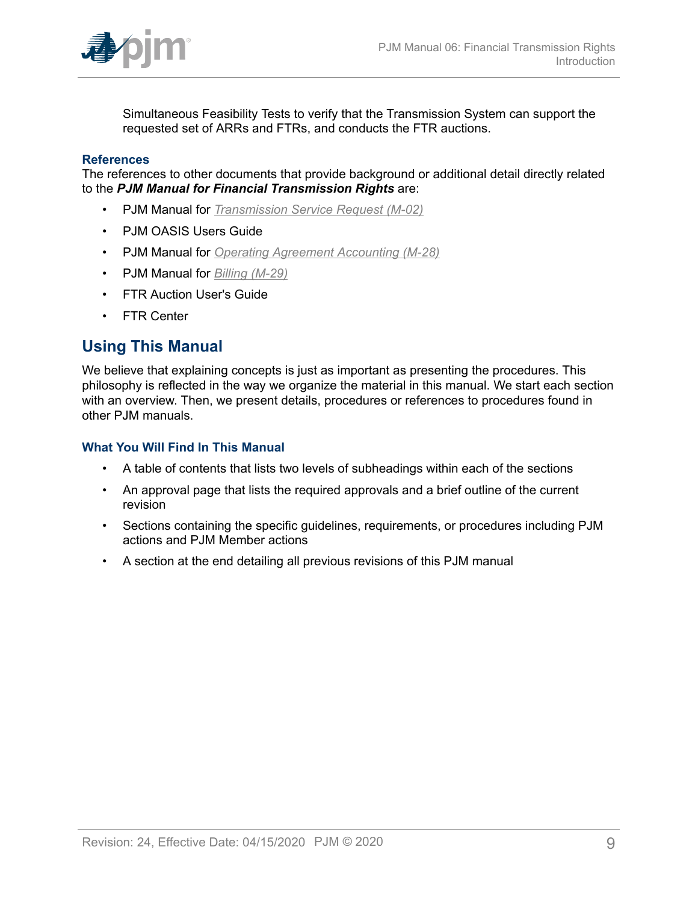Simultaneous Feasibility Tests to verify that the Transmission System can support the requested set of ARRs and FTRs, and conducts the FTR auctions.

### References

The references to other documents that provide background or additional detail directly related to the ***PJM Manual for Financial Transmission Rights*** are:

- PJM Manual for *Transmission Service Request (M-02)*
- PJM OASIS Users Guide
- PJM Manual for *Operating Agreement Accounting (M-28)*
- PJM Manual for *Billing (M-29)*
- FTR Auction User's Guide
- FTR Center

## Using This Manual

We believe that explaining concepts is just as important as presenting the procedures. This philosophy is reflected in the way we organize the material in this manual. We start each section with an overview. Then, we present details, procedures or references to procedures found in other PJM manuals.

### What You Will Find In This Manual

- A table of contents that lists two levels of subheadings within each of the sections
- An approval page that lists the required approvals and a brief outline of the current revision
- Sections containing the specific guidelines, requirements, or procedures including PJM actions and PJM Member actions
- A section at the end detailing all previous revisions of this PJM manual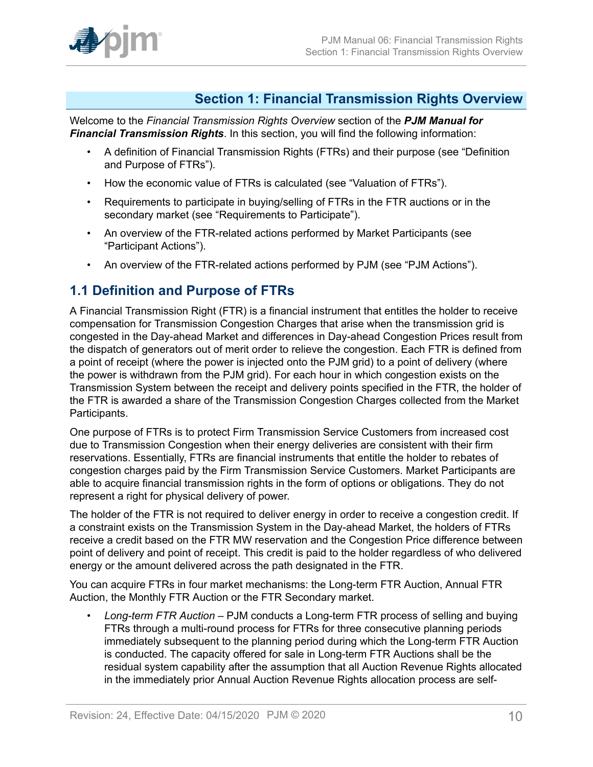# Section 1: Financial Transmission Rights Overview

Welcome to the *Financial Transmission Rights Overview* section of the ***PJM Manual for Financial Transmission Rights***. In this section, you will find the following information:

- A definition of Financial Transmission Rights (FTRs) and their purpose (see "Definition and Purpose of FTRs").
- How the economic value of FTRs is calculated (see "Valuation of FTRs").
- Requirements to participate in buying/selling of FTRs in the FTR auctions or in the secondary market (see "Requirements to Participate").
- An overview of the FTR-related actions performed by Market Participants (see "Participant Actions").
- An overview of the FTR-related actions performed by PJM (see "PJM Actions").

## 1.1 Definition and Purpose of FTRs

A Financial Transmission Right (FTR) is a financial instrument that entitles the holder to receive compensation for Transmission Congestion Charges that arise when the transmission grid is congested in the Day-ahead Market and differences in Day-ahead Congestion Prices result from the dispatch of generators out of merit order to relieve the congestion. Each FTR is defined from a point of receipt (where the power is injected onto the PJM grid) to a point of delivery (where the power is withdrawn from the PJM grid). For each hour in which congestion exists on the Transmission System between the receipt and delivery points specified in the FTR, the holder of the FTR is awarded a share of the Transmission Congestion Charges collected from the Market Participants.

One purpose of FTRs is to protect Firm Transmission Service Customers from increased cost due to Transmission Congestion when their energy deliveries are consistent with their firm reservations. Essentially, FTRs are financial instruments that entitle the holder to rebates of congestion charges paid by the Firm Transmission Service Customers. Market Participants are able to acquire financial transmission rights in the form of options or obligations. They do not represent a right for physical delivery of power.

The holder of the FTR is not required to deliver energy in order to receive a congestion credit. If a constraint exists on the Transmission System in the Day-ahead Market, the holders of FTRs receive a credit based on the FTR MW reservation and the Congestion Price difference between point of delivery and point of receipt. This credit is paid to the holder regardless of who delivered energy or the amount delivered across the path designated in the FTR.

You can acquire FTRs in four market mechanisms: the Long-term FTR Auction, Annual FTR Auction, the Monthly FTR Auction or the FTR Secondary market.

- *Long-term FTR Auction* – PJM conducts a Long-term FTR process of selling and buying FTRs through a multi-round process for FTRs for three consecutive planning periods immediately subsequent to the planning period during which the Long-term FTR Auction is conducted. The capacity offered for sale in Long-term FTR Auctions shall be the residual system capability after the assumption that all Auction Revenue Rights allocated in the immediately prior Annual Auction Revenue Rights allocation process are self-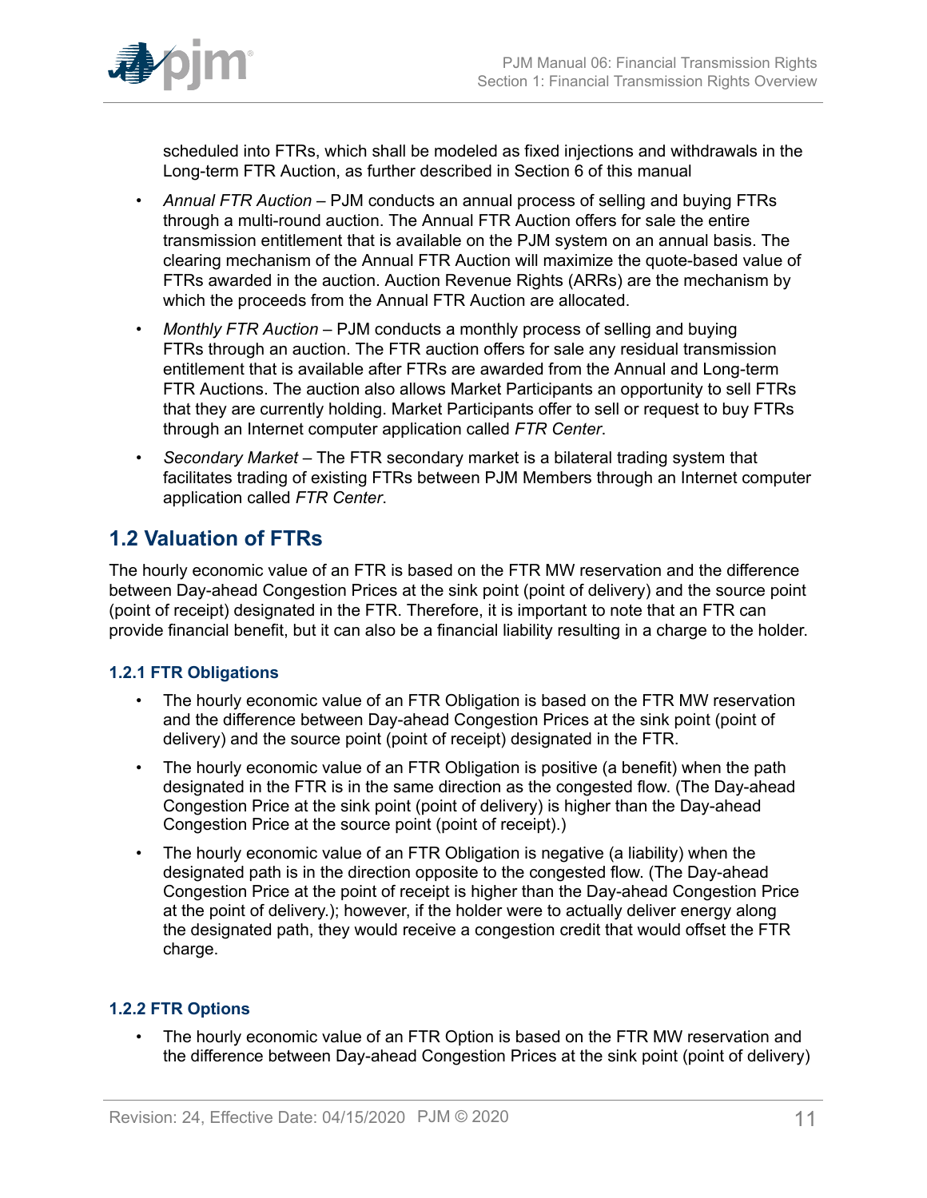scheduled into FTRs, which shall be modeled as fixed injections and withdrawals in the Long-term FTR Auction, as further described in Section 6 of this manual

- *Annual FTR Auction* – PJM conducts an annual process of selling and buying FTRs through a multi-round auction. The Annual FTR Auction offers for sale the entire transmission entitlement that is available on the PJM system on an annual basis. The clearing mechanism of the Annual FTR Auction will maximize the quote-based value of FTRs awarded in the auction. Auction Revenue Rights (ARRs) are the mechanism by which the proceeds from the Annual FTR Auction are allocated.
- *Monthly FTR Auction* – PJM conducts a monthly process of selling and buying FTRs through an auction. The FTR auction offers for sale any residual transmission entitlement that is available after FTRs are awarded from the Annual and Long-term FTR Auctions. The auction also allows Market Participants an opportunity to sell FTRs that they are currently holding. Market Participants offer to sell or request to buy FTRs through an Internet computer application called *FTR Center*.
- *Secondary Market* – The FTR secondary market is a bilateral trading system that facilitates trading of existing FTRs between PJM Members through an Internet computer application called *FTR Center*.

## 1.2 Valuation of FTRs

The hourly economic value of an FTR is based on the FTR MW reservation and the difference between Day-ahead Congestion Prices at the sink point (point of delivery) and the source point (point of receipt) designated in the FTR. Therefore, it is important to note that an FTR can provide financial benefit, but it can also be a financial liability resulting in a charge to the holder.

### 1.2.1 FTR Obligations

- The hourly economic value of an FTR Obligation is based on the FTR MW reservation and the difference between Day-ahead Congestion Prices at the sink point (point of delivery) and the source point (point of receipt) designated in the FTR.
- The hourly economic value of an FTR Obligation is positive (a benefit) when the path designated in the FTR is in the same direction as the congested flow. (The Day-ahead Congestion Price at the sink point (point of delivery) is higher than the Day-ahead Congestion Price at the source point (point of receipt).)
- The hourly economic value of an FTR Obligation is negative (a liability) when the designated path is in the direction opposite to the congested flow. (The Day-ahead Congestion Price at the point of receipt is higher than the Day-ahead Congestion Price at the point of delivery.); however, if the holder were to actually deliver energy along the designated path, they would receive a congestion credit that would offset the FTR charge.

### 1.2.2 FTR Options

- The hourly economic value of an FTR Option is based on the FTR MW reservation and the difference between Day-ahead Congestion Prices at the sink point (point of delivery)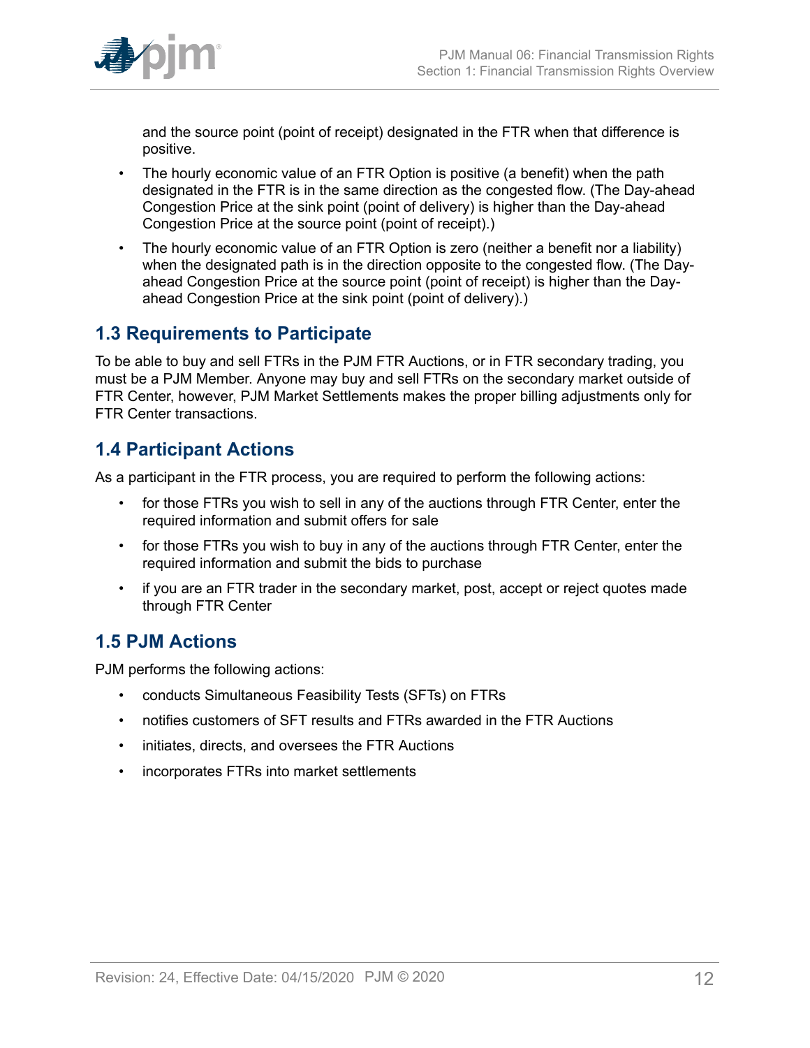and the source point (point of receipt) designated in the FTR when that difference is positive.

- The hourly economic value of an FTR Option is positive (a benefit) when the path designated in the FTR is in the same direction as the congested flow. (The Day-ahead Congestion Price at the sink point (point of delivery) is higher than the Day-ahead Congestion Price at the source point (point of receipt).)
- The hourly economic value of an FTR Option is zero (neither a benefit nor a liability) when the designated path is in the direction opposite to the congested flow. (The Day-ahead Congestion Price at the source point (point of receipt) is higher than the Day-ahead Congestion Price at the sink point (point of delivery).)

## 1.3 Requirements to Participate

To be able to buy and sell FTRs in the PJM FTR Auctions, or in FTR secondary trading, you must be a PJM Member. Anyone may buy and sell FTRs on the secondary market outside of FTR Center, however, PJM Market Settlements makes the proper billing adjustments only for FTR Center transactions.

## 1.4 Participant Actions

As a participant in the FTR process, you are required to perform the following actions:

- for those FTRs you wish to sell in any of the auctions through FTR Center, enter the required information and submit offers for sale
- for those FTRs you wish to buy in any of the auctions through FTR Center, enter the required information and submit the bids to purchase
- if you are an FTR trader in the secondary market, post, accept or reject quotes made through FTR Center

## 1.5 PJM Actions

PJM performs the following actions:

- conducts Simultaneous Feasibility Tests (SFTs) on FTRs
- notifies customers of SFT results and FTRs awarded in the FTR Auctions
- initiates, directs, and oversees the FTR Auctions
- incorporates FTRs into market settlements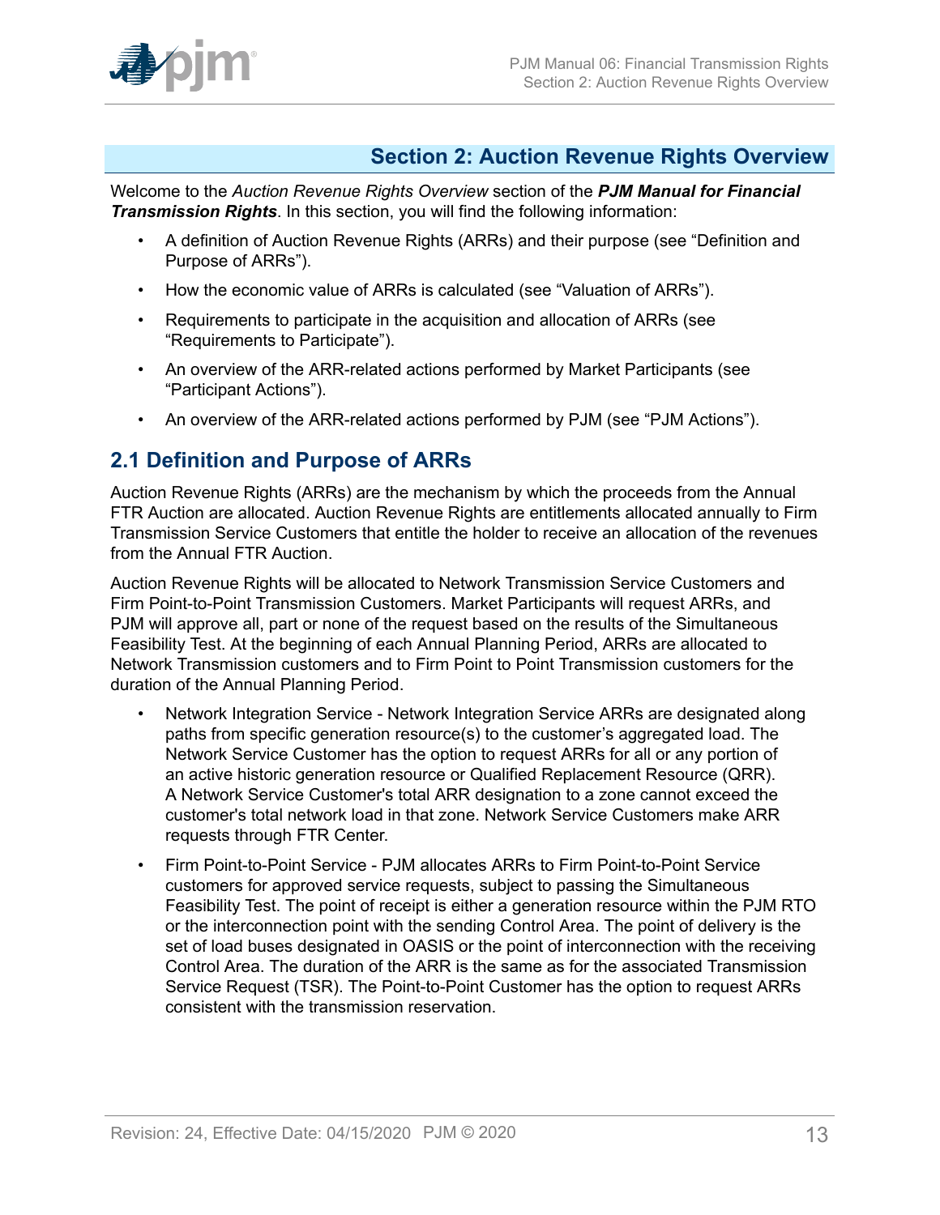## Section 2: Auction Revenue Rights Overview

Welcome to the *Auction Revenue Rights Overview* section of the ***PJM Manual for Financial Transmission Rights***. In this section, you will find the following information:

- A definition of Auction Revenue Rights (ARRs) and their purpose (see "Definition and Purpose of ARRs").
- How the economic value of ARRs is calculated (see "Valuation of ARRs").
- Requirements to participate in the acquisition and allocation of ARRs (see "Requirements to Participate").
- An overview of the ARR-related actions performed by Market Participants (see "Participant Actions").
- An overview of the ARR-related actions performed by PJM (see "PJM Actions").

### 2.1 Definition and Purpose of ARRs

Auction Revenue Rights (ARRs) are the mechanism by which the proceeds from the Annual FTR Auction are allocated. Auction Revenue Rights are entitlements allocated annually to Firm Transmission Service Customers that entitle the holder to receive an allocation of the revenues from the Annual FTR Auction.

Auction Revenue Rights will be allocated to Network Transmission Service Customers and Firm Point-to-Point Transmission Customers. Market Participants will request ARRs, and PJM will approve all, part or none of the request based on the results of the Simultaneous Feasibility Test. At the beginning of each Annual Planning Period, ARRs are allocated to Network Transmission customers and to Firm Point to Point Transmission customers for the duration of the Annual Planning Period.

- Network Integration Service - Network Integration Service ARRs are designated along paths from specific generation resource(s) to the customer's aggregated load. The Network Service Customer has the option to request ARRs for all or any portion of an active historic generation resource or Qualified Replacement Resource (QRR). A Network Service Customer's total ARR designation to a zone cannot exceed the customer's total network load in that zone. Network Service Customers make ARR requests through FTR Center.
- Firm Point-to-Point Service - PJM allocates ARRs to Firm Point-to-Point Service customers for approved service requests, subject to passing the Simultaneous Feasibility Test. The point of receipt is either a generation resource within the PJM RTO or the interconnection point with the sending Control Area. The point of delivery is the set of load buses designated in OASIS or the point of interconnection with the receiving Control Area. The duration of the ARR is the same as for the associated Transmission Service Request (TSR). The Point-to-Point Customer has the option to request ARRs consistent with the transmission reservation.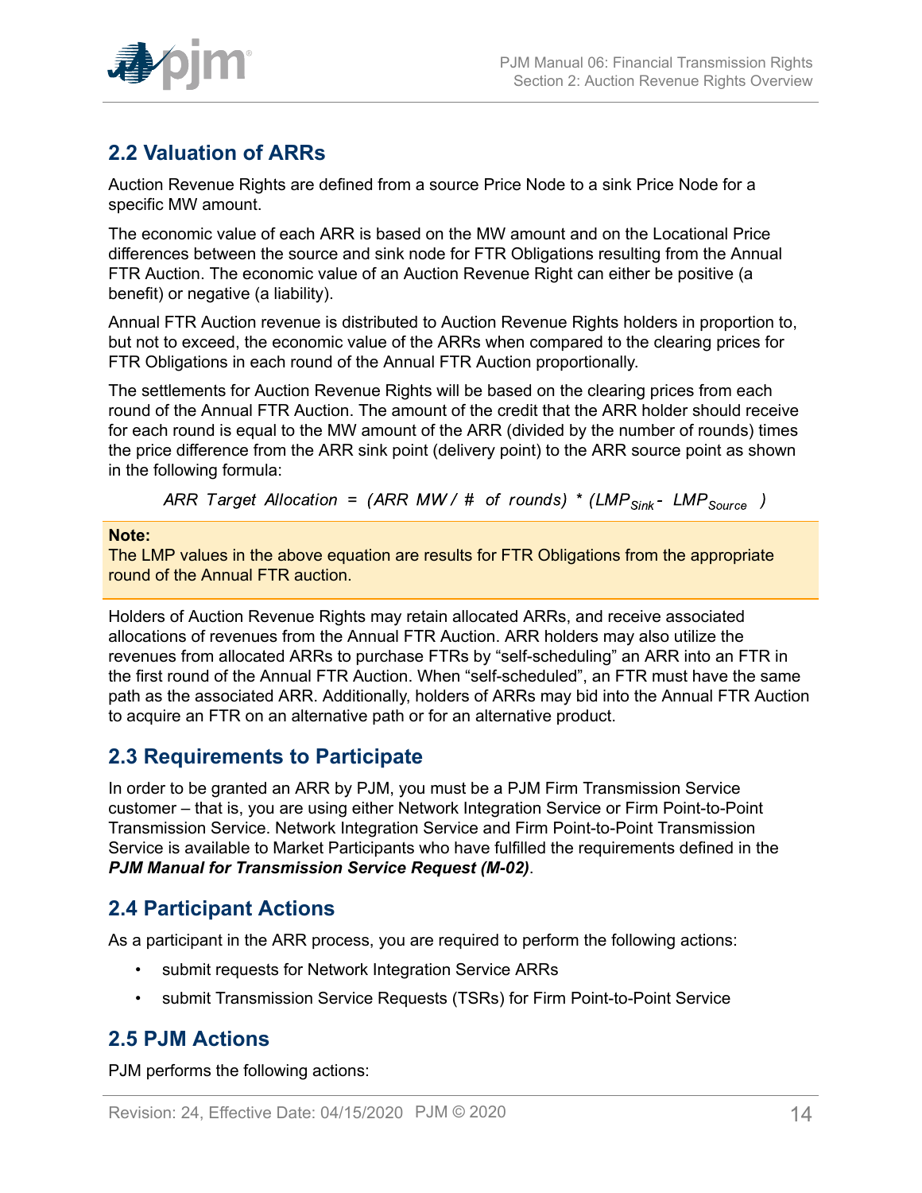## 2.2 Valuation of ARRs

Auction Revenue Rights are defined from a source Price Node to a sink Price Node for a specific MW amount.

The economic value of each ARR is based on the MW amount and on the Locational Price differences between the source and sink node for FTR Obligations resulting from the Annual FTR Auction. The economic value of an Auction Revenue Right can either be positive (a benefit) or negative (a liability).

Annual FTR Auction revenue is distributed to Auction Revenue Rights holders in proportion to, but not to exceed, the economic value of the ARRs when compared to the clearing prices for FTR Obligations in each round of the Annual FTR Auction proportionally.

The settlements for Auction Revenue Rights will be based on the clearing prices from each round of the Annual FTR Auction. The amount of the credit that the ARR holder should receive for each round is equal to the MW amount of the ARR (divided by the number of rounds) times the price difference from the ARR sink point (delivery point) to the ARR source point as shown in the following formula:

$$ARR\ Target\ Allocation = (ARR\ MW / \#\ of\ rounds) * (LMP_{Sink} - LMP_{Source})$$

**Note:**
The LMP values in the above equation are results for FTR Obligations from the appropriate round of the Annual FTR auction.

Holders of Auction Revenue Rights may retain allocated ARRs, and receive associated allocations of revenues from the Annual FTR Auction. ARR holders may also utilize the revenues from allocated ARRs to purchase FTRs by "self-scheduling" an ARR into an FTR in the first round of the Annual FTR Auction. When "self-scheduled", an FTR must have the same path as the associated ARR. Additionally, holders of ARRs may bid into the Annual FTR Auction to acquire an FTR on an alternative path or for an alternative product.

## 2.3 Requirements to Participate

In order to be granted an ARR by PJM, you must be a PJM Firm Transmission Service customer – that is, you are using either Network Integration Service or Firm Point-to-Point Transmission Service. Network Integration Service and Firm Point-to-Point Transmission Service is available to Market Participants who have fulfilled the requirements defined in the ***PJM Manual for Transmission Service Request (M-02)***.

## 2.4 Participant Actions

As a participant in the ARR process, you are required to perform the following actions:

- submit requests for Network Integration Service ARRs
- submit Transmission Service Requests (TSRs) for Firm Point-to-Point Service

## 2.5 PJM Actions

PJM performs the following actions: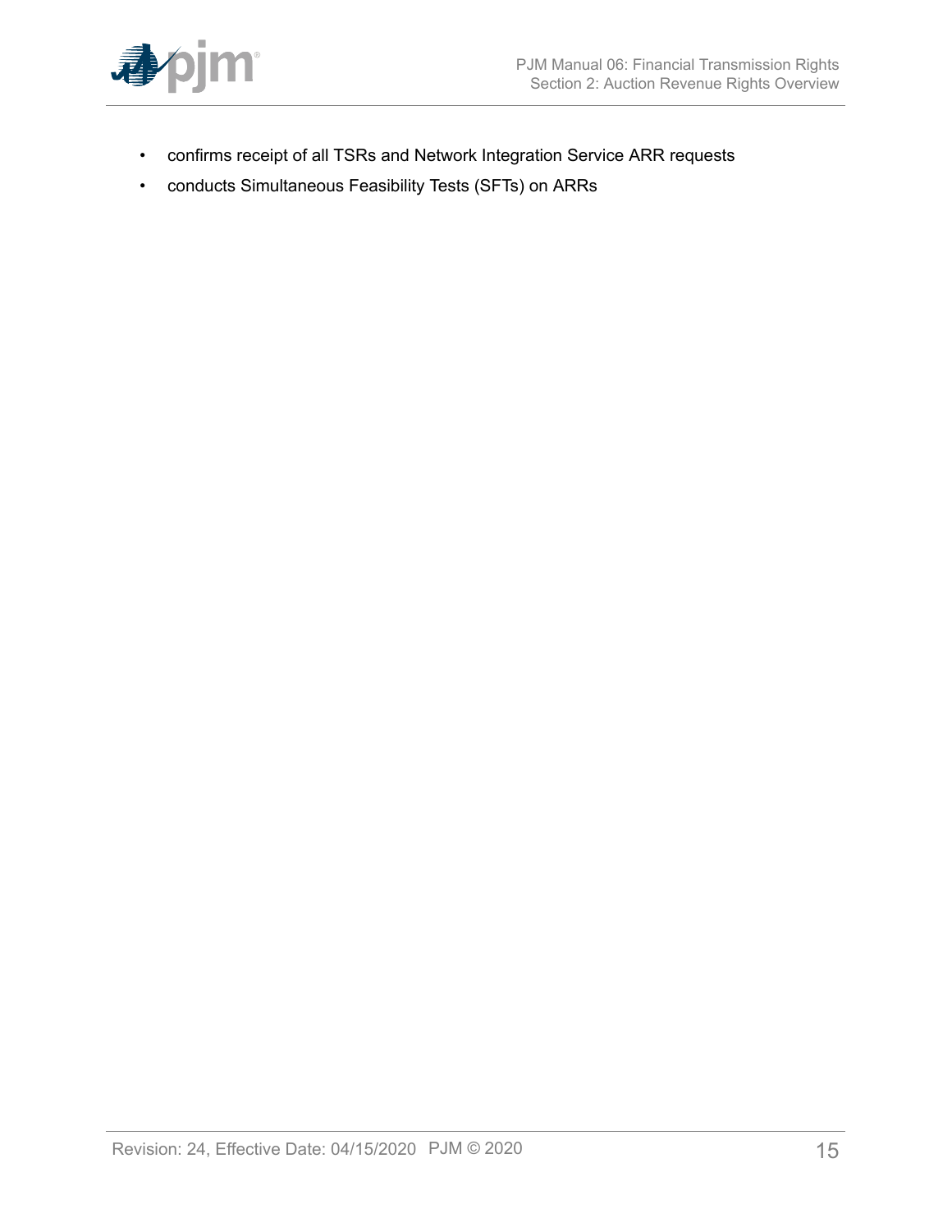- confirms receipt of all TSRs and Network Integration Service ARR requests
- conducts Simultaneous Feasibility Tests (SFTs) on ARRs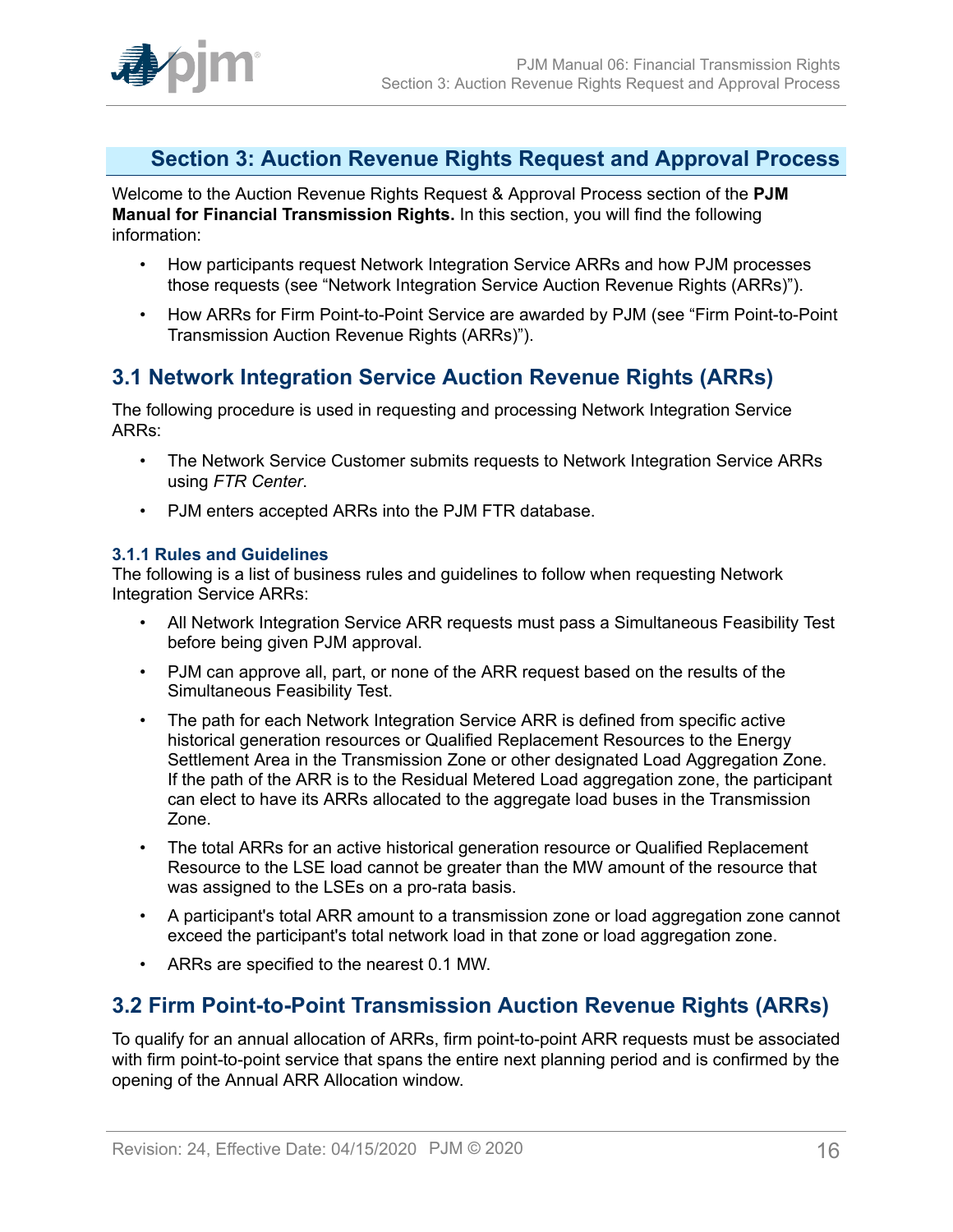# Section 3: Auction Revenue Rights Request and Approval Process

Welcome to the Auction Revenue Rights Request & Approval Process section of the **PJM Manual for Financial Transmission Rights.** In this section, you will find the following information:

- How participants request Network Integration Service ARRs and how PJM processes those requests (see "Network Integration Service Auction Revenue Rights (ARRs)").
- How ARRs for Firm Point-to-Point Service are awarded by PJM (see "Firm Point-to-Point Transmission Auction Revenue Rights (ARRs)").

## 3.1 Network Integration Service Auction Revenue Rights (ARRs)

The following procedure is used in requesting and processing Network Integration Service ARRs:

- The Network Service Customer submits requests to Network Integration Service ARRs using *FTR Center*.
- PJM enters accepted ARRs into the PJM FTR database.

### 3.1.1 Rules and Guidelines

The following is a list of business rules and guidelines to follow when requesting Network Integration Service ARRs:

- All Network Integration Service ARR requests must pass a Simultaneous Feasibility Test before being given PJM approval.
- PJM can approve all, part, or none of the ARR request based on the results of the Simultaneous Feasibility Test.
- The path for each Network Integration Service ARR is defined from specific active historical generation resources or Qualified Replacement Resources to the Energy Settlement Area in the Transmission Zone or other designated Load Aggregation Zone. If the path of the ARR is to the Residual Metered Load aggregation zone, the participant can elect to have its ARRs allocated to the aggregate load buses in the Transmission Zone.
- The total ARRs for an active historical generation resource or Qualified Replacement Resource to the LSE load cannot be greater than the MW amount of the resource that was assigned to the LSEs on a pro-rata basis.
- A participant's total ARR amount to a transmission zone or load aggregation zone cannot exceed the participant's total network load in that zone or load aggregation zone.
- ARRs are specified to the nearest 0.1 MW.

## 3.2 Firm Point-to-Point Transmission Auction Revenue Rights (ARRs)

To qualify for an annual allocation of ARRs, firm point-to-point ARR requests must be associated with firm point-to-point service that spans the entire next planning period and is confirmed by the opening of the Annual ARR Allocation window.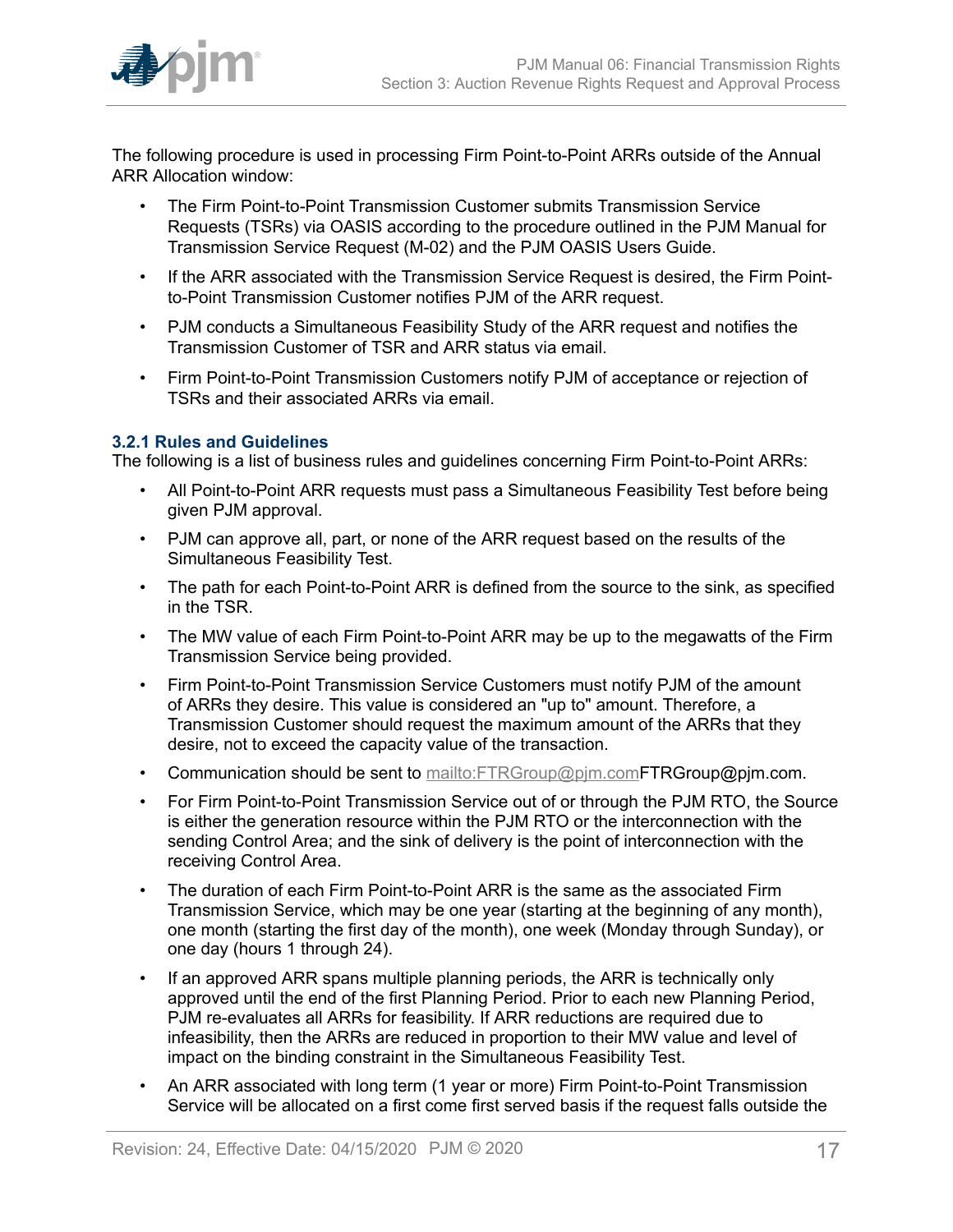The following procedure is used in processing Firm Point-to-Point ARRs outside of the Annual ARR Allocation window:

- The Firm Point-to-Point Transmission Customer submits Transmission Service Requests (TSRs) via OASIS according to the procedure outlined in the PJM Manual for Transmission Service Request (M-02) and the PJM OASIS Users Guide.
- If the ARR associated with the Transmission Service Request is desired, the Firm Point-to-Point Transmission Customer notifies PJM of the ARR request.
- PJM conducts a Simultaneous Feasibility Study of the ARR request and notifies the Transmission Customer of TSR and ARR status via email.
- Firm Point-to-Point Transmission Customers notify PJM of acceptance or rejection of TSRs and their associated ARRs via email.

### 3.2.1 Rules and Guidelines

The following is a list of business rules and guidelines concerning Firm Point-to-Point ARRs:

- All Point-to-Point ARR requests must pass a Simultaneous Feasibility Test before being given PJM approval.
- PJM can approve all, part, or none of the ARR request based on the results of the Simultaneous Feasibility Test.
- The path for each Point-to-Point ARR is defined from the source to the sink, as specified in the TSR.
- The MW value of each Firm Point-to-Point ARR may be up to the megawatts of the Firm Transmission Service being provided.
- Firm Point-to-Point Transmission Service Customers must notify PJM of the amount of ARRs they desire. This value is considered an "up to" amount. Therefore, a Transmission Customer should request the maximum amount of the ARRs that they desire, not to exceed the capacity value of the transaction.
- Communication should be sent to mailto:FTRGroup@pjm.comFTRGroup@pjm.com.
- For Firm Point-to-Point Transmission Service out of or through the PJM RTO, the Source is either the generation resource within the PJM RTO or the interconnection with the sending Control Area; and the sink of delivery is the point of interconnection with the receiving Control Area.
- The duration of each Firm Point-to-Point ARR is the same as the associated Firm Transmission Service, which may be one year (starting at the beginning of any month), one month (starting the first day of the month), one week (Monday through Sunday), or one day (hours 1 through 24).
- If an approved ARR spans multiple planning periods, the ARR is technically only approved until the end of the first Planning Period. Prior to each new Planning Period, PJM re-evaluates all ARRs for feasibility. If ARR reductions are required due to infeasibility, then the ARRs are reduced in proportion to their MW value and level of impact on the binding constraint in the Simultaneous Feasibility Test.
- An ARR associated with long term (1 year or more) Firm Point-to-Point Transmission Service will be allocated on a first come first served basis if the request falls outside the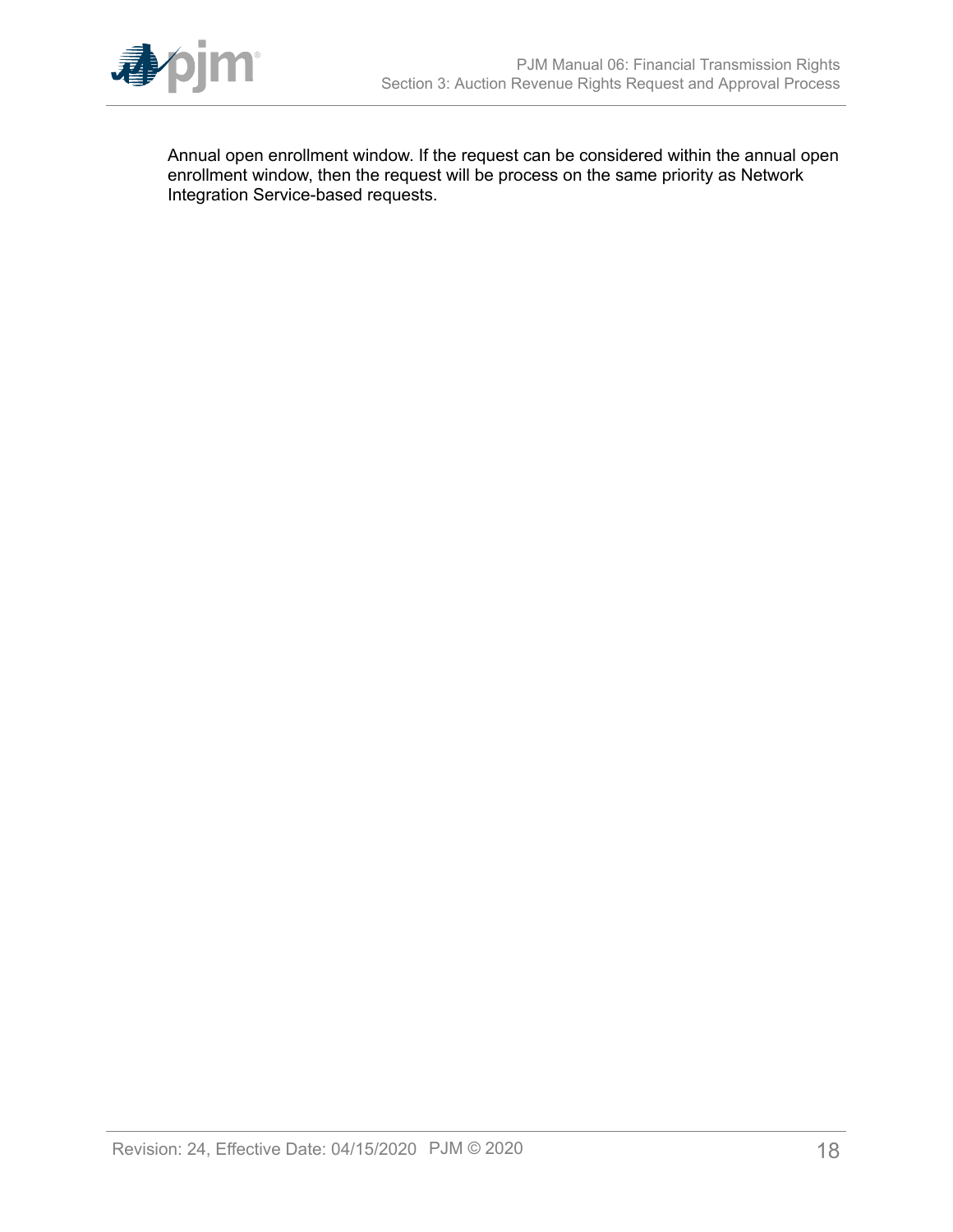Annual open enrollment window. If the request can be considered within the annual open enrollment window, then the request will be process on the same priority as Network Integration Service-based requests.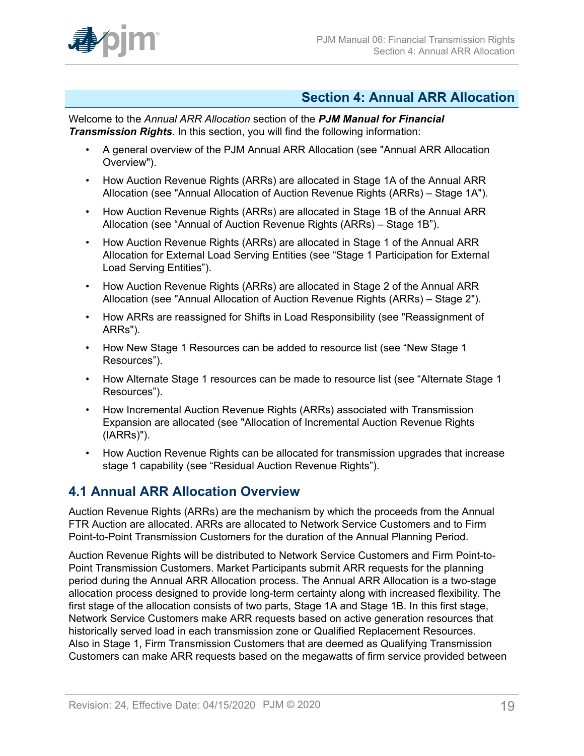## Section 4: Annual ARR Allocation

Welcome to the *Annual ARR Allocation* section of the ***PJM Manual for Financial Transmission Rights***. In this section, you will find the following information:

- A general overview of the PJM Annual ARR Allocation (see "Annual ARR Allocation Overview").
- How Auction Revenue Rights (ARRs) are allocated in Stage 1A of the Annual ARR Allocation (see "Annual Allocation of Auction Revenue Rights (ARRs) – Stage 1A").
- How Auction Revenue Rights (ARRs) are allocated in Stage 1B of the Annual ARR Allocation (see "Annual of Auction Revenue Rights (ARRs) – Stage 1B").
- How Auction Revenue Rights (ARRs) are allocated in Stage 1 of the Annual ARR Allocation for External Load Serving Entities (see "Stage 1 Participation for External Load Serving Entities").
- How Auction Revenue Rights (ARRs) are allocated in Stage 2 of the Annual ARR Allocation (see "Annual Allocation of Auction Revenue Rights (ARRs) – Stage 2").
- How ARRs are reassigned for Shifts in Load Responsibility (see "Reassignment of ARRs").
- How New Stage 1 Resources can be added to resource list (see "New Stage 1 Resources").
- How Alternate Stage 1 resources can be made to resource list (see "Alternate Stage 1 Resources").
- How Incremental Auction Revenue Rights (ARRs) associated with Transmission Expansion are allocated (see "Allocation of Incremental Auction Revenue Rights (IARRs)").
- How Auction Revenue Rights can be allocated for transmission upgrades that increase stage 1 capability (see "Residual Auction Revenue Rights").

## 4.1 Annual ARR Allocation Overview

Auction Revenue Rights (ARRs) are the mechanism by which the proceeds from the Annual FTR Auction are allocated. ARRs are allocated to Network Service Customers and to Firm Point-to-Point Transmission Customers for the duration of the Annual Planning Period.

Auction Revenue Rights will be distributed to Network Service Customers and Firm Point-to-Point Transmission Customers. Market Participants submit ARR requests for the planning period during the Annual ARR Allocation process. The Annual ARR Allocation is a two-stage allocation process designed to provide long-term certainty along with increased flexibility. The first stage of the allocation consists of two parts, Stage 1A and Stage 1B. In this first stage, Network Service Customers make ARR requests based on active generation resources that historically served load in each transmission zone or Qualified Replacement Resources. Also in Stage 1, Firm Transmission Customers that are deemed as Qualifying Transmission Customers can make ARR requests based on the megawatts of firm service provided between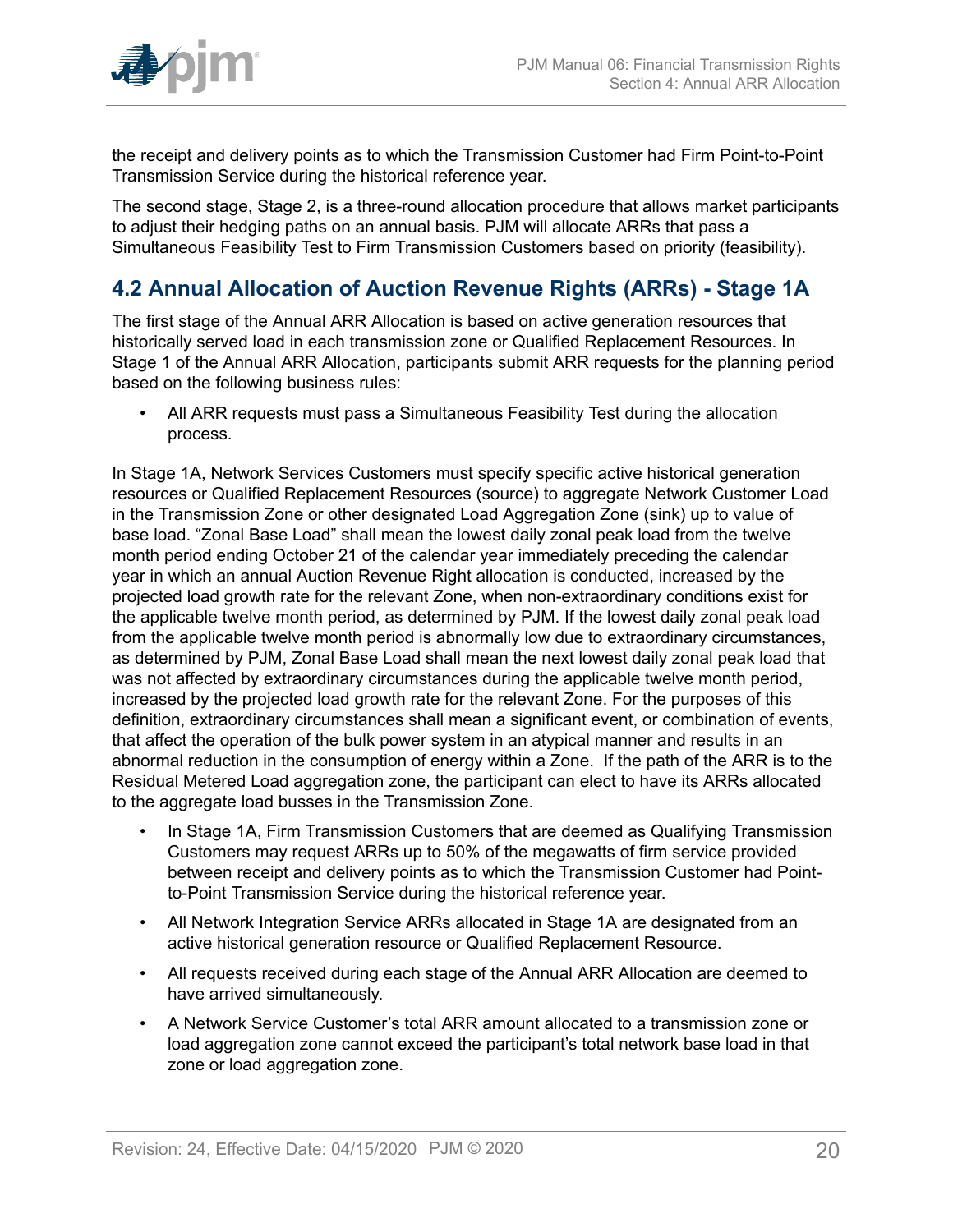the receipt and delivery points as to which the Transmission Customer had Firm Point-to-Point Transmission Service during the historical reference year.

The second stage, Stage 2, is a three-round allocation procedure that allows market participants to adjust their hedging paths on an annual basis. PJM will allocate ARRs that pass a Simultaneous Feasibility Test to Firm Transmission Customers based on priority (feasibility).

## 4.2 Annual Allocation of Auction Revenue Rights (ARRs) - Stage 1A

The first stage of the Annual ARR Allocation is based on active generation resources that historically served load in each transmission zone or Qualified Replacement Resources. In Stage 1 of the Annual ARR Allocation, participants submit ARR requests for the planning period based on the following business rules:

- All ARR requests must pass a Simultaneous Feasibility Test during the allocation process.

In Stage 1A, Network Services Customers must specify specific active historical generation resources or Qualified Replacement Resources (source) to aggregate Network Customer Load in the Transmission Zone or other designated Load Aggregation Zone (sink) up to value of base load. “Zonal Base Load” shall mean the lowest daily zonal peak load from the twelve month period ending October 21 of the calendar year immediately preceding the calendar year in which an annual Auction Revenue Right allocation is conducted, increased by the projected load growth rate for the relevant Zone, when non-extraordinary conditions exist for the applicable twelve month period, as determined by PJM. If the lowest daily zonal peak load from the applicable twelve month period is abnormally low due to extraordinary circumstances, as determined by PJM, Zonal Base Load shall mean the next lowest daily zonal peak load that was not affected by extraordinary circumstances during the applicable twelve month period, increased by the projected load growth rate for the relevant Zone. For the purposes of this definition, extraordinary circumstances shall mean a significant event, or combination of events, that affect the operation of the bulk power system in an atypical manner and results in an abnormal reduction in the consumption of energy within a Zone. If the path of the ARR is to the Residual Metered Load aggregation zone, the participant can elect to have its ARRs allocated to the aggregate load busses in the Transmission Zone.

- In Stage 1A, Firm Transmission Customers that are deemed as Qualifying Transmission Customers may request ARRs up to 50% of the megawatts of firm service provided between receipt and delivery points as to which the Transmission Customer had Point-to-Point Transmission Service during the historical reference year.
- All Network Integration Service ARRs allocated in Stage 1A are designated from an active historical generation resource or Qualified Replacement Resource.
- All requests received during each stage of the Annual ARR Allocation are deemed to have arrived simultaneously.
- A Network Service Customer’s total ARR amount allocated to a transmission zone or load aggregation zone cannot exceed the participant’s total network base load in that zone or load aggregation zone.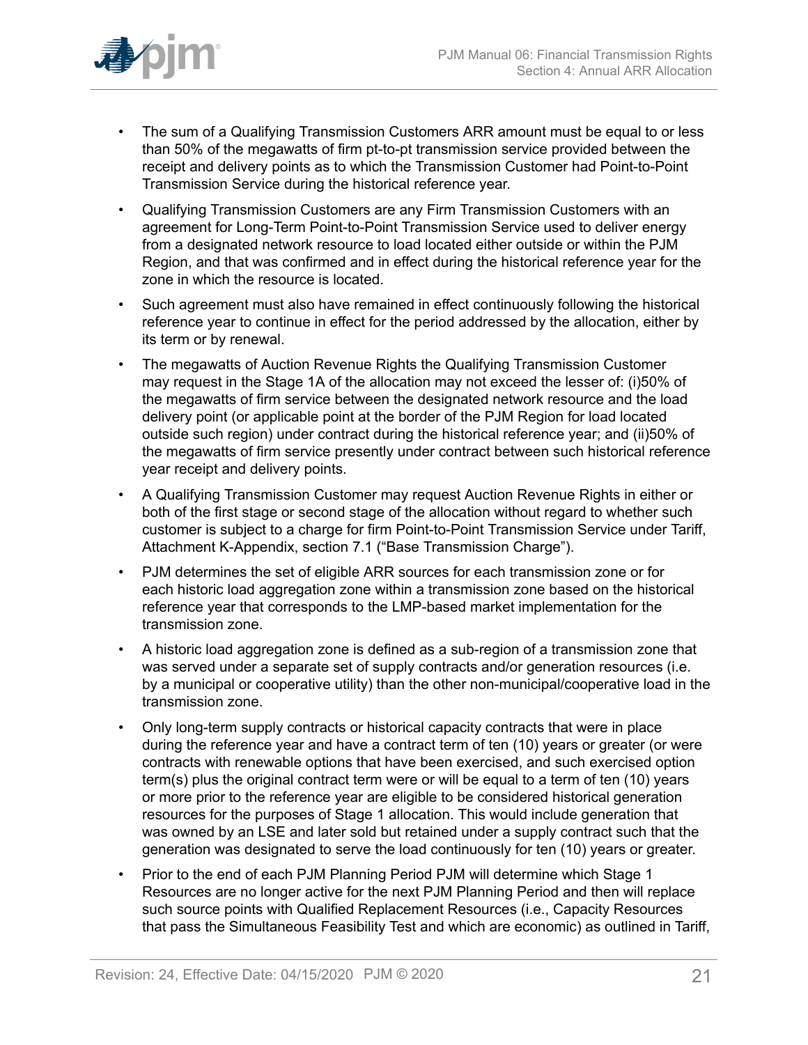- The sum of a Qualifying Transmission Customers ARR amount must be equal to or less than 50% of the megawatts of firm pt-to-pt transmission service provided between the receipt and delivery points as to which the Transmission Customer had Point-to-Point Transmission Service during the historical reference year.
- Qualifying Transmission Customers are any Firm Transmission Customers with an agreement for Long-Term Point-to-Point Transmission Service used to deliver energy from a designated network resource to load located either outside or within the PJM Region, and that was confirmed and in effect during the historical reference year for the zone in which the resource is located.
- Such agreement must also have remained in effect continuously following the historical reference year to continue in effect for the period addressed by the allocation, either by its term or by renewal.
- The megawatts of Auction Revenue Rights the Qualifying Transmission Customer may request in the Stage 1A of the allocation may not exceed the lesser of: (i)50% of the megawatts of firm service between the designated network resource and the load delivery point (or applicable point at the border of the PJM Region for load located outside such region) under contract during the historical reference year; and (ii)50% of the megawatts of firm service presently under contract between such historical reference year receipt and delivery points.
- A Qualifying Transmission Customer may request Auction Revenue Rights in either or both of the first stage or second stage of the allocation without regard to whether such customer is subject to a charge for firm Point-to-Point Transmission Service under Tariff, Attachment K-Appendix, section 7.1 ("Base Transmission Charge").
- PJM determines the set of eligible ARR sources for each transmission zone or for each historic load aggregation zone within a transmission zone based on the historical reference year that corresponds to the LMP-based market implementation for the transmission zone.
- A historic load aggregation zone is defined as a sub-region of a transmission zone that was served under a separate set of supply contracts and/or generation resources (i.e. by a municipal or cooperative utility) than the other non-municipal/cooperative load in the transmission zone.
- Only long-term supply contracts or historical capacity contracts that were in place during the reference year and have a contract term of ten (10) years or greater (or were contracts with renewable options that have been exercised, and such exercised option term(s) plus the original contract term were or will be equal to a term of ten (10) years or more prior to the reference year are eligible to be considered historical generation resources for the purposes of Stage 1 allocation. This would include generation that was owned by an LSE and later sold but retained under a supply contract such that the generation was designated to serve the load continuously for ten (10) years or greater.
- Prior to the end of each PJM Planning Period PJM will determine which Stage 1 Resources are no longer active for the next PJM Planning Period and then will replace such source points with Qualified Replacement Resources (i.e., Capacity Resources that pass the Simultaneous Feasibility Test and which are economic) as outlined in Tariff,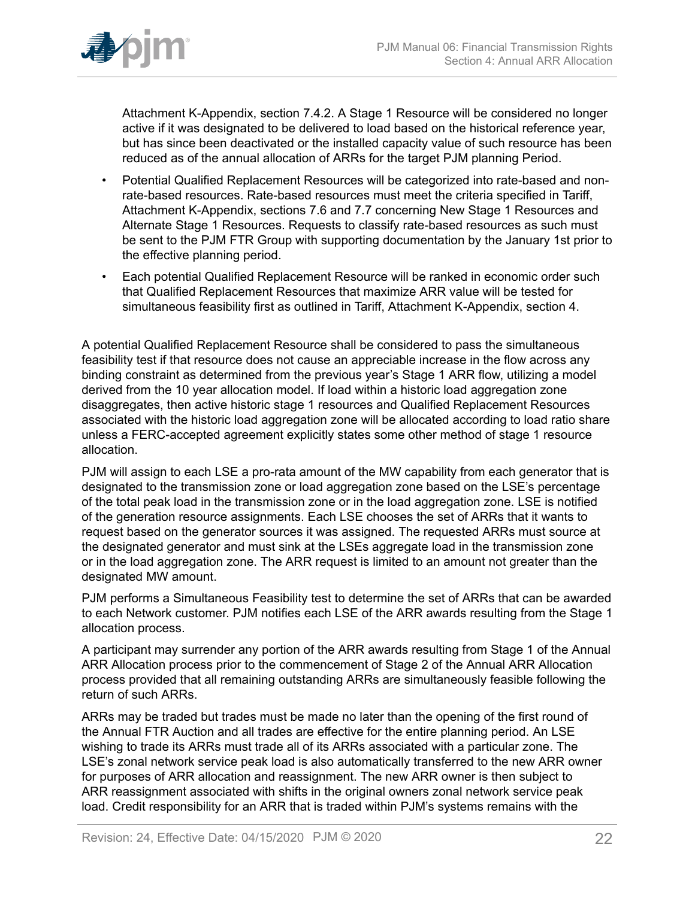Attachment K-Appendix, section 7.4.2. A Stage 1 Resource will be considered no longer active if it was designated to be delivered to load based on the historical reference year, but has since been deactivated or the installed capacity value of such resource has been reduced as of the annual allocation of ARRs for the target PJM planning Period.

- Potential Qualified Replacement Resources will be categorized into rate-based and non-rate-based resources. Rate-based resources must meet the criteria specified in Tariff, Attachment K-Appendix, sections 7.6 and 7.7 concerning New Stage 1 Resources and Alternate Stage 1 Resources. Requests to classify rate-based resources as such must be sent to the PJM FTR Group with supporting documentation by the January 1st prior to the effective planning period.
- Each potential Qualified Replacement Resource will be ranked in economic order such that Qualified Replacement Resources that maximize ARR value will be tested for simultaneous feasibility first as outlined in Tariff, Attachment K-Appendix, section 4.

A potential Qualified Replacement Resource shall be considered to pass the simultaneous feasibility test if that resource does not cause an appreciable increase in the flow across any binding constraint as determined from the previous year's Stage 1 ARR flow, utilizing a model derived from the 10 year allocation model. If load within a historic load aggregation zone disaggregates, then active historic stage 1 resources and Qualified Replacement Resources associated with the historic load aggregation zone will be allocated according to load ratio share unless a FERC-accepted agreement explicitly states some other method of stage 1 resource allocation.

PJM will assign to each LSE a pro-rata amount of the MW capability from each generator that is designated to the transmission zone or load aggregation zone based on the LSE's percentage of the total peak load in the transmission zone or in the load aggregation zone. LSE is notified of the generation resource assignments. Each LSE chooses the set of ARRs that it wants to request based on the generator sources it was assigned. The requested ARRs must source at the designated generator and must sink at the LSEs aggregate load in the transmission zone or in the load aggregation zone. The ARR request is limited to an amount not greater than the designated MW amount.

PJM performs a Simultaneous Feasibility test to determine the set of ARRs that can be awarded to each Network customer. PJM notifies each LSE of the ARR awards resulting from the Stage 1 allocation process.

A participant may surrender any portion of the ARR awards resulting from Stage 1 of the Annual ARR Allocation process prior to the commencement of Stage 2 of the Annual ARR Allocation process provided that all remaining outstanding ARRs are simultaneously feasible following the return of such ARRs.

ARRs may be traded but trades must be made no later than the opening of the first round of the Annual FTR Auction and all trades are effective for the entire planning period. An LSE wishing to trade its ARRs must trade all of its ARRs associated with a particular zone. The LSE's zonal network service peak load is also automatically transferred to the new ARR owner for purposes of ARR allocation and reassignment. The new ARR owner is then subject to ARR reassignment associated with shifts in the original owners zonal network service peak load. Credit responsibility for an ARR that is traded within PJM's systems remains with the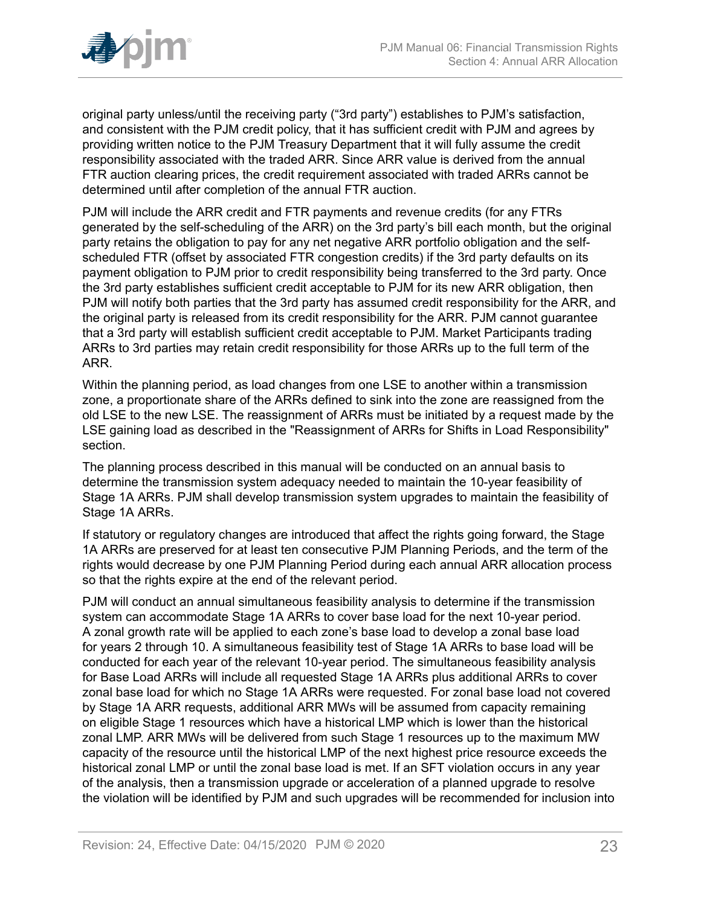original party unless/until the receiving party ("3rd party") establishes to PJM's satisfaction, and consistent with the PJM credit policy, that it has sufficient credit with PJM and agrees by providing written notice to the PJM Treasury Department that it will fully assume the credit responsibility associated with the traded ARR. Since ARR value is derived from the annual FTR auction clearing prices, the credit requirement associated with traded ARRs cannot be determined until after completion of the annual FTR auction.

PJM will include the ARR credit and FTR payments and revenue credits (for any FTRs generated by the self-scheduling of the ARR) on the 3rd party's bill each month, but the original party retains the obligation to pay for any net negative ARR portfolio obligation and the self-scheduled FTR (offset by associated FTR congestion credits) if the 3rd party defaults on its payment obligation to PJM prior to credit responsibility being transferred to the 3rd party. Once the 3rd party establishes sufficient credit acceptable to PJM for its new ARR obligation, then PJM will notify both parties that the 3rd party has assumed credit responsibility for the ARR, and the original party is released from its credit responsibility for the ARR. PJM cannot guarantee that a 3rd party will establish sufficient credit acceptable to PJM. Market Participants trading ARRs to 3rd parties may retain credit responsibility for those ARRs up to the full term of the ARR.

Within the planning period, as load changes from one LSE to another within a transmission zone, a proportionate share of the ARRs defined to sink into the zone are reassigned from the old LSE to the new LSE. The reassignment of ARRs must be initiated by a request made by the LSE gaining load as described in the "Reassignment of ARRs for Shifts in Load Responsibility" section.

The planning process described in this manual will be conducted on an annual basis to determine the transmission system adequacy needed to maintain the 10-year feasibility of Stage 1A ARRs. PJM shall develop transmission system upgrades to maintain the feasibility of Stage 1A ARRs.

If statutory or regulatory changes are introduced that affect the rights going forward, the Stage 1A ARRs are preserved for at least ten consecutive PJM Planning Periods, and the term of the rights would decrease by one PJM Planning Period during each annual ARR allocation process so that the rights expire at the end of the relevant period.

PJM will conduct an annual simultaneous feasibility analysis to determine if the transmission system can accommodate Stage 1A ARRs to cover base load for the next 10-year period. A zonal growth rate will be applied to each zone's base load to develop a zonal base load for years 2 through 10. A simultaneous feasibility test of Stage 1A ARRs to base load will be conducted for each year of the relevant 10-year period. The simultaneous feasibility analysis for Base Load ARRs will include all requested Stage 1A ARRs plus additional ARRs to cover zonal base load for which no Stage 1A ARRs were requested. For zonal base load not covered by Stage 1A ARR requests, additional ARR MWs will be assumed from capacity remaining on eligible Stage 1 resources which have a historical LMP which is lower than the historical zonal LMP. ARR MWs will be delivered from such Stage 1 resources up to the maximum MW capacity of the resource until the historical LMP of the next highest price resource exceeds the historical zonal LMP or until the zonal base load is met. If an SFT violation occurs in any year of the analysis, then a transmission upgrade or acceleration of a planned upgrade to resolve the violation will be identified by PJM and such upgrades will be recommended for inclusion into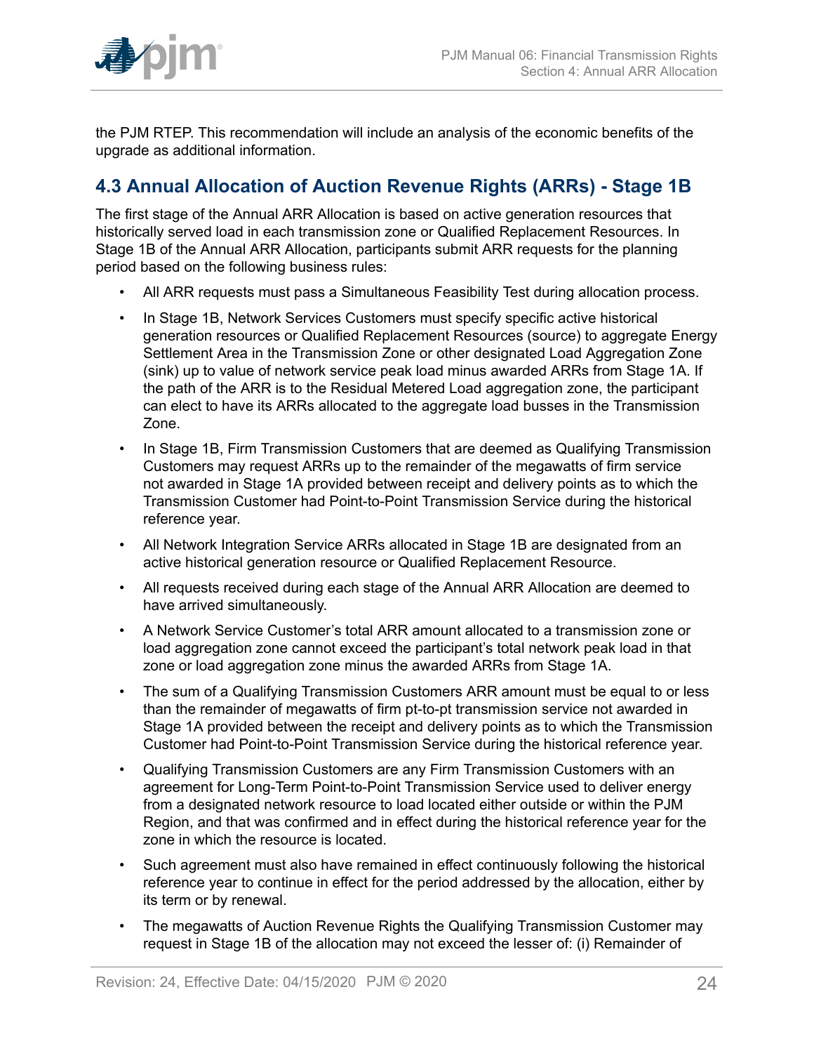the PJM RTEP. This recommendation will include an analysis of the economic benefits of the upgrade as additional information.

## 4.3 Annual Allocation of Auction Revenue Rights (ARRs) - Stage 1B

The first stage of the Annual ARR Allocation is based on active generation resources that historically served load in each transmission zone or Qualified Replacement Resources. In Stage 1B of the Annual ARR Allocation, participants submit ARR requests for the planning period based on the following business rules:

- All ARR requests must pass a Simultaneous Feasibility Test during allocation process.
- In Stage 1B, Network Services Customers must specify specific active historical generation resources or Qualified Replacement Resources (source) to aggregate Energy Settlement Area in the Transmission Zone or other designated Load Aggregation Zone (sink) up to value of network service peak load minus awarded ARRs from Stage 1A. If the path of the ARR is to the Residual Metered Load aggregation zone, the participant can elect to have its ARRs allocated to the aggregate load busses in the Transmission Zone.
- In Stage 1B, Firm Transmission Customers that are deemed as Qualifying Transmission Customers may request ARRs up to the remainder of the megawatts of firm service not awarded in Stage 1A provided between receipt and delivery points as to which the Transmission Customer had Point-to-Point Transmission Service during the historical reference year.
- All Network Integration Service ARRs allocated in Stage 1B are designated from an active historical generation resource or Qualified Replacement Resource.
- All requests received during each stage of the Annual ARR Allocation are deemed to have arrived simultaneously.
- A Network Service Customer's total ARR amount allocated to a transmission zone or load aggregation zone cannot exceed the participant's total network peak load in that zone or load aggregation zone minus the awarded ARRs from Stage 1A.
- The sum of a Qualifying Transmission Customers ARR amount must be equal to or less than the remainder of megawatts of firm pt-to-pt transmission service not awarded in Stage 1A provided between the receipt and delivery points as to which the Transmission Customer had Point-to-Point Transmission Service during the historical reference year.
- Qualifying Transmission Customers are any Firm Transmission Customers with an agreement for Long-Term Point-to-Point Transmission Service used to deliver energy from a designated network resource to load located either outside or within the PJM Region, and that was confirmed and in effect during the historical reference year for the zone in which the resource is located.
- Such agreement must also have remained in effect continuously following the historical reference year to continue in effect for the period addressed by the allocation, either by its term or by renewal.
- The megawatts of Auction Revenue Rights the Qualifying Transmission Customer may request in Stage 1B of the allocation may not exceed the lesser of: (i) Remainder of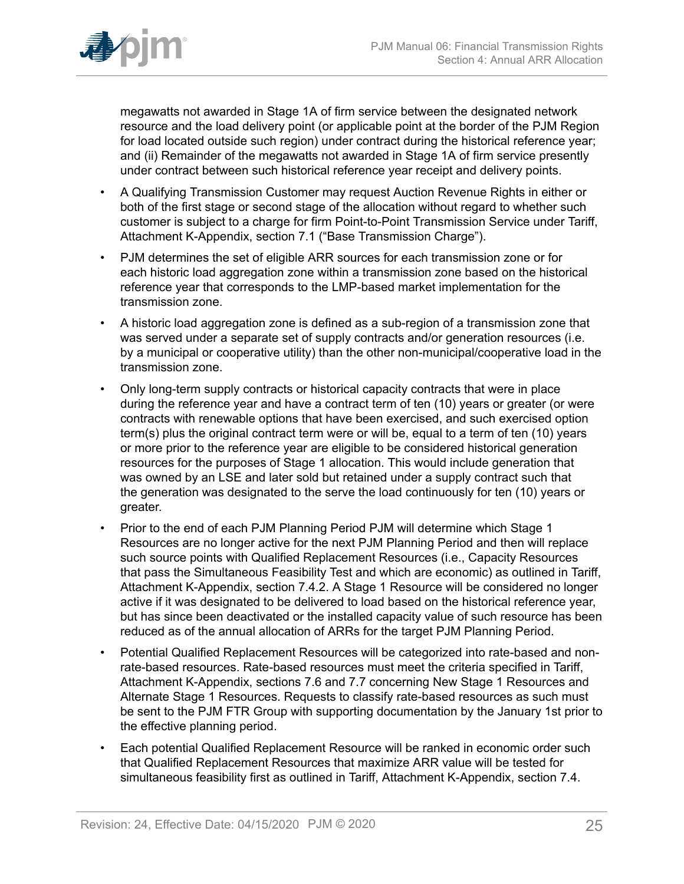megawatts not awarded in Stage 1A of firm service between the designated network resource and the load delivery point (or applicable point at the border of the PJM Region for load located outside such region) under contract during the historical reference year; and (ii) Remainder of the megawatts not awarded in Stage 1A of firm service presently under contract between such historical reference year receipt and delivery points.

- A Qualifying Transmission Customer may request Auction Revenue Rights in either or both of the first stage or second stage of the allocation without regard to whether such customer is subject to a charge for firm Point-to-Point Transmission Service under Tariff, Attachment K-Appendix, section 7.1 ("Base Transmission Charge").
- PJM determines the set of eligible ARR sources for each transmission zone or for each historic load aggregation zone within a transmission zone based on the historical reference year that corresponds to the LMP-based market implementation for the transmission zone.
- A historic load aggregation zone is defined as a sub-region of a transmission zone that was served under a separate set of supply contracts and/or generation resources (i.e. by a municipal or cooperative utility) than the other non-municipal/cooperative load in the transmission zone.
- Only long-term supply contracts or historical capacity contracts that were in place during the reference year and have a contract term of ten (10) years or greater (or were contracts with renewable options that have been exercised, and such exercised option term(s) plus the original contract term were or will be, equal to a term of ten (10) years or more prior to the reference year are eligible to be considered historical generation resources for the purposes of Stage 1 allocation. This would include generation that was owned by an LSE and later sold but retained under a supply contract such that the generation was designated to the serve the load continuously for ten (10) years or greater.
- Prior to the end of each PJM Planning Period PJM will determine which Stage 1 Resources are no longer active for the next PJM Planning Period and then will replace such source points with Qualified Replacement Resources (i.e., Capacity Resources that pass the Simultaneous Feasibility Test and which are economic) as outlined in Tariff, Attachment K-Appendix, section 7.4.2. A Stage 1 Resource will be considered no longer active if it was designated to be delivered to load based on the historical reference year, but has since been deactivated or the installed capacity value of such resource has been reduced as of the annual allocation of ARRs for the target PJM Planning Period.
- Potential Qualified Replacement Resources will be categorized into rate-based and non-rate-based resources. Rate-based resources must meet the criteria specified in Tariff, Attachment K-Appendix, sections 7.6 and 7.7 concerning New Stage 1 Resources and Alternate Stage 1 Resources. Requests to classify rate-based resources as such must be sent to the PJM FTR Group with supporting documentation by the January 1st prior to the effective planning period.
- Each potential Qualified Replacement Resource will be ranked in economic order such that Qualified Replacement Resources that maximize ARR value will be tested for simultaneous feasibility first as outlined in Tariff, Attachment K-Appendix, section 7.4.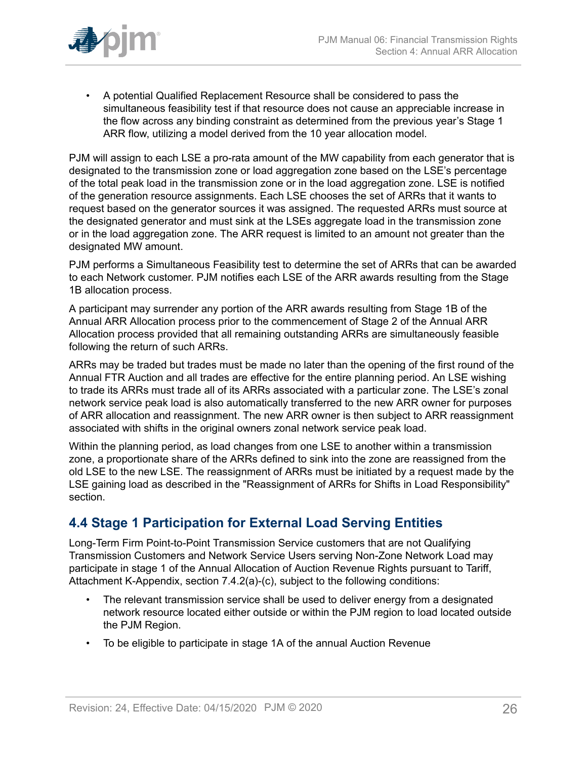- A potential Qualified Replacement Resource shall be considered to pass the simultaneous feasibility test if that resource does not cause an appreciable increase in the flow across any binding constraint as determined from the previous year's Stage 1 ARR flow, utilizing a model derived from the 10 year allocation model.

PJM will assign to each LSE a pro-rata amount of the MW capability from each generator that is designated to the transmission zone or load aggregation zone based on the LSE's percentage of the total peak load in the transmission zone or in the load aggregation zone. LSE is notified of the generation resource assignments. Each LSE chooses the set of ARRs that it wants to request based on the generator sources it was assigned. The requested ARRs must source at the designated generator and must sink at the LSEs aggregate load in the transmission zone or in the load aggregation zone. The ARR request is limited to an amount not greater than the designated MW amount.

PJM performs a Simultaneous Feasibility test to determine the set of ARRs that can be awarded to each Network customer. PJM notifies each LSE of the ARR awards resulting from the Stage 1B allocation process.

A participant may surrender any portion of the ARR awards resulting from Stage 1B of the Annual ARR Allocation process prior to the commencement of Stage 2 of the Annual ARR Allocation process provided that all remaining outstanding ARRs are simultaneously feasible following the return of such ARRs.

ARRs may be traded but trades must be made no later than the opening of the first round of the Annual FTR Auction and all trades are effective for the entire planning period. An LSE wishing to trade its ARRs must trade all of its ARRs associated with a particular zone. The LSE's zonal network service peak load is also automatically transferred to the new ARR owner for purposes of ARR allocation and reassignment. The new ARR owner is then subject to ARR reassignment associated with shifts in the original owners zonal network service peak load.

Within the planning period, as load changes from one LSE to another within a transmission zone, a proportionate share of the ARRs defined to sink into the zone are reassigned from the old LSE to the new LSE. The reassignment of ARRs must be initiated by a request made by the LSE gaining load as described in the "Reassignment of ARRs for Shifts in Load Responsibility" section.

## 4.4 Stage 1 Participation for External Load Serving Entities

Long-Term Firm Point-to-Point Transmission Service customers that are not Qualifying Transmission Customers and Network Service Users serving Non-Zone Network Load may participate in stage 1 of the Annual Allocation of Auction Revenue Rights pursuant to Tariff, Attachment K-Appendix, section 7.4.2(a)-(c), subject to the following conditions:

- The relevant transmission service shall be used to deliver energy from a designated network resource located either outside or within the PJM region to load located outside the PJM Region.
- To be eligible to participate in stage 1A of the annual Auction Revenue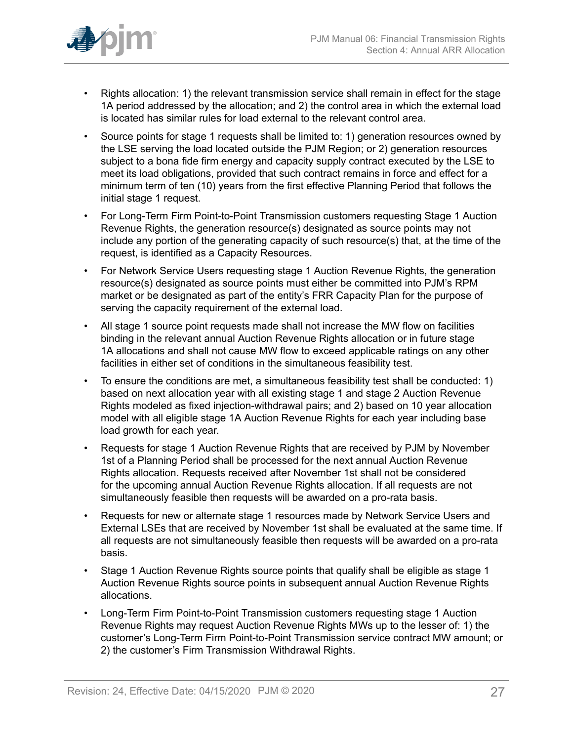- Rights allocation: 1) the relevant transmission service shall remain in effect for the stage 1A period addressed by the allocation; and 2) the control area in which the external load is located has similar rules for load external to the relevant control area.
- Source points for stage 1 requests shall be limited to: 1) generation resources owned by the LSE serving the load located outside the PJM Region; or 2) generation resources subject to a bona fide firm energy and capacity supply contract executed by the LSE to meet its load obligations, provided that such contract remains in force and effect for a minimum term of ten (10) years from the first effective Planning Period that follows the initial stage 1 request.
- For Long-Term Firm Point-to-Point Transmission customers requesting Stage 1 Auction Revenue Rights, the generation resource(s) designated as source points may not include any portion of the generating capacity of such resource(s) that, at the time of the request, is identified as a Capacity Resources.
- For Network Service Users requesting stage 1 Auction Revenue Rights, the generation resource(s) designated as source points must either be committed into PJM's RPM market or be designated as part of the entity's FRR Capacity Plan for the purpose of serving the capacity requirement of the external load.
- All stage 1 source point requests made shall not increase the MW flow on facilities binding in the relevant annual Auction Revenue Rights allocation or in future stage 1A allocations and shall not cause MW flow to exceed applicable ratings on any other facilities in either set of conditions in the simultaneous feasibility test.
- To ensure the conditions are met, a simultaneous feasibility test shall be conducted: 1) based on next allocation year with all existing stage 1 and stage 2 Auction Revenue Rights modeled as fixed injection-withdrawal pairs; and 2) based on 10 year allocation model with all eligible stage 1A Auction Revenue Rights for each year including base load growth for each year.
- Requests for stage 1 Auction Revenue Rights that are received by PJM by November 1st of a Planning Period shall be processed for the next annual Auction Revenue Rights allocation. Requests received after November 1st shall not be considered for the upcoming annual Auction Revenue Rights allocation. If all requests are not simultaneously feasible then requests will be awarded on a pro-rata basis.
- Requests for new or alternate stage 1 resources made by Network Service Users and External LSEs that are received by November 1st shall be evaluated at the same time. If all requests are not simultaneously feasible then requests will be awarded on a pro-rata basis.
- Stage 1 Auction Revenue Rights source points that qualify shall be eligible as stage 1 Auction Revenue Rights source points in subsequent annual Auction Revenue Rights allocations.
- Long-Term Firm Point-to-Point Transmission customers requesting stage 1 Auction Revenue Rights may request Auction Revenue Rights MWs up to the lesser of: 1) the customer's Long-Term Firm Point-to-Point Transmission service contract MW amount; or 2) the customer's Firm Transmission Withdrawal Rights.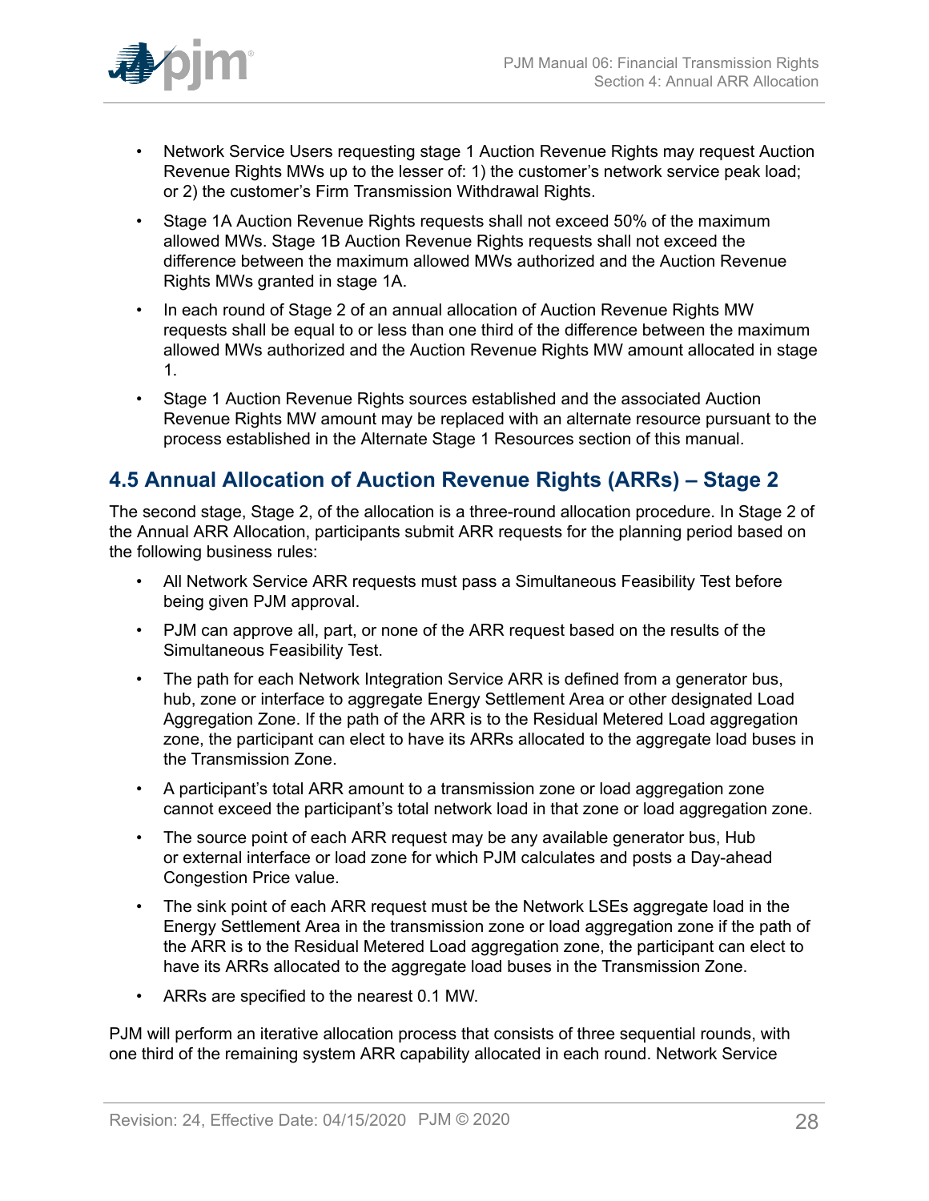- Network Service Users requesting stage 1 Auction Revenue Rights may request Auction Revenue Rights MWs up to the lesser of: 1) the customer's network service peak load; or 2) the customer's Firm Transmission Withdrawal Rights.
- Stage 1A Auction Revenue Rights requests shall not exceed 50% of the maximum allowed MWs. Stage 1B Auction Revenue Rights requests shall not exceed the difference between the maximum allowed MWs authorized and the Auction Revenue Rights MWs granted in stage 1A.
- In each round of Stage 2 of an annual allocation of Auction Revenue Rights MW requests shall be equal to or less than one third of the difference between the maximum allowed MWs authorized and the Auction Revenue Rights MW amount allocated in stage 1.
- Stage 1 Auction Revenue Rights sources established and the associated Auction Revenue Rights MW amount may be replaced with an alternate resource pursuant to the process established in the Alternate Stage 1 Resources section of this manual.

## 4.5 Annual Allocation of Auction Revenue Rights (ARRs) – Stage 2

The second stage, Stage 2, of the allocation is a three-round allocation procedure. In Stage 2 of the Annual ARR Allocation, participants submit ARR requests for the planning period based on the following business rules:

- All Network Service ARR requests must pass a Simultaneous Feasibility Test before being given PJM approval.
- PJM can approve all, part, or none of the ARR request based on the results of the Simultaneous Feasibility Test.
- The path for each Network Integration Service ARR is defined from a generator bus, hub, zone or interface to aggregate Energy Settlement Area or other designated Load Aggregation Zone. If the path of the ARR is to the Residual Metered Load aggregation zone, the participant can elect to have its ARRs allocated to the aggregate load buses in the Transmission Zone.
- A participant's total ARR amount to a transmission zone or load aggregation zone cannot exceed the participant's total network load in that zone or load aggregation zone.
- The source point of each ARR request may be any available generator bus, Hub or external interface or load zone for which PJM calculates and posts a Day-ahead Congestion Price value.
- The sink point of each ARR request must be the Network LSEs aggregate load in the Energy Settlement Area in the transmission zone or load aggregation zone if the path of the ARR is to the Residual Metered Load aggregation zone, the participant can elect to have its ARRs allocated to the aggregate load buses in the Transmission Zone.
- ARRs are specified to the nearest 0.1 MW.

PJM will perform an iterative allocation process that consists of three sequential rounds, with one third of the remaining system ARR capability allocated in each round. Network Service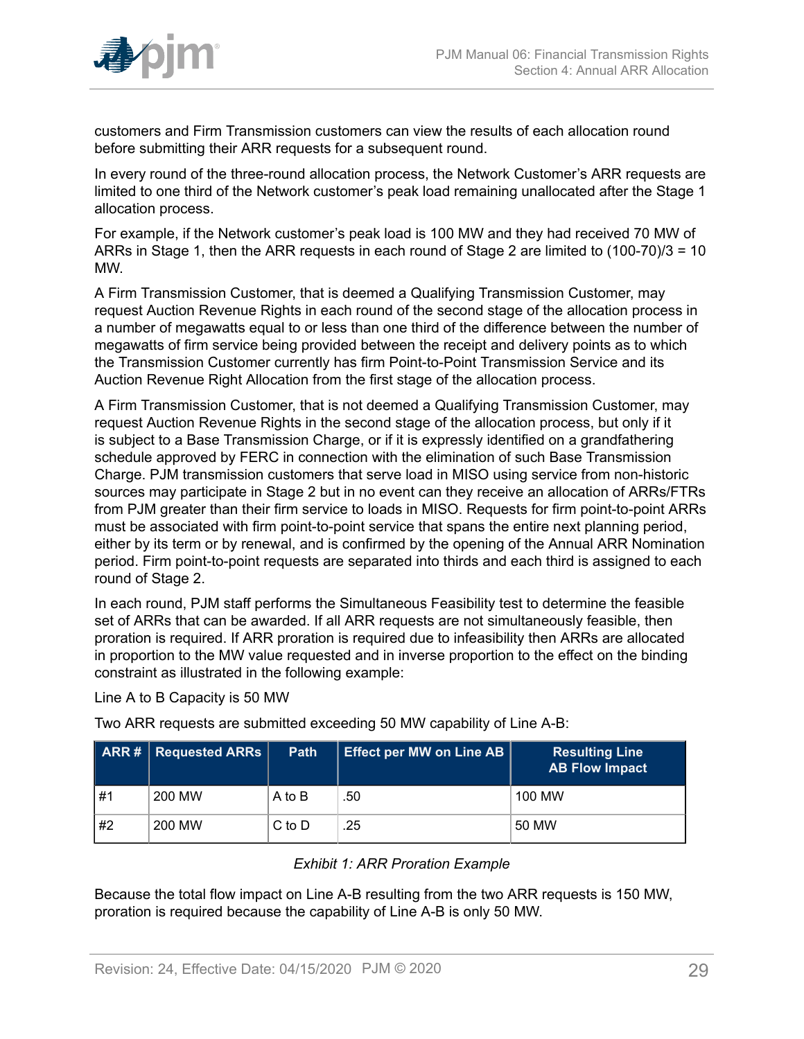customers and Firm Transmission customers can view the results of each allocation round before submitting their ARR requests for a subsequent round.

In every round of the three-round allocation process, the Network Customer's ARR requests are limited to one third of the Network customer's peak load remaining unallocated after the Stage 1 allocation process.

For example, if the Network customer's peak load is 100 MW and they had received 70 MW of ARRs in Stage 1, then the ARR requests in each round of Stage 2 are limited to (100-70)/3 = 10 MW.

A Firm Transmission Customer, that is deemed a Qualifying Transmission Customer, may request Auction Revenue Rights in each round of the second stage of the allocation process in a number of megawatts equal to or less than one third of the difference between the number of megawatts of firm service being provided between the receipt and delivery points as to which the Transmission Customer currently has firm Point-to-Point Transmission Service and its Auction Revenue Right Allocation from the first stage of the allocation process.

A Firm Transmission Customer, that is not deemed a Qualifying Transmission Customer, may request Auction Revenue Rights in the second stage of the allocation process, but only if it is subject to a Base Transmission Charge, or if it is expressly identified on a grandfathering schedule approved by FERC in connection with the elimination of such Base Transmission Charge. PJM transmission customers that serve load in MISO using service from non-historic sources may participate in Stage 2 but in no event can they receive an allocation of ARRs/FTRs from PJM greater than their firm service to loads in MISO. Requests for firm point-to-point ARRs must be associated with firm point-to-point service that spans the entire next planning period, either by its term or by renewal, and is confirmed by the opening of the Annual ARR Nomination period. Firm point-to-point requests are separated into thirds and each third is assigned to each round of Stage 2.

In each round, PJM staff performs the Simultaneous Feasibility test to determine the feasible set of ARRs that can be awarded. If all ARR requests are not simultaneously feasible, then proration is required. If ARR proration is required due to infeasibility then ARRs are allocated in proportion to the MW value requested and in inverse proportion to the effect on the binding constraint as illustrated in the following example:

Line A to B Capacity is 50 MW

Two ARR requests are submitted exceeding 50 MW capability of Line A-B:

| ARR # | Requested ARRs | Path | Effect per MW on Line AB | Resulting Line AB Flow Impact |
|---|---|---|---|---|
| #1 | 200 MW | A to B | .50 | 100 MW |
| #2 | 200 MW | C to D | .25 | 50 MW |

*Exhibit 1: ARR Proration Example*

Because the total flow impact on Line A-B resulting from the two ARR requests is 150 MW, proration is required because the capability of Line A-B is only 50 MW.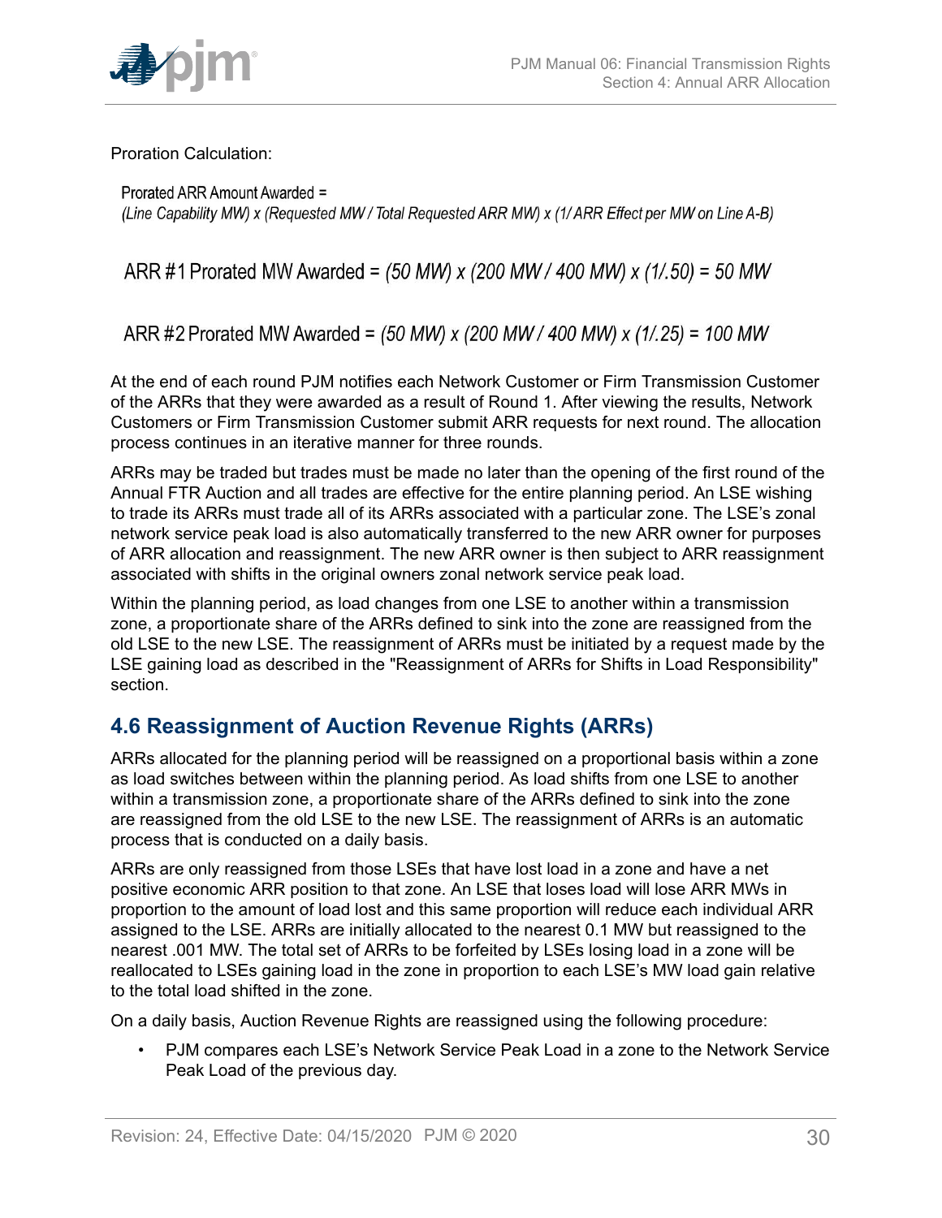Proration Calculation:

Prorated ARR Amount Awarded =
*(Line Capability MW) x (Requested MW / Total Requested ARR MW) x (1/ ARR Effect per MW on Line A-B)*

ARR #1 Prorated MW Awarded = *(50 MW) x (200 MW / 400 MW) x (1/.50) = 50 MW*

ARR #2 Prorated MW Awarded = *(50 MW) x (200 MW / 400 MW) x (1/.25) = 100 MW*

At the end of each round PJM notifies each Network Customer or Firm Transmission Customer of the ARRs that they were awarded as a result of Round 1. After viewing the results, Network Customers or Firm Transmission Customer submit ARR requests for next round. The allocation process continues in an iterative manner for three rounds.

ARRs may be traded but trades must be made no later than the opening of the first round of the Annual FTR Auction and all trades are effective for the entire planning period. An LSE wishing to trade its ARRs must trade all of its ARRs associated with a particular zone. The LSE's zonal network service peak load is also automatically transferred to the new ARR owner for purposes of ARR allocation and reassignment. The new ARR owner is then subject to ARR reassignment associated with shifts in the original owners zonal network service peak load.

Within the planning period, as load changes from one LSE to another within a transmission zone, a proportionate share of the ARRs defined to sink into the zone are reassigned from the old LSE to the new LSE. The reassignment of ARRs must be initiated by a request made by the LSE gaining load as described in the "Reassignment of ARRs for Shifts in Load Responsibility" section.

## 4.6 Reassignment of Auction Revenue Rights (ARRs)

ARRs allocated for the planning period will be reassigned on a proportional basis within a zone as load switches between within the planning period. As load shifts from one LSE to another within a transmission zone, a proportionate share of the ARRs defined to sink into the zone are reassigned from the old LSE to the new LSE. The reassignment of ARRs is an automatic process that is conducted on a daily basis.

ARRs are only reassigned from those LSEs that have lost load in a zone and have a net positive economic ARR position to that zone. An LSE that loses load will lose ARR MWs in proportion to the amount of load lost and this same proportion will reduce each individual ARR assigned to the LSE. ARRs are initially allocated to the nearest 0.1 MW but reassigned to the nearest .001 MW. The total set of ARRs to be forfeited by LSEs losing load in a zone will be reallocated to LSEs gaining load in the zone in proportion to each LSE's MW load gain relative to the total load shifted in the zone.

On a daily basis, Auction Revenue Rights are reassigned using the following procedure:

- PJM compares each LSE's Network Service Peak Load in a zone to the Network Service Peak Load of the previous day.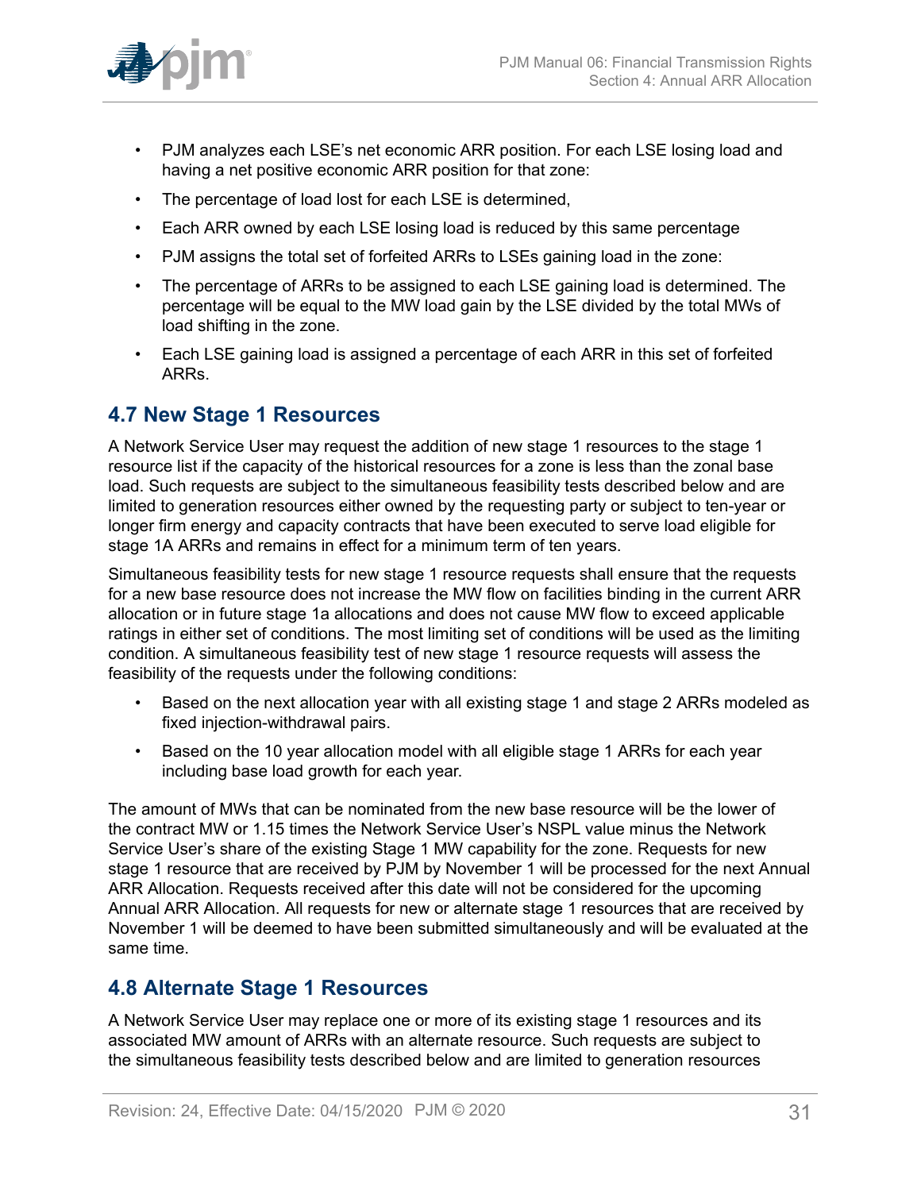- PJM analyzes each LSE's net economic ARR position. For each LSE losing load and having a net positive economic ARR position for that zone:
- The percentage of load lost for each LSE is determined,
- Each ARR owned by each LSE losing load is reduced by this same percentage
- PJM assigns the total set of forfeited ARRs to LSEs gaining load in the zone:
- The percentage of ARRs to be assigned to each LSE gaining load is determined. The percentage will be equal to the MW load gain by the LSE divided by the total MWs of load shifting in the zone.
- Each LSE gaining load is assigned a percentage of each ARR in this set of forfeited ARRs.

## 4.7 New Stage 1 Resources

A Network Service User may request the addition of new stage 1 resources to the stage 1 resource list if the capacity of the historical resources for a zone is less than the zonal base load. Such requests are subject to the simultaneous feasibility tests described below and are limited to generation resources either owned by the requesting party or subject to ten-year or longer firm energy and capacity contracts that have been executed to serve load eligible for stage 1A ARRs and remains in effect for a minimum term of ten years.

Simultaneous feasibility tests for new stage 1 resource requests shall ensure that the requests for a new base resource does not increase the MW flow on facilities binding in the current ARR allocation or in future stage 1a allocations and does not cause MW flow to exceed applicable ratings in either set of conditions. The most limiting set of conditions will be used as the limiting condition. A simultaneous feasibility test of new stage 1 resource requests will assess the feasibility of the requests under the following conditions:

- Based on the next allocation year with all existing stage 1 and stage 2 ARRs modeled as fixed injection-withdrawal pairs.
- Based on the 10 year allocation model with all eligible stage 1 ARRs for each year including base load growth for each year.

The amount of MWs that can be nominated from the new base resource will be the lower of the contract MW or 1.15 times the Network Service User's NSPL value minus the Network Service User's share of the existing Stage 1 MW capability for the zone. Requests for new stage 1 resource that are received by PJM by November 1 will be processed for the next Annual ARR Allocation. Requests received after this date will not be considered for the upcoming Annual ARR Allocation. All requests for new or alternate stage 1 resources that are received by November 1 will be deemed to have been submitted simultaneously and will be evaluated at the same time.

## 4.8 Alternate Stage 1 Resources

A Network Service User may replace one or more of its existing stage 1 resources and its associated MW amount of ARRs with an alternate resource. Such requests are subject to the simultaneous feasibility tests described below and are limited to generation resources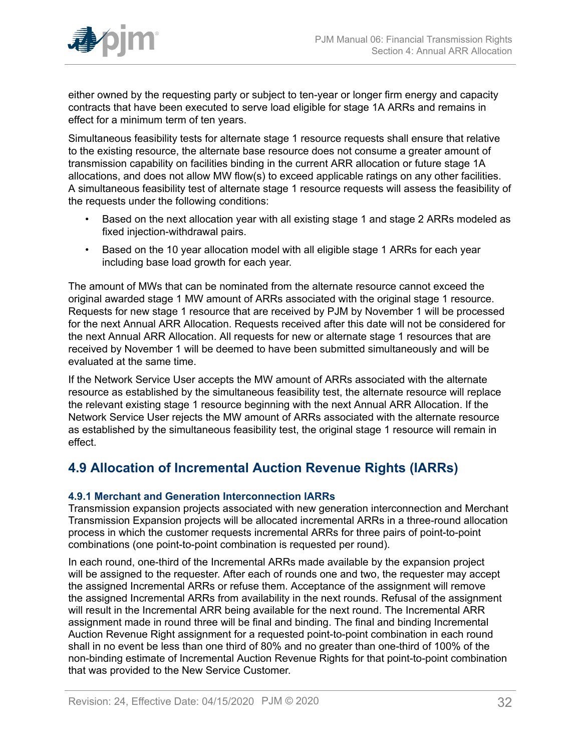either owned by the requesting party or subject to ten-year or longer firm energy and capacity contracts that have been executed to serve load eligible for stage 1A ARRs and remains in effect for a minimum term of ten years.

Simultaneous feasibility tests for alternate stage 1 resource requests shall ensure that relative to the existing resource, the alternate base resource does not consume a greater amount of transmission capability on facilities binding in the current ARR allocation or future stage 1A allocations, and does not allow MW flow(s) to exceed applicable ratings on any other facilities. A simultaneous feasibility test of alternate stage 1 resource requests will assess the feasibility of the requests under the following conditions:

- Based on the next allocation year with all existing stage 1 and stage 2 ARRs modeled as fixed injection-withdrawal pairs.
- Based on the 10 year allocation model with all eligible stage 1 ARRs for each year including base load growth for each year.

The amount of MWs that can be nominated from the alternate resource cannot exceed the original awarded stage 1 MW amount of ARRs associated with the original stage 1 resource. Requests for new stage 1 resource that are received by PJM by November 1 will be processed for the next Annual ARR Allocation. Requests received after this date will not be considered for the next Annual ARR Allocation. All requests for new or alternate stage 1 resources that are received by November 1 will be deemed to have been submitted simultaneously and will be evaluated at the same time.

If the Network Service User accepts the MW amount of ARRs associated with the alternate resource as established by the simultaneous feasibility test, the alternate resource will replace the relevant existing stage 1 resource beginning with the next Annual ARR Allocation. If the Network Service User rejects the MW amount of ARRs associated with the alternate resource as established by the simultaneous feasibility test, the original stage 1 resource will remain in effect.

## 4.9 Allocation of Incremental Auction Revenue Rights (IARRs)

### 4.9.1 Merchant and Generation Interconnection IARRs

Transmission expansion projects associated with new generation interconnection and Merchant Transmission Expansion projects will be allocated incremental ARRs in a three-round allocation process in which the customer requests incremental ARRs for three pairs of point-to-point combinations (one point-to-point combination is requested per round).

In each round, one-third of the Incremental ARRs made available by the expansion project will be assigned to the requester. After each of rounds one and two, the requester may accept the assigned Incremental ARRs or refuse them. Acceptance of the assignment will remove the assigned Incremental ARRs from availability in the next rounds. Refusal of the assignment will result in the Incremental ARR being available for the next round. The Incremental ARR assignment made in round three will be final and binding. The final and binding Incremental Auction Revenue Right assignment for a requested point-to-point combination in each round shall in no event be less than one third of 80% and no greater than one-third of 100% of the non-binding estimate of Incremental Auction Revenue Rights for that point-to-point combination that was provided to the New Service Customer.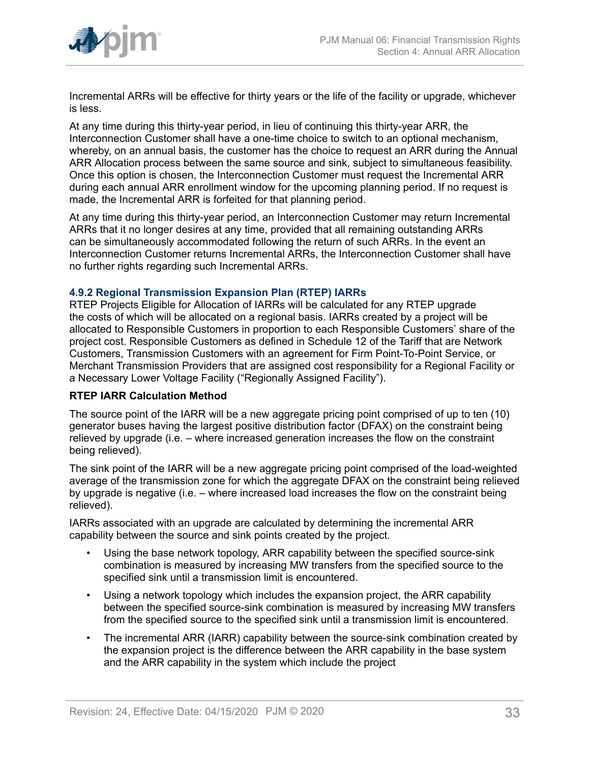Incremental ARRs will be effective for thirty years or the life of the facility or upgrade, whichever is less.

At any time during this thirty-year period, in lieu of continuing this thirty-year ARR, the Interconnection Customer shall have a one-time choice to switch to an optional mechanism, whereby, on an annual basis, the customer has the choice to request an ARR during the Annual ARR Allocation process between the same source and sink, subject to simultaneous feasibility. Once this option is chosen, the Interconnection Customer must request the Incremental ARR during each annual ARR enrollment window for the upcoming planning period. If no request is made, the Incremental ARR is forfeited for that planning period.

At any time during this thirty-year period, an Interconnection Customer may return Incremental ARRs that it no longer desires at any time, provided that all remaining outstanding ARRs can be simultaneously accommodated following the return of such ARRs. In the event an Interconnection Customer returns Incremental ARRs, the Interconnection Customer shall have no further rights regarding such Incremental ARRs.

### 4.9.2 Regional Transmission Expansion Plan (RTEP) IARRs

RTEP Projects Eligible for Allocation of IARRs will be calculated for any RTEP upgrade the costs of which will be allocated on a regional basis. IARRs created by a project will be allocated to Responsible Customers in proportion to each Responsible Customers' share of the project cost. Responsible Customers as defined in Schedule 12 of the Tariff that are Network Customers, Transmission Customers with an agreement for Firm Point-To-Point Service, or Merchant Transmission Providers that are assigned cost responsibility for a Regional Facility or a Necessary Lower Voltage Facility ("Regionally Assigned Facility").

**RTEP IARR Calculation Method**

The source point of the IARR will be a new aggregate pricing point comprised of up to ten (10) generator buses having the largest positive distribution factor (DFAX) on the constraint being relieved by upgrade (i.e. – where increased generation increases the flow on the constraint being relieved).

The sink point of the IARR will be a new aggregate pricing point comprised of the load-weighted average of the transmission zone for which the aggregate DFAX on the constraint being relieved by upgrade is negative (i.e. – where increased load increases the flow on the constraint being relieved).

IARRs associated with an upgrade are calculated by determining the incremental ARR capability between the source and sink points created by the project.

- Using the base network topology, ARR capability between the specified source-sink combination is measured by increasing MW transfers from the specified source to the specified sink until a transmission limit is encountered.
- Using a network topology which includes the expansion project, the ARR capability between the specified source-sink combination is measured by increasing MW transfers from the specified source to the specified sink until a transmission limit is encountered.
- The incremental ARR (IARR) capability between the source-sink combination created by the expansion project is the difference between the ARR capability in the base system and the ARR capability in the system which include the project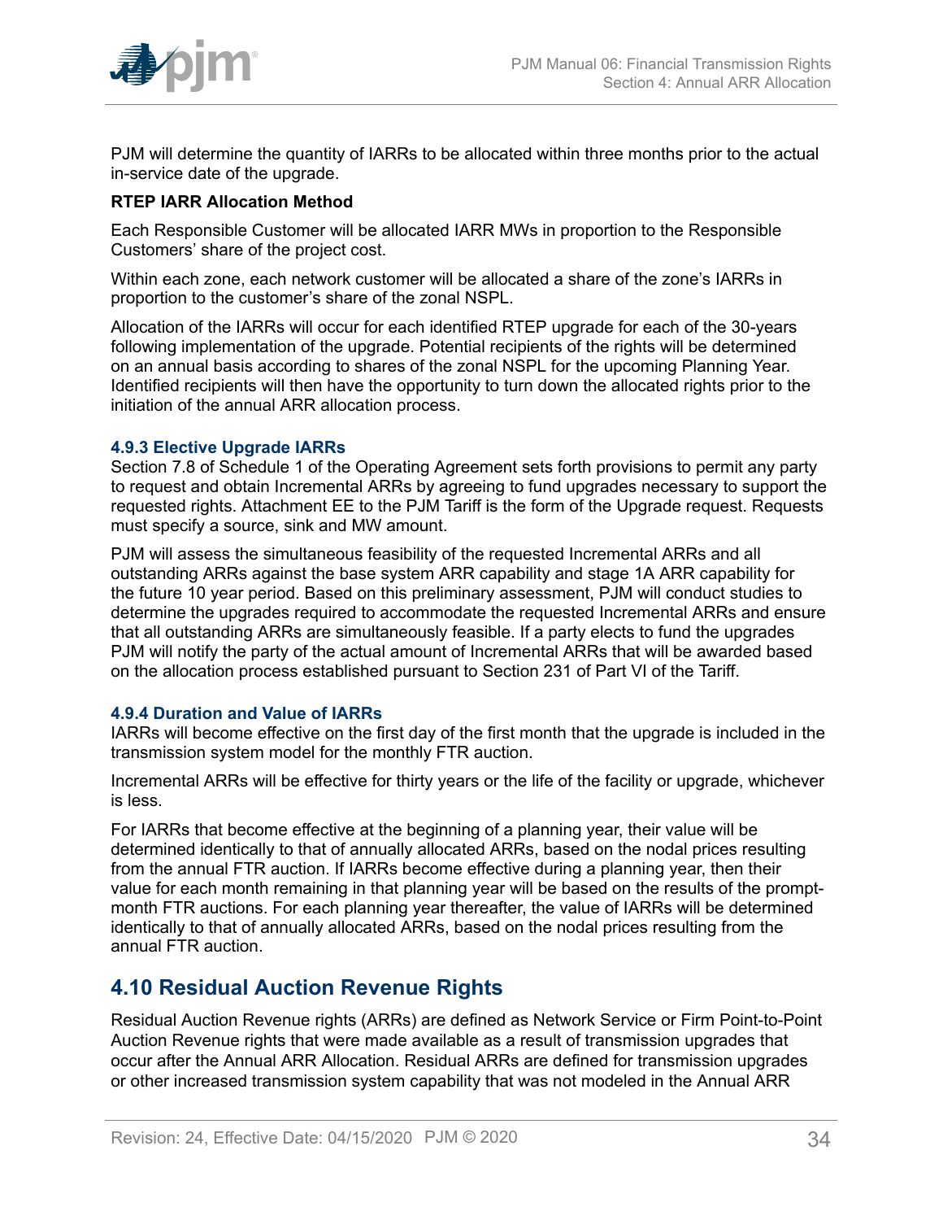PJM will determine the quantity of IARRs to be allocated within three months prior to the actual in-service date of the upgrade.

**RTEP IARR Allocation Method**

Each Responsible Customer will be allocated IARR MWs in proportion to the Responsible Customers' share of the project cost.

Within each zone, each network customer will be allocated a share of the zone's IARRs in proportion to the customer's share of the zonal NSPL.

Allocation of the IARRs will occur for each identified RTEP upgrade for each of the 30-years following implementation of the upgrade. Potential recipients of the rights will be determined on an annual basis according to shares of the zonal NSPL for the upcoming Planning Year. Identified recipients will then have the opportunity to turn down the allocated rights prior to the initiation of the annual ARR allocation process.

### 4.9.3 Elective Upgrade IARRs

Section 7.8 of Schedule 1 of the Operating Agreement sets forth provisions to permit any party to request and obtain Incremental ARRs by agreeing to fund upgrades necessary to support the requested rights. Attachment EE to the PJM Tariff is the form of the Upgrade request. Requests must specify a source, sink and MW amount.

PJM will assess the simultaneous feasibility of the requested Incremental ARRs and all outstanding ARRs against the base system ARR capability and stage 1A ARR capability for the future 10 year period. Based on this preliminary assessment, PJM will conduct studies to determine the upgrades required to accommodate the requested Incremental ARRs and ensure that all outstanding ARRs are simultaneously feasible. If a party elects to fund the upgrades PJM will notify the party of the actual amount of Incremental ARRs that will be awarded based on the allocation process established pursuant to Section 231 of Part VI of the Tariff.

### 4.9.4 Duration and Value of IARRs

IARRs will become effective on the first day of the first month that the upgrade is included in the transmission system model for the monthly FTR auction.

Incremental ARRs will be effective for thirty years or the life of the facility or upgrade, whichever is less.

For IARRs that become effective at the beginning of a planning year, their value will be determined identically to that of annually allocated ARRs, based on the nodal prices resulting from the annual FTR auction. If IARRs become effective during a planning year, then their value for each month remaining in that planning year will be based on the results of the prompt-month FTR auctions. For each planning year thereafter, the value of IARRs will be determined identically to that of annually allocated ARRs, based on the nodal prices resulting from the annual FTR auction.

## 4.10 Residual Auction Revenue Rights

Residual Auction Revenue rights (ARRs) are defined as Network Service or Firm Point-to-Point Auction Revenue rights that were made available as a result of transmission upgrades that occur after the Annual ARR Allocation. Residual ARRs are defined for transmission upgrades or other increased transmission system capability that was not modeled in the Annual ARR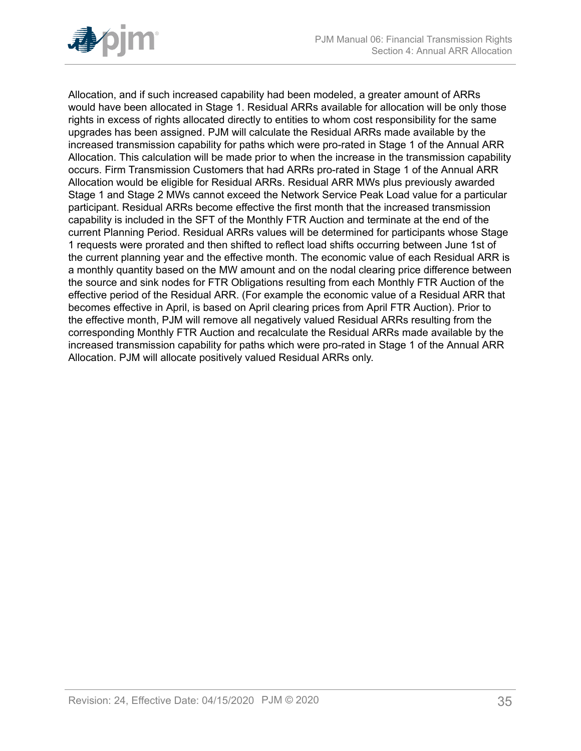Allocation, and if such increased capability had been modeled, a greater amount of ARRs would have been allocated in Stage 1. Residual ARRs available for allocation will be only those rights in excess of rights allocated directly to entities to whom cost responsibility for the same upgrades has been assigned. PJM will calculate the Residual ARRs made available by the increased transmission capability for paths which were pro-rated in Stage 1 of the Annual ARR Allocation. This calculation will be made prior to when the increase in the transmission capability occurs. Firm Transmission Customers that had ARRs pro-rated in Stage 1 of the Annual ARR Allocation would be eligible for Residual ARRs. Residual ARR MWs plus previously awarded Stage 1 and Stage 2 MWs cannot exceed the Network Service Peak Load value for a particular participant. Residual ARRs become effective the first month that the increased transmission capability is included in the SFT of the Monthly FTR Auction and terminate at the end of the current Planning Period. Residual ARRs values will be determined for participants whose Stage 1 requests were prorated and then shifted to reflect load shifts occurring between June 1st of the current planning year and the effective month. The economic value of each Residual ARR is a monthly quantity based on the MW amount and on the nodal clearing price difference between the source and sink nodes for FTR Obligations resulting from each Monthly FTR Auction of the effective period of the Residual ARR. (For example the economic value of a Residual ARR that becomes effective in April, is based on April clearing prices from April FTR Auction). Prior to the effective month, PJM will remove all negatively valued Residual ARRs resulting from the corresponding Monthly FTR Auction and recalculate the Residual ARRs made available by the increased transmission capability for paths which were pro-rated in Stage 1 of the Annual ARR Allocation. PJM will allocate positively valued Residual ARRs only.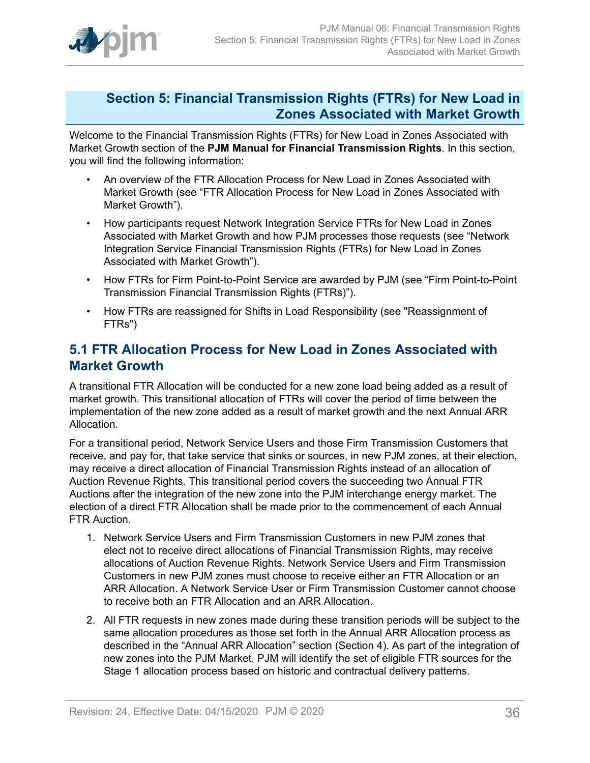# Section 5: Financial Transmission Rights (FTRs) for New Load in Zones Associated with Market Growth

Welcome to the Financial Transmission Rights (FTRs) for New Load in Zones Associated with Market Growth section of the **PJM Manual for Financial Transmission Rights**. In this section, you will find the following information:

- An overview of the FTR Allocation Process for New Load in Zones Associated with Market Growth (see "FTR Allocation Process for New Load in Zones Associated with Market Growth").
- How participants request Network Integration Service FTRs for New Load in Zones Associated with Market Growth and how PJM processes those requests (see "Network Integration Service Financial Transmission Rights (FTRs) for New Load in Zones Associated with Market Growth").
- How FTRs for Firm Point-to-Point Service are awarded by PJM (see "Firm Point-to-Point Transmission Financial Transmission Rights (FTRs)").
- How FTRs are reassigned for Shifts in Load Responsibility (see "Reassignment of FTRs")

## 5.1 FTR Allocation Process for New Load in Zones Associated with Market Growth

A transitional FTR Allocation will be conducted for a new zone load being added as a result of market growth. This transitional allocation of FTRs will cover the period of time between the implementation of the new zone added as a result of market growth and the next Annual ARR Allocation.

For a transitional period, Network Service Users and those Firm Transmission Customers that receive, and pay for, that take service that sinks or sources, in new PJM zones, at their election, may receive a direct allocation of Financial Transmission Rights instead of an allocation of Auction Revenue Rights. This transitional period covers the succeeding two Annual FTR Auctions after the integration of the new zone into the PJM interchange energy market. The election of a direct FTR Allocation shall be made prior to the commencement of each Annual FTR Auction.

1. Network Service Users and Firm Transmission Customers in new PJM zones that elect not to receive direct allocations of Financial Transmission Rights, may receive allocations of Auction Revenue Rights. Network Service Users and Firm Transmission Customers in new PJM zones must choose to receive either an FTR Allocation or an ARR Allocation. A Network Service User or Firm Transmission Customer cannot choose to receive both an FTR Allocation and an ARR Allocation.
2. All FTR requests in new zones made during these transition periods will be subject to the same allocation procedures as those set forth in the Annual ARR Allocation process as described in the "Annual ARR Allocation" section (Section 4). As part of the integration of new zones into the PJM Market, PJM will identify the set of eligible FTR sources for the Stage 1 allocation process based on historic and contractual delivery patterns.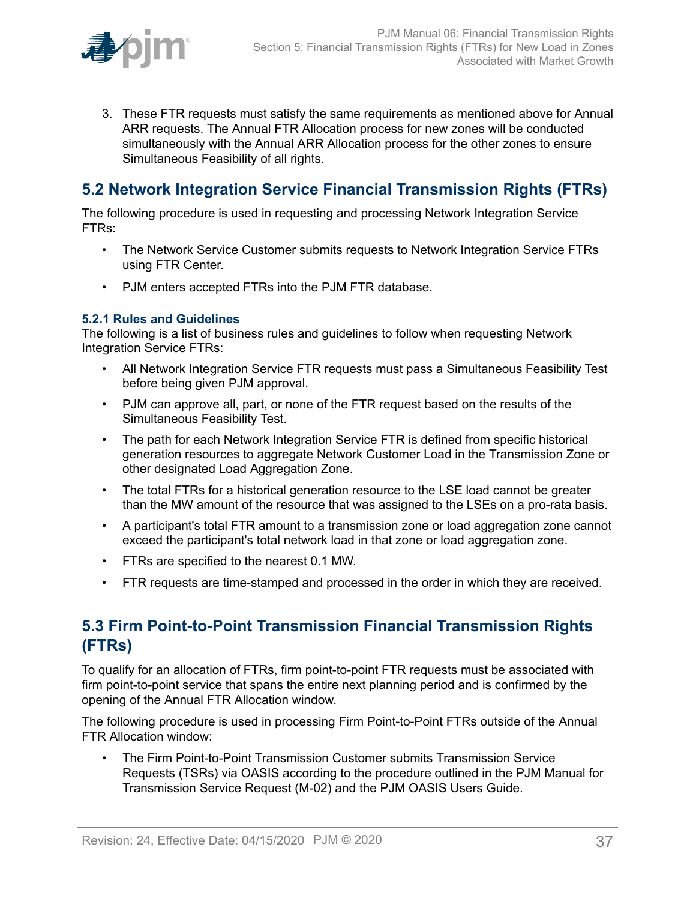3. These FTR requests must satisfy the same requirements as mentioned above for Annual ARR requests. The Annual FTR Allocation process for new zones will be conducted simultaneously with the Annual ARR Allocation process for the other zones to ensure Simultaneous Feasibility of all rights.

## 5.2 Network Integration Service Financial Transmission Rights (FTRs)

The following procedure is used in requesting and processing Network Integration Service FTRs:

- The Network Service Customer submits requests to Network Integration Service FTRs using FTR Center.
- PJM enters accepted FTRs into the PJM FTR database.

### 5.2.1 Rules and Guidelines

The following is a list of business rules and guidelines to follow when requesting Network Integration Service FTRs:

- All Network Integration Service FTR requests must pass a Simultaneous Feasibility Test before being given PJM approval.
- PJM can approve all, part, or none of the FTR request based on the results of the Simultaneous Feasibility Test.
- The path for each Network Integration Service FTR is defined from specific historical generation resources to aggregate Network Customer Load in the Transmission Zone or other designated Load Aggregation Zone.
- The total FTRs for a historical generation resource to the LSE load cannot be greater than the MW amount of the resource that was assigned to the LSEs on a pro-rata basis.
- A participant's total FTR amount to a transmission zone or load aggregation zone cannot exceed the participant's total network load in that zone or load aggregation zone.
- FTRs are specified to the nearest 0.1 MW.
- FTR requests are time-stamped and processed in the order in which they are received.

## 5.3 Firm Point-to-Point Transmission Financial Transmission Rights (FTRs)

To qualify for an allocation of FTRs, firm point-to-point FTR requests must be associated with firm point-to-point service that spans the entire next planning period and is confirmed by the opening of the Annual FTR Allocation window.

The following procedure is used in processing Firm Point-to-Point FTRs outside of the Annual FTR Allocation window:

- The Firm Point-to-Point Transmission Customer submits Transmission Service Requests (TSRs) via OASIS according to the procedure outlined in the PJM Manual for Transmission Service Request (M-02) and the PJM OASIS Users Guide.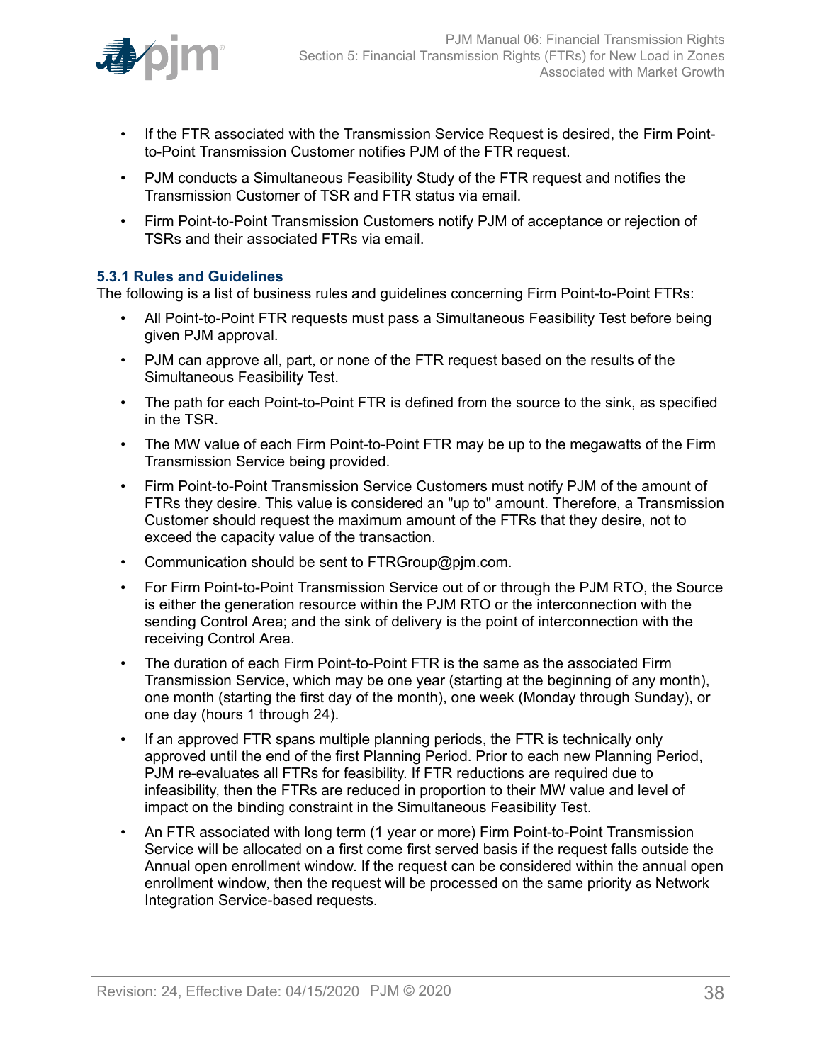- If the FTR associated with the Transmission Service Request is desired, the Firm Point-to-Point Transmission Customer notifies PJM of the FTR request.
- PJM conducts a Simultaneous Feasibility Study of the FTR request and notifies the Transmission Customer of TSR and FTR status via email.
- Firm Point-to-Point Transmission Customers notify PJM of acceptance or rejection of TSRs and their associated FTRs via email.

### 5.3.1 Rules and Guidelines

The following is a list of business rules and guidelines concerning Firm Point-to-Point FTRs:

- All Point-to-Point FTR requests must pass a Simultaneous Feasibility Test before being given PJM approval.
- PJM can approve all, part, or none of the FTR request based on the results of the Simultaneous Feasibility Test.
- The path for each Point-to-Point FTR is defined from the source to the sink, as specified in the TSR.
- The MW value of each Firm Point-to-Point FTR may be up to the megawatts of the Firm Transmission Service being provided.
- Firm Point-to-Point Transmission Service Customers must notify PJM of the amount of FTRs they desire. This value is considered an "up to" amount. Therefore, a Transmission Customer should request the maximum amount of the FTRs that they desire, not to exceed the capacity value of the transaction.
- Communication should be sent to FTRGroup@pjm.com.
- For Firm Point-to-Point Transmission Service out of or through the PJM RTO, the Source is either the generation resource within the PJM RTO or the interconnection with the sending Control Area; and the sink of delivery is the point of interconnection with the receiving Control Area.
- The duration of each Firm Point-to-Point FTR is the same as the associated Firm Transmission Service, which may be one year (starting at the beginning of any month), one month (starting the first day of the month), one week (Monday through Sunday), or one day (hours 1 through 24).
- If an approved FTR spans multiple planning periods, the FTR is technically only approved until the end of the first Planning Period. Prior to each new Planning Period, PJM re-evaluates all FTRs for feasibility. If FTR reductions are required due to infeasibility, then the FTRs are reduced in proportion to their MW value and level of impact on the binding constraint in the Simultaneous Feasibility Test.
- An FTR associated with long term (1 year or more) Firm Point-to-Point Transmission Service will be allocated on a first come first served basis if the request falls outside the Annual open enrollment window. If the request can be considered within the annual open enrollment window, then the request will be processed on the same priority as Network Integration Service-based requests.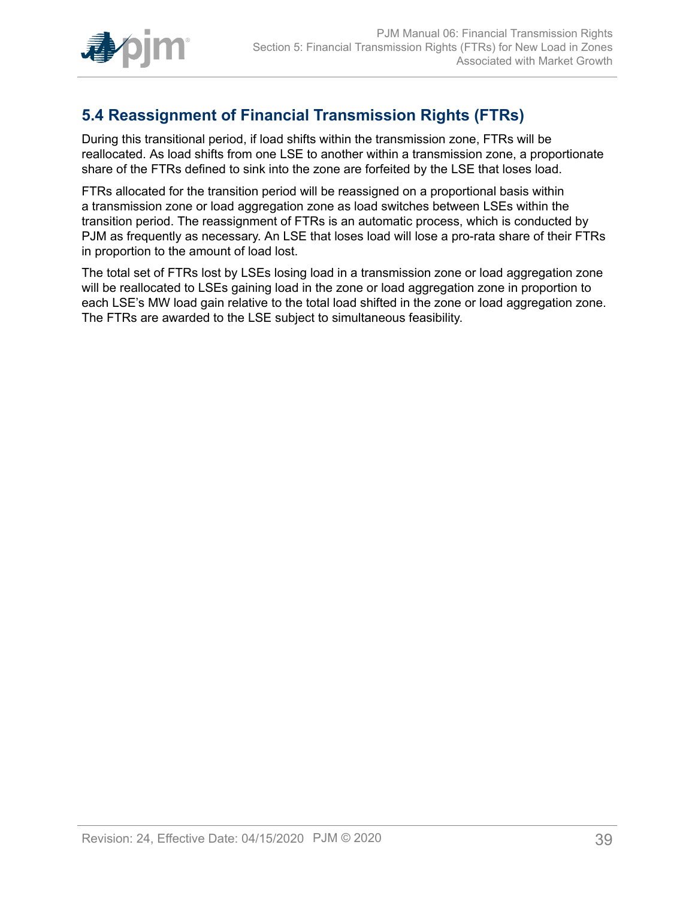## 5.4 Reassignment of Financial Transmission Rights (FTRs)

During this transitional period, if load shifts within the transmission zone, FTRs will be reallocated. As load shifts from one LSE to another within a transmission zone, a proportionate share of the FTRs defined to sink into the zone are forfeited by the LSE that loses load.

FTRs allocated for the transition period will be reassigned on a proportional basis within a transmission zone or load aggregation zone as load switches between LSEs within the transition period. The reassignment of FTRs is an automatic process, which is conducted by PJM as frequently as necessary. An LSE that loses load will lose a pro-rata share of their FTRs in proportion to the amount of load lost.

The total set of FTRs lost by LSEs losing load in a transmission zone or load aggregation zone will be reallocated to LSEs gaining load in the zone or load aggregation zone in proportion to each LSE's MW load gain relative to the total load shifted in the zone or load aggregation zone. The FTRs are awarded to the LSE subject to simultaneous feasibility.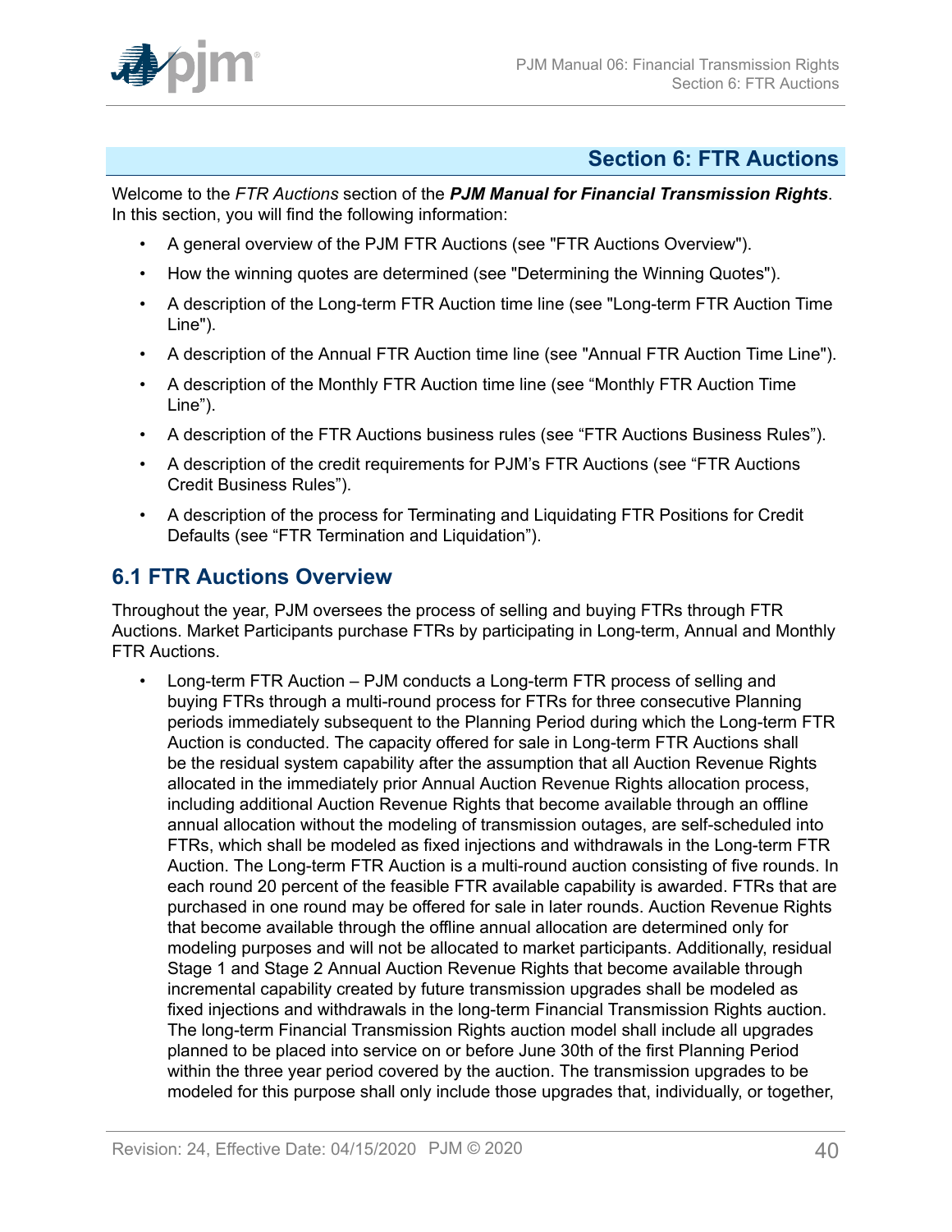# Section 6: FTR Auctions

Welcome to the *FTR Auctions* section of the ***PJM Manual for Financial Transmission Rights***. In this section, you will find the following information:

- A general overview of the PJM FTR Auctions (see "FTR Auctions Overview").
- How the winning quotes are determined (see "Determining the Winning Quotes").
- A description of the Long-term FTR Auction time line (see "Long-term FTR Auction Time Line").
- A description of the Annual FTR Auction time line (see "Annual FTR Auction Time Line").
- A description of the Monthly FTR Auction time line (see "Monthly FTR Auction Time Line").
- A description of the FTR Auctions business rules (see "FTR Auctions Business Rules").
- A description of the credit requirements for PJM's FTR Auctions (see "FTR Auctions Credit Business Rules").
- A description of the process for Terminating and Liquidating FTR Positions for Credit Defaults (see "FTR Termination and Liquidation").

## 6.1 FTR Auctions Overview

Throughout the year, PJM oversees the process of selling and buying FTRs through FTR Auctions. Market Participants purchase FTRs by participating in Long-term, Annual and Monthly FTR Auctions.

- Long-term FTR Auction – PJM conducts a Long-term FTR process of selling and buying FTRs through a multi-round process for FTRs for three consecutive Planning periods immediately subsequent to the Planning Period during which the Long-term FTR Auction is conducted. The capacity offered for sale in Long-term FTR Auctions shall be the residual system capability after the assumption that all Auction Revenue Rights allocated in the immediately prior Annual Auction Revenue Rights allocation process, including additional Auction Revenue Rights that become available through an offline annual allocation without the modeling of transmission outages, are self-scheduled into FTRs, which shall be modeled as fixed injections and withdrawals in the Long-term FTR Auction. The Long-term FTR Auction is a multi-round auction consisting of five rounds. In each round 20 percent of the feasible FTR available capability is awarded. FTRs that are purchased in one round may be offered for sale in later rounds. Auction Revenue Rights that become available through the offline annual allocation are determined only for modeling purposes and will not be allocated to market participants. Additionally, residual Stage 1 and Stage 2 Annual Auction Revenue Rights that become available through incremental capability created by future transmission upgrades shall be modeled as fixed injections and withdrawals in the long-term Financial Transmission Rights auction. The long-term Financial Transmission Rights auction model shall include all upgrades planned to be placed into service on or before June 30th of the first Planning Period within the three year period covered by the auction. The transmission upgrades to be modeled for this purpose shall only include those upgrades that, individually, or together,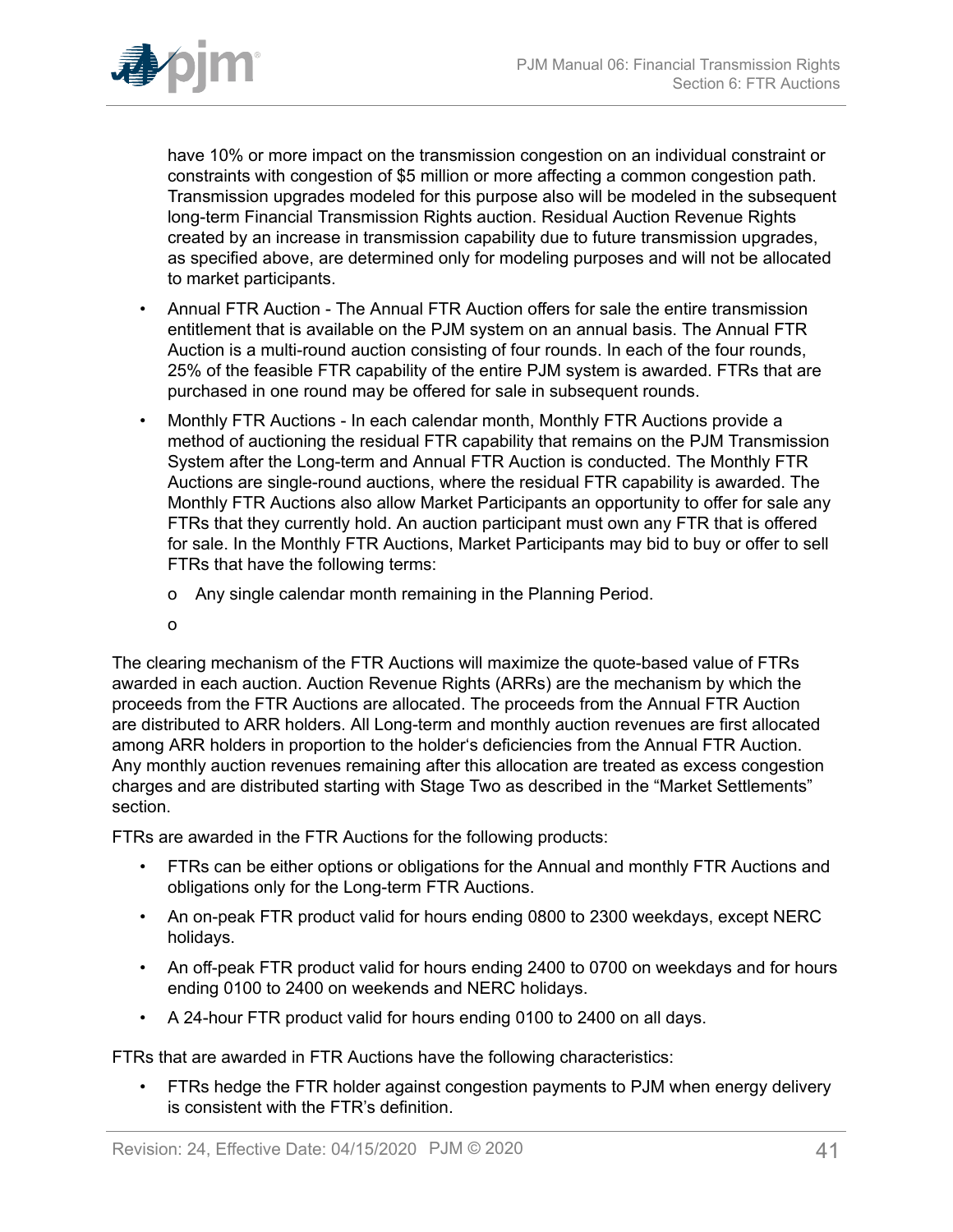have 10% or more impact on the transmission congestion on an individual constraint or constraints with congestion of $5 million or more affecting a common congestion path. Transmission upgrades modeled for this purpose also will be modeled in the subsequent long-term Financial Transmission Rights auction. Residual Auction Revenue Rights created by an increase in transmission capability due to future transmission upgrades, as specified above, are determined only for modeling purposes and will not be allocated to market participants.

- Annual FTR Auction - The Annual FTR Auction offers for sale the entire transmission entitlement that is available on the PJM system on an annual basis. The Annual FTR Auction is a multi-round auction consisting of four rounds. In each of the four rounds, 25% of the feasible FTR capability of the entire PJM system is awarded. FTRs that are purchased in one round may be offered for sale in subsequent rounds.
- Monthly FTR Auctions - In each calendar month, Monthly FTR Auctions provide a method of auctioning the residual FTR capability that remains on the PJM Transmission System after the Long-term and Annual FTR Auction is conducted. The Monthly FTR Auctions are single-round auctions, where the residual FTR capability is awarded. The Monthly FTR Auctions also allow Market Participants an opportunity to offer for sale any FTRs that they currently hold. An auction participant must own any FTR that is offered for sale. In the Monthly FTR Auctions, Market Participants may bid to buy or offer to sell FTRs that have the following terms:
  - Any single calendar month remaining in the Planning Period.
  - 

The clearing mechanism of the FTR Auctions will maximize the quote-based value of FTRs awarded in each auction. Auction Revenue Rights (ARRs) are the mechanism by which the proceeds from the FTR Auctions are allocated. The proceeds from the Annual FTR Auction are distributed to ARR holders. All Long-term and monthly auction revenues are first allocated among ARR holders in proportion to the holder's deficiencies from the Annual FTR Auction. Any monthly auction revenues remaining after this allocation are treated as excess congestion charges and are distributed starting with Stage Two as described in the "Market Settlements" section.

FTRs are awarded in the FTR Auctions for the following products:

- FTRs can be either options or obligations for the Annual and monthly FTR Auctions and obligations only for the Long-term FTR Auctions.
- An on-peak FTR product valid for hours ending 0800 to 2300 weekdays, except NERC holidays.
- An off-peak FTR product valid for hours ending 2400 to 0700 on weekdays and for hours ending 0100 to 2400 on weekends and NERC holidays.
- A 24-hour FTR product valid for hours ending 0100 to 2400 on all days.

FTRs that are awarded in FTR Auctions have the following characteristics:

- FTRs hedge the FTR holder against congestion payments to PJM when energy delivery is consistent with the FTR's definition.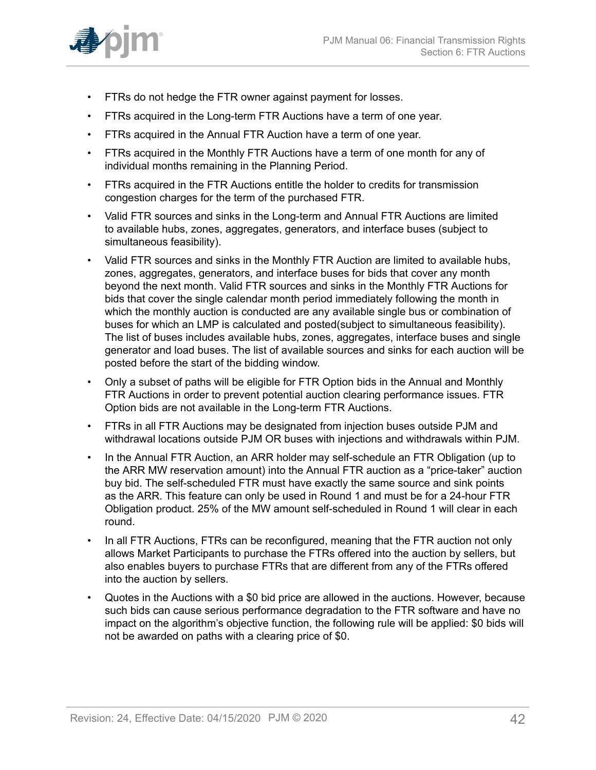- FTRs do not hedge the FTR owner against payment for losses.
- FTRs acquired in the Long-term FTR Auctions have a term of one year.
- FTRs acquired in the Annual FTR Auction have a term of one year.
- FTRs acquired in the Monthly FTR Auctions have a term of one month for any of individual months remaining in the Planning Period.
- FTRs acquired in the FTR Auctions entitle the holder to credits for transmission congestion charges for the term of the purchased FTR.
- Valid FTR sources and sinks in the Long-term and Annual FTR Auctions are limited to available hubs, zones, aggregates, generators, and interface buses (subject to simultaneous feasibility).
- Valid FTR sources and sinks in the Monthly FTR Auction are limited to available hubs, zones, aggregates, generators, and interface buses for bids that cover any month beyond the next month. Valid FTR sources and sinks in the Monthly FTR Auctions for bids that cover the single calendar month period immediately following the month in which the monthly auction is conducted are any available single bus or combination of buses for which an LMP is calculated and posted(subject to simultaneous feasibility). The list of buses includes available hubs, zones, aggregates, interface buses and single generator and load buses. The list of available sources and sinks for each auction will be posted before the start of the bidding window.
- Only a subset of paths will be eligible for FTR Option bids in the Annual and Monthly FTR Auctions in order to prevent potential auction clearing performance issues. FTR Option bids are not available in the Long-term FTR Auctions.
- FTRs in all FTR Auctions may be designated from injection buses outside PJM and withdrawal locations outside PJM OR buses with injections and withdrawals within PJM.
- In the Annual FTR Auction, an ARR holder may self-schedule an FTR Obligation (up to the ARR MW reservation amount) into the Annual FTR auction as a "price-taker" auction buy bid. The self-scheduled FTR must have exactly the same source and sink points as the ARR. This feature can only be used in Round 1 and must be for a 24-hour FTR Obligation product. 25% of the MW amount self-scheduled in Round 1 will clear in each round.
- In all FTR Auctions, FTRs can be reconfigured, meaning that the FTR auction not only allows Market Participants to purchase the FTRs offered into the auction by sellers, but also enables buyers to purchase FTRs that are different from any of the FTRs offered into the auction by sellers.
- Quotes in the Auctions with a $0 bid price are allowed in the auctions. However, because such bids can cause serious performance degradation to the FTR software and have no impact on the algorithm's objective function, the following rule will be applied: $0 bids will not be awarded on paths with a clearing price of $0.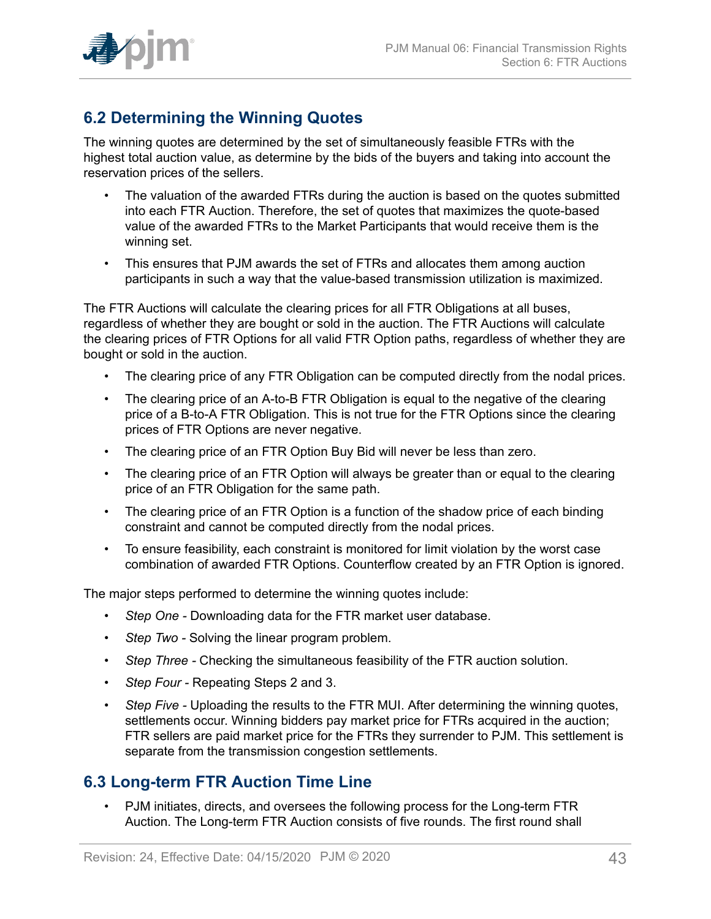## 6.2 Determining the Winning Quotes

The winning quotes are determined by the set of simultaneously feasible FTRs with the highest total auction value, as determine by the bids of the buyers and taking into account the reservation prices of the sellers.

- The valuation of the awarded FTRs during the auction is based on the quotes submitted into each FTR Auction. Therefore, the set of quotes that maximizes the quote-based value of the awarded FTRs to the Market Participants that would receive them is the winning set.
- This ensures that PJM awards the set of FTRs and allocates them among auction participants in such a way that the value-based transmission utilization is maximized.

The FTR Auctions will calculate the clearing prices for all FTR Obligations at all buses, regardless of whether they are bought or sold in the auction. The FTR Auctions will calculate the clearing prices of FTR Options for all valid FTR Option paths, regardless of whether they are bought or sold in the auction.

- The clearing price of any FTR Obligation can be computed directly from the nodal prices.
- The clearing price of an A-to-B FTR Obligation is equal to the negative of the clearing price of a B-to-A FTR Obligation. This is not true for the FTR Options since the clearing prices of FTR Options are never negative.
- The clearing price of an FTR Option Buy Bid will never be less than zero.
- The clearing price of an FTR Option will always be greater than or equal to the clearing price of an FTR Obligation for the same path.
- The clearing price of an FTR Option is a function of the shadow price of each binding constraint and cannot be computed directly from the nodal prices.
- To ensure feasibility, each constraint is monitored for limit violation by the worst case combination of awarded FTR Options. Counterflow created by an FTR Option is ignored.

The major steps performed to determine the winning quotes include:

- *Step One* - Downloading data for the FTR market user database.
- *Step Two* - Solving the linear program problem.
- *Step Three* - Checking the simultaneous feasibility of the FTR auction solution.
- *Step Four* - Repeating Steps 2 and 3.
- *Step Five* - Uploading the results to the FTR MUI. After determining the winning quotes, settlements occur. Winning bidders pay market price for FTRs acquired in the auction; FTR sellers are paid market price for the FTRs they surrender to PJM. This settlement is separate from the transmission congestion settlements.

## 6.3 Long-term FTR Auction Time Line

- PJM initiates, directs, and oversees the following process for the Long-term FTR Auction. The Long-term FTR Auction consists of five rounds. The first round shall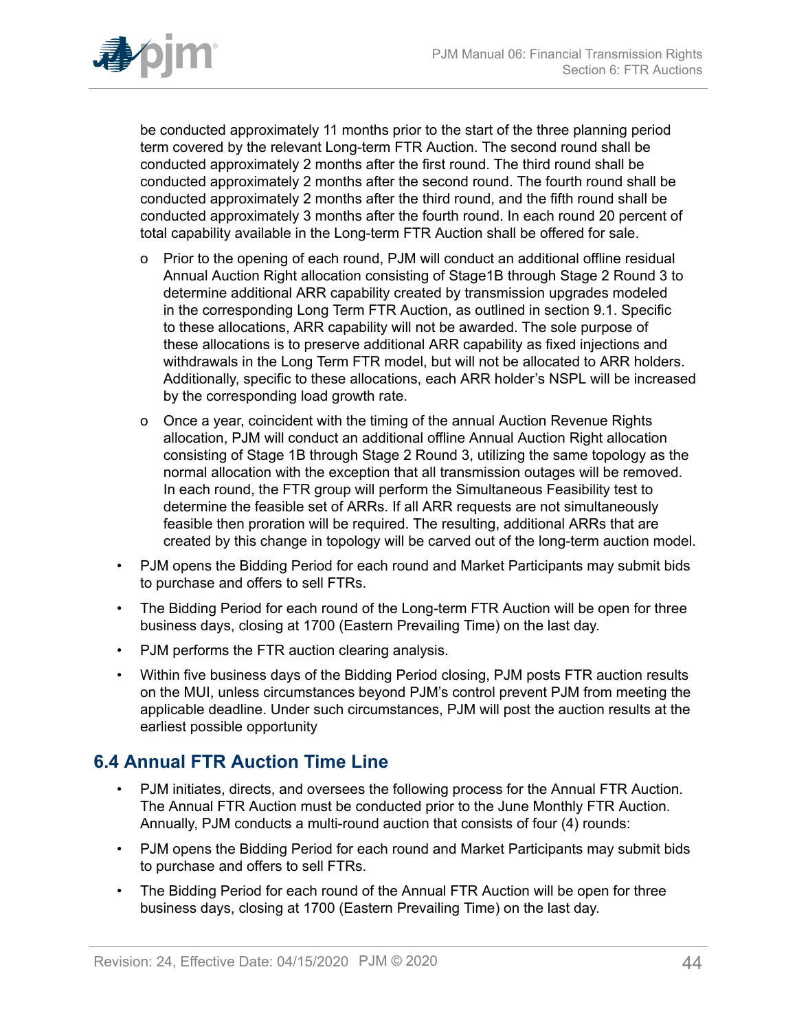be conducted approximately 11 months prior to the start of the three planning period term covered by the relevant Long-term FTR Auction. The second round shall be conducted approximately 2 months after the first round. The third round shall be conducted approximately 2 months after the second round. The fourth round shall be conducted approximately 2 months after the third round, and the fifth round shall be conducted approximately 3 months after the fourth round. In each round 20 percent of total capability available in the Long-term FTR Auction shall be offered for sale.

- o Prior to the opening of each round, PJM will conduct an additional offline residual Annual Auction Right allocation consisting of Stage1B through Stage 2 Round 3 to determine additional ARR capability created by transmission upgrades modeled in the corresponding Long Term FTR Auction, as outlined in section 9.1. Specific to these allocations, ARR capability will not be awarded. The sole purpose of these allocations is to preserve additional ARR capability as fixed injections and withdrawals in the Long Term FTR model, but will not be allocated to ARR holders. Additionally, specific to these allocations, each ARR holder's NSPL will be increased by the corresponding load growth rate.
- o Once a year, coincident with the timing of the annual Auction Revenue Rights allocation, PJM will conduct an additional offline Annual Auction Right allocation consisting of Stage 1B through Stage 2 Round 3, utilizing the same topology as the normal allocation with the exception that all transmission outages will be removed. In each round, the FTR group will perform the Simultaneous Feasibility test to determine the feasible set of ARRs. If all ARR requests are not simultaneously feasible then proration will be required. The resulting, additional ARRs that are created by this change in topology will be carved out of the long-term auction model.

- PJM opens the Bidding Period for each round and Market Participants may submit bids to purchase and offers to sell FTRs.
- The Bidding Period for each round of the Long-term FTR Auction will be open for three business days, closing at 1700 (Eastern Prevailing Time) on the last day.
- PJM performs the FTR auction clearing analysis.
- Within five business days of the Bidding Period closing, PJM posts FTR auction results on the MUI, unless circumstances beyond PJM's control prevent PJM from meeting the applicable deadline. Under such circumstances, PJM will post the auction results at the earliest possible opportunity

## 6.4 Annual FTR Auction Time Line

- PJM initiates, directs, and oversees the following process for the Annual FTR Auction. The Annual FTR Auction must be conducted prior to the June Monthly FTR Auction. Annually, PJM conducts a multi-round auction that consists of four (4) rounds:
- PJM opens the Bidding Period for each round and Market Participants may submit bids to purchase and offers to sell FTRs.
- The Bidding Period for each round of the Annual FTR Auction will be open for three business days, closing at 1700 (Eastern Prevailing Time) on the last day.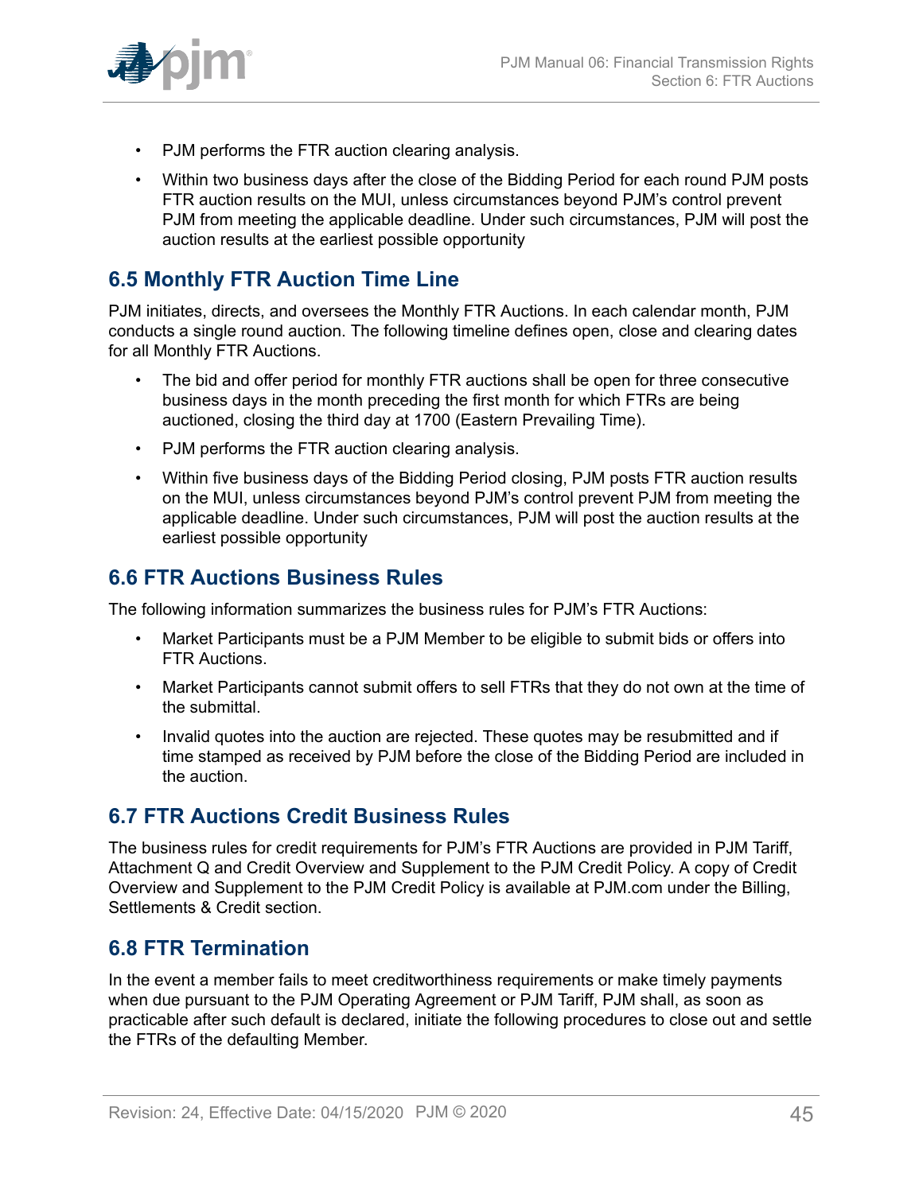- PJM performs the FTR auction clearing analysis.
- Within two business days after the close of the Bidding Period for each round PJM posts FTR auction results on the MUI, unless circumstances beyond PJM's control prevent PJM from meeting the applicable deadline. Under such circumstances, PJM will post the auction results at the earliest possible opportunity

## 6.5 Monthly FTR Auction Time Line

PJM initiates, directs, and oversees the Monthly FTR Auctions. In each calendar month, PJM conducts a single round auction. The following timeline defines open, close and clearing dates for all Monthly FTR Auctions.

- The bid and offer period for monthly FTR auctions shall be open for three consecutive business days in the month preceding the first month for which FTRs are being auctioned, closing the third day at 1700 (Eastern Prevailing Time).
- PJM performs the FTR auction clearing analysis.
- Within five business days of the Bidding Period closing, PJM posts FTR auction results on the MUI, unless circumstances beyond PJM's control prevent PJM from meeting the applicable deadline. Under such circumstances, PJM will post the auction results at the earliest possible opportunity

## 6.6 FTR Auctions Business Rules

The following information summarizes the business rules for PJM's FTR Auctions:

- Market Participants must be a PJM Member to be eligible to submit bids or offers into FTR Auctions.
- Market Participants cannot submit offers to sell FTRs that they do not own at the time of the submittal.
- Invalid quotes into the auction are rejected. These quotes may be resubmitted and if time stamped as received by PJM before the close of the Bidding Period are included in the auction.

## 6.7 FTR Auctions Credit Business Rules

The business rules for credit requirements for PJM's FTR Auctions are provided in PJM Tariff, Attachment Q and Credit Overview and Supplement to the PJM Credit Policy. A copy of Credit Overview and Supplement to the PJM Credit Policy is available at PJM.com under the Billing, Settlements & Credit section.

## 6.8 FTR Termination

In the event a member fails to meet creditworthiness requirements or make timely payments when due pursuant to the PJM Operating Agreement or PJM Tariff, PJM shall, as soon as practicable after such default is declared, initiate the following procedures to close out and settle the FTRs of the defaulting Member.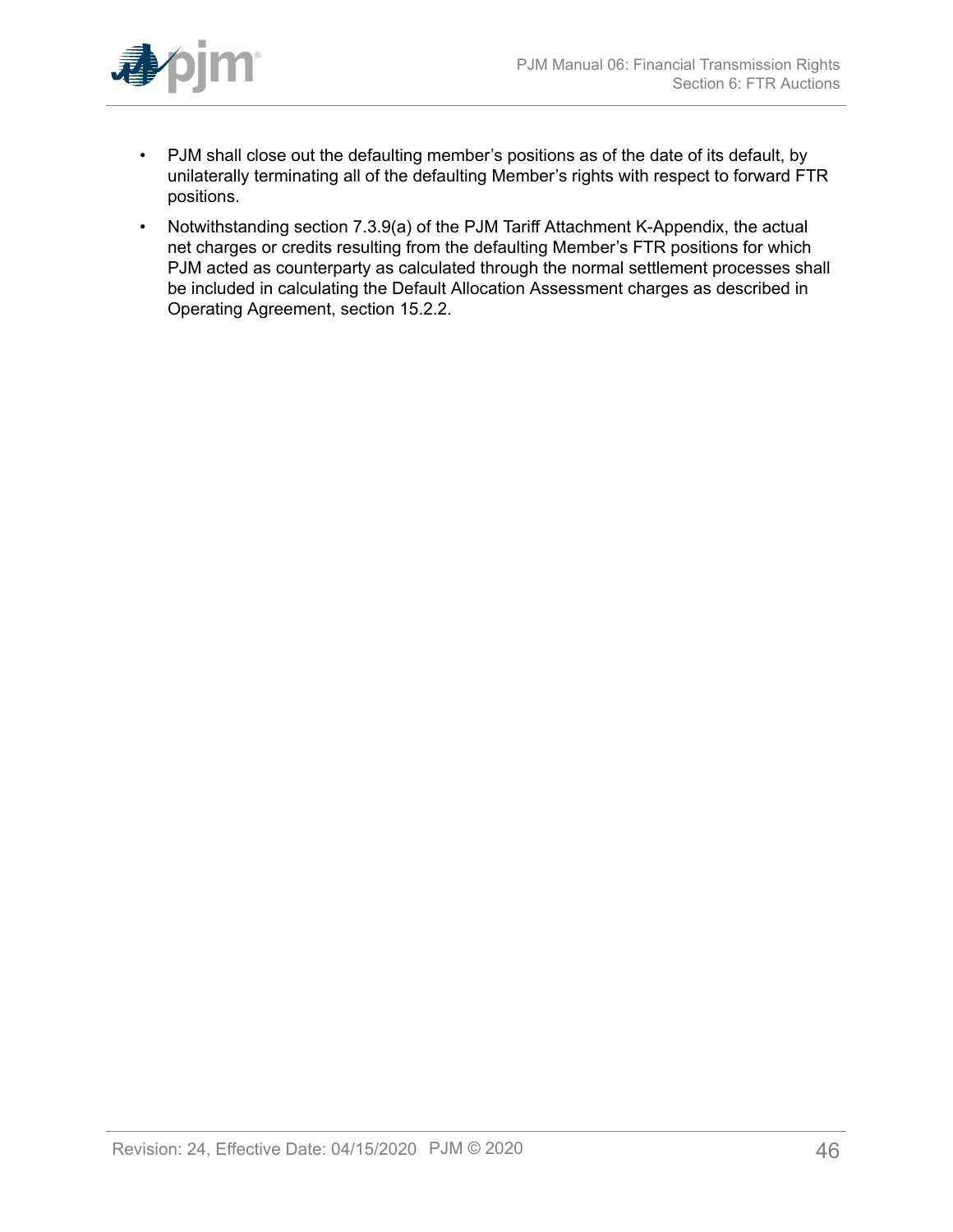- PJM shall close out the defaulting member's positions as of the date of its default, by unilaterally terminating all of the defaulting Member's rights with respect to forward FTR positions.
- Notwithstanding section 7.3.9(a) of the PJM Tariff Attachment K-Appendix, the actual net charges or credits resulting from the defaulting Member's FTR positions for which PJM acted as counterparty as calculated through the normal settlement processes shall be included in calculating the Default Allocation Assessment charges as described in Operating Agreement, section 15.2.2.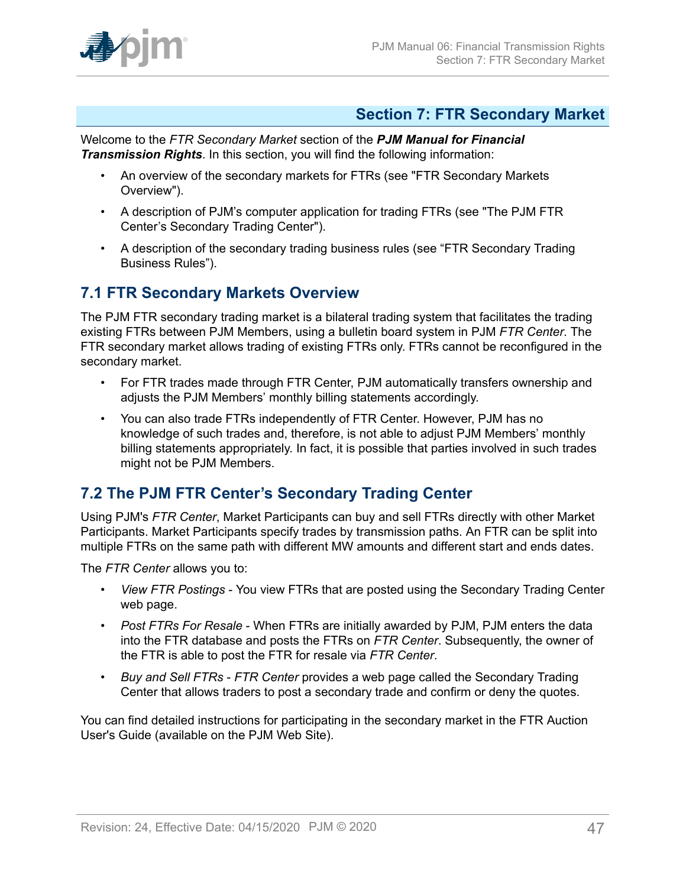## Section 7: FTR Secondary Market

Welcome to the *FTR Secondary Market* section of the ***PJM Manual for Financial Transmission Rights***. In this section, you will find the following information:

- An overview of the secondary markets for FTRs (see "FTR Secondary Markets Overview").
- A description of PJM's computer application for trading FTRs (see "The PJM FTR Center's Secondary Trading Center").
- A description of the secondary trading business rules (see “FTR Secondary Trading Business Rules”).

### 7.1 FTR Secondary Markets Overview

The PJM FTR secondary trading market is a bilateral trading system that facilitates the trading existing FTRs between PJM Members, using a bulletin board system in PJM *FTR Center*. The FTR secondary market allows trading of existing FTRs only. FTRs cannot be reconfigured in the secondary market.

- For FTR trades made through FTR Center, PJM automatically transfers ownership and adjusts the PJM Members' monthly billing statements accordingly.
- You can also trade FTRs independently of FTR Center. However, PJM has no knowledge of such trades and, therefore, is not able to adjust PJM Members' monthly billing statements appropriately. In fact, it is possible that parties involved in such trades might not be PJM Members.

### 7.2 The PJM FTR Center's Secondary Trading Center

Using PJM's *FTR Center*, Market Participants can buy and sell FTRs directly with other Market Participants. Market Participants specify trades by transmission paths. An FTR can be split into multiple FTRs on the same path with different MW amounts and different start and ends dates.

The *FTR Center* allows you to:

- *View FTR Postings* - You view FTRs that are posted using the Secondary Trading Center web page.
- *Post FTRs For Resale* - When FTRs are initially awarded by PJM, PJM enters the data into the FTR database and posts the FTRs on *FTR Center*. Subsequently, the owner of the FTR is able to post the FTR for resale via *FTR Center*.
- *Buy and Sell FTRs* - *FTR Center* provides a web page called the Secondary Trading Center that allows traders to post a secondary trade and confirm or deny the quotes.

You can find detailed instructions for participating in the secondary market in the FTR Auction User's Guide (available on the PJM Web Site).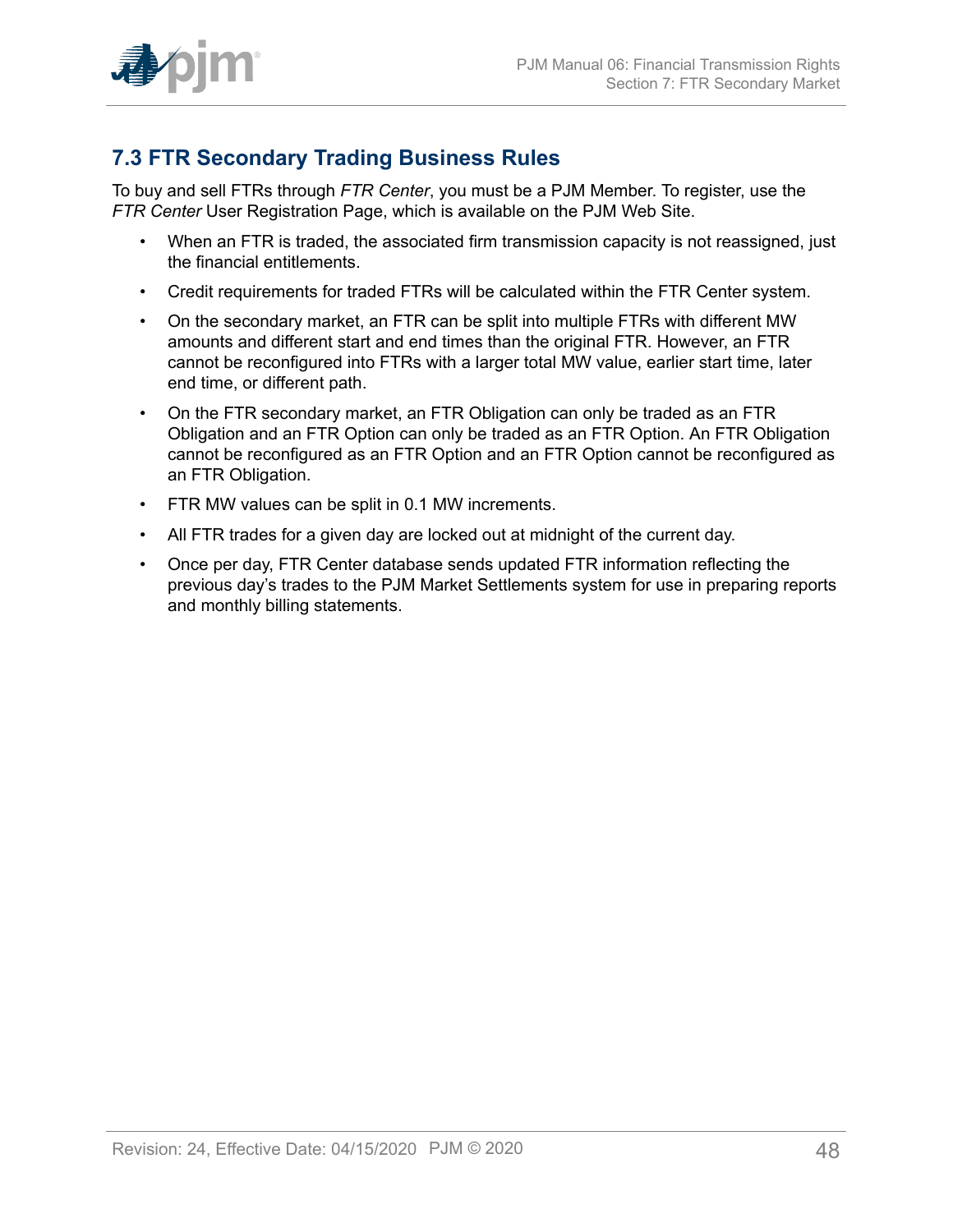## 7.3 FTR Secondary Trading Business Rules

To buy and sell FTRs through *FTR Center*, you must be a PJM Member. To register, use the *FTR Center* User Registration Page, which is available on the PJM Web Site.

- When an FTR is traded, the associated firm transmission capacity is not reassigned, just the financial entitlements.
- Credit requirements for traded FTRs will be calculated within the FTR Center system.
- On the secondary market, an FTR can be split into multiple FTRs with different MW amounts and different start and end times than the original FTR. However, an FTR cannot be reconfigured into FTRs with a larger total MW value, earlier start time, later end time, or different path.
- On the FTR secondary market, an FTR Obligation can only be traded as an FTR Obligation and an FTR Option can only be traded as an FTR Option. An FTR Obligation cannot be reconfigured as an FTR Option and an FTR Option cannot be reconfigured as an FTR Obligation.
- FTR MW values can be split in 0.1 MW increments.
- All FTR trades for a given day are locked out at midnight of the current day.
- Once per day, FTR Center database sends updated FTR information reflecting the previous day's trades to the PJM Market Settlements system for use in preparing reports and monthly billing statements.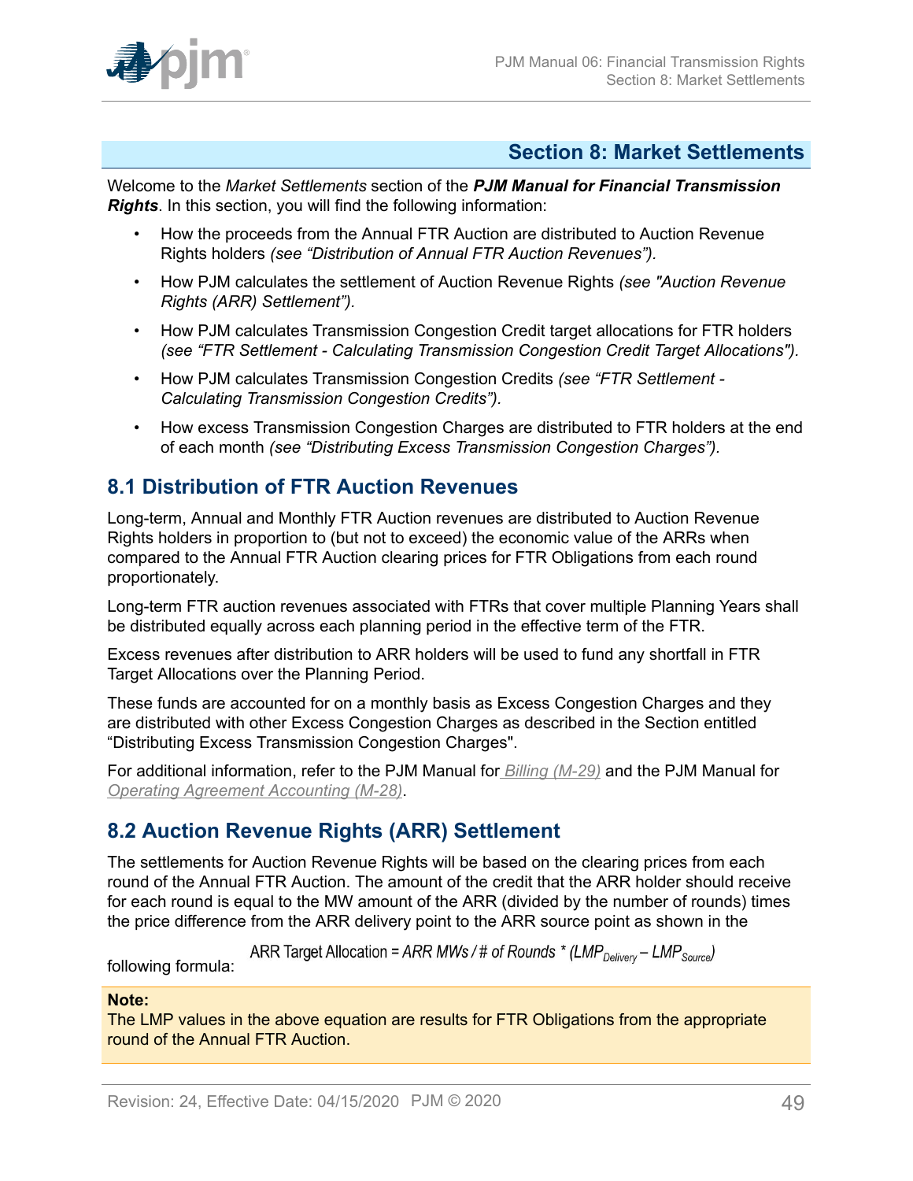## Section 8: Market Settlements

Welcome to the *Market Settlements* section of the ***PJM Manual for Financial Transmission Rights***. In this section, you will find the following information:

- How the proceeds from the Annual FTR Auction are distributed to Auction Revenue Rights holders *(see “Distribution of Annual FTR Auction Revenues”).*
- How PJM calculates the settlement of Auction Revenue Rights *(see "Auction Revenue Rights (ARR) Settlement”).*
- How PJM calculates Transmission Congestion Credit target allocations for FTR holders *(see “FTR Settlement - Calculating Transmission Congestion Credit Target Allocations").*
- How PJM calculates Transmission Congestion Credits *(see “FTR Settlement - Calculating Transmission Congestion Credits”).*
- How excess Transmission Congestion Charges are distributed to FTR holders at the end of each month *(see “Distributing Excess Transmission Congestion Charges”).*

### 8.1 Distribution of FTR Auction Revenues

Long-term, Annual and Monthly FTR Auction revenues are distributed to Auction Revenue Rights holders in proportion to (but not to exceed) the economic value of the ARRs when compared to the Annual FTR Auction clearing prices for FTR Obligations from each round proportionately.

Long-term FTR auction revenues associated with FTRs that cover multiple Planning Years shall be distributed equally across each planning period in the effective term of the FTR.

Excess revenues after distribution to ARR holders will be used to fund any shortfall in FTR Target Allocations over the Planning Period.

These funds are accounted for on a monthly basis as Excess Congestion Charges and they are distributed with other Excess Congestion Charges as described in the Section entitled “Distributing Excess Transmission Congestion Charges".

For additional information, refer to the PJM Manual for *Billing (M-29)* and the PJM Manual for *Operating Agreement Accounting (M-28)*.

### 8.2 Auction Revenue Rights (ARR) Settlement

The settlements for Auction Revenue Rights will be based on the clearing prices from each round of the Annual FTR Auction. The amount of the credit that the ARR holder should receive for each round is equal to the MW amount of the ARR (divided by the number of rounds) times the price difference from the ARR delivery point to the ARR source point as shown in the following formula:

$$\text{ARR Target Allocation} = \textit{ARR MWs} \,/\, \textit{\# of Rounds} * (LMP_{Delivery} - LMP_{Source})$$

> **Note:**
> The LMP values in the above equation are results for FTR Obligations from the appropriate round of the Annual FTR Auction.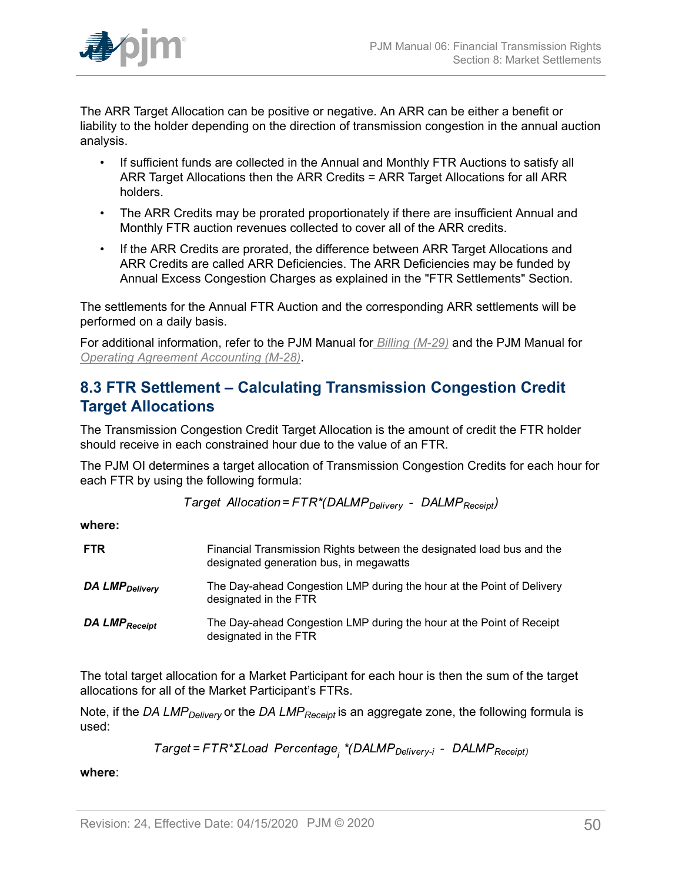The ARR Target Allocation can be positive or negative. An ARR can be either a benefit or liability to the holder depending on the direction of transmission congestion in the annual auction analysis.

- If sufficient funds are collected in the Annual and Monthly FTR Auctions to satisfy all ARR Target Allocations then the ARR Credits = ARR Target Allocations for all ARR holders.
- The ARR Credits may be prorated proportionately if there are insufficient Annual and Monthly FTR auction revenues collected to cover all of the ARR credits.
- If the ARR Credits are prorated, the difference between ARR Target Allocations and ARR Credits are called ARR Deficiencies. The ARR Deficiencies may be funded by Annual Excess Congestion Charges as explained in the "FTR Settlements" Section.

The settlements for the Annual FTR Auction and the corresponding ARR settlements will be performed on a daily basis.

For additional information, refer to the PJM Manual for [Billing (M-29)] and the PJM Manual for [Operating Agreement Accounting (M-28)].

## 8.3 FTR Settlement – Calculating Transmission Congestion Credit Target Allocations

The Transmission Congestion Credit Target Allocation is the amount of credit the FTR holder should receive in each constrained hour due to the value of an FTR.

The PJM OI determines a target allocation of Transmission Congestion Credits for each hour for each FTR by using the following formula:

$$Target\ Allocation = FTR * (DALMP_{Delivery} - DALMP_{Receipt})$$

**where:**

| | |
|---|---|
| **FTR** | Financial Transmission Rights between the designated load bus and the designated generation bus, in megawatts |
| ***DA LMP$_{Delivery}$*** | The Day-ahead Congestion LMP during the hour at the Point of Delivery designated in the FTR |
| ***DA LMP$_{Receipt}$*** | The Day-ahead Congestion LMP during the hour at the Point of Receipt designated in the FTR |

The total target allocation for a Market Participant for each hour is then the sum of the target allocations for all of the Market Participant's FTRs.

Note, if the $DA\ LMP_{Delivery}$ or the $DA\ LMP_{Receipt}$ is an aggregate zone, the following formula is used:

$$Target = FTR * \Sigma Load\ Percentage_i * (DALMP_{Delivery-i} - DALMP_{Receipt})$$

**where**: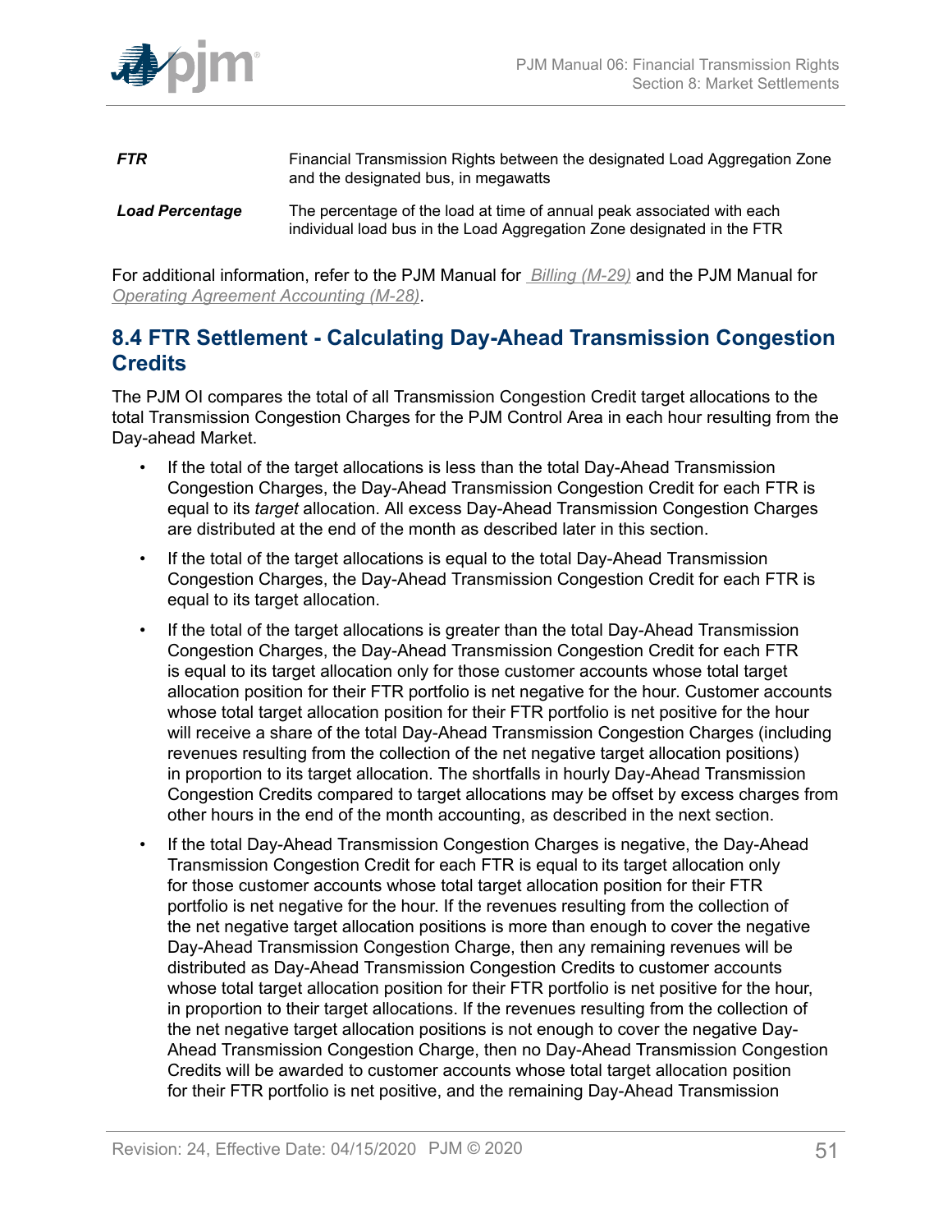| | |
|---|---|
| ***FTR*** | Financial Transmission Rights between the designated Load Aggregation Zone and the designated bus, in megawatts |
| ***Load Percentage*** | The percentage of the load at time of annual peak associated with each individual load bus in the Load Aggregation Zone designated in the FTR |

For additional information, refer to the PJM Manual for *Billing (M-29)* and the PJM Manual for *Operating Agreement Accounting (M-28)*.

## 8.4 FTR Settlement - Calculating Day-Ahead Transmission Congestion Credits

The PJM OI compares the total of all Transmission Congestion Credit target allocations to the total Transmission Congestion Charges for the PJM Control Area in each hour resulting from the Day-ahead Market.

- If the total of the target allocations is less than the total Day-Ahead Transmission Congestion Charges, the Day-Ahead Transmission Congestion Credit for each FTR is equal to its *target* allocation. All excess Day-Ahead Transmission Congestion Charges are distributed at the end of the month as described later in this section.
- If the total of the target allocations is equal to the total Day-Ahead Transmission Congestion Charges, the Day-Ahead Transmission Congestion Credit for each FTR is equal to its target allocation.
- If the total of the target allocations is greater than the total Day-Ahead Transmission Congestion Charges, the Day-Ahead Transmission Congestion Credit for each FTR is equal to its target allocation only for those customer accounts whose total target allocation position for their FTR portfolio is net negative for the hour. Customer accounts whose total target allocation position for their FTR portfolio is net positive for the hour will receive a share of the total Day-Ahead Transmission Congestion Charges (including revenues resulting from the collection of the net negative target allocation positions) in proportion to its target allocation. The shortfalls in hourly Day-Ahead Transmission Congestion Credits compared to target allocations may be offset by excess charges from other hours in the end of the month accounting, as described in the next section.
- If the total Day-Ahead Transmission Congestion Charges is negative, the Day-Ahead Transmission Congestion Credit for each FTR is equal to its target allocation only for those customer accounts whose total target allocation position for their FTR portfolio is net negative for the hour. If the revenues resulting from the collection of the net negative target allocation positions is more than enough to cover the negative Day-Ahead Transmission Congestion Charge, then any remaining revenues will be distributed as Day-Ahead Transmission Congestion Credits to customer accounts whose total target allocation position for their FTR portfolio is net positive for the hour, in proportion to their target allocations. If the revenues resulting from the collection of the net negative target allocation positions is not enough to cover the negative Day-Ahead Transmission Congestion Charge, then no Day-Ahead Transmission Congestion Credits will be awarded to customer accounts whose total target allocation position for their FTR portfolio is net positive, and the remaining Day-Ahead Transmission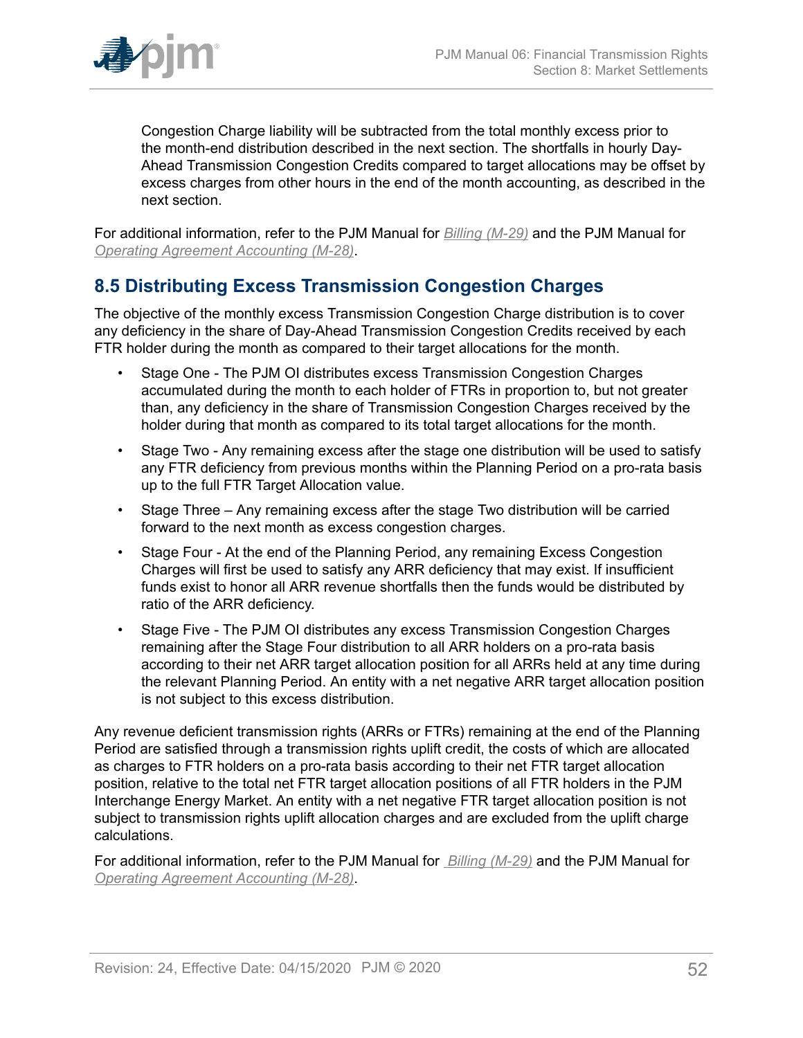Congestion Charge liability will be subtracted from the total monthly excess prior to the month-end distribution described in the next section. The shortfalls in hourly Day-Ahead Transmission Congestion Credits compared to target allocations may be offset by excess charges from other hours in the end of the month accounting, as described in the next section.

For additional information, refer to the PJM Manual for *Billing (M-29)* and the PJM Manual for *Operating Agreement Accounting (M-28)*.

## 8.5 Distributing Excess Transmission Congestion Charges

The objective of the monthly excess Transmission Congestion Charge distribution is to cover any deficiency in the share of Day-Ahead Transmission Congestion Credits received by each FTR holder during the month as compared to their target allocations for the month.

- Stage One - The PJM OI distributes excess Transmission Congestion Charges accumulated during the month to each holder of FTRs in proportion to, but not greater than, any deficiency in the share of Transmission Congestion Charges received by the holder during that month as compared to its total target allocations for the month.
- Stage Two - Any remaining excess after the stage one distribution will be used to satisfy any FTR deficiency from previous months within the Planning Period on a pro-rata basis up to the full FTR Target Allocation value.
- Stage Three – Any remaining excess after the stage Two distribution will be carried forward to the next month as excess congestion charges.
- Stage Four - At the end of the Planning Period, any remaining Excess Congestion Charges will first be used to satisfy any ARR deficiency that may exist. If insufficient funds exist to honor all ARR revenue shortfalls then the funds would be distributed by ratio of the ARR deficiency.
- Stage Five - The PJM OI distributes any excess Transmission Congestion Charges remaining after the Stage Four distribution to all ARR holders on a pro-rata basis according to their net ARR target allocation position for all ARRs held at any time during the relevant Planning Period. An entity with a net negative ARR target allocation position is not subject to this excess distribution.

Any revenue deficient transmission rights (ARRs or FTRs) remaining at the end of the Planning Period are satisfied through a transmission rights uplift credit, the costs of which are allocated as charges to FTR holders on a pro-rata basis according to their net FTR target allocation position, relative to the total net FTR target allocation positions of all FTR holders in the PJM Interchange Energy Market. An entity with a net negative FTR target allocation position is not subject to transmission rights uplift allocation charges and are excluded from the uplift charge calculations.

For additional information, refer to the PJM Manual for *Billing (M-29)* and the PJM Manual for *Operating Agreement Accounting (M-28)*.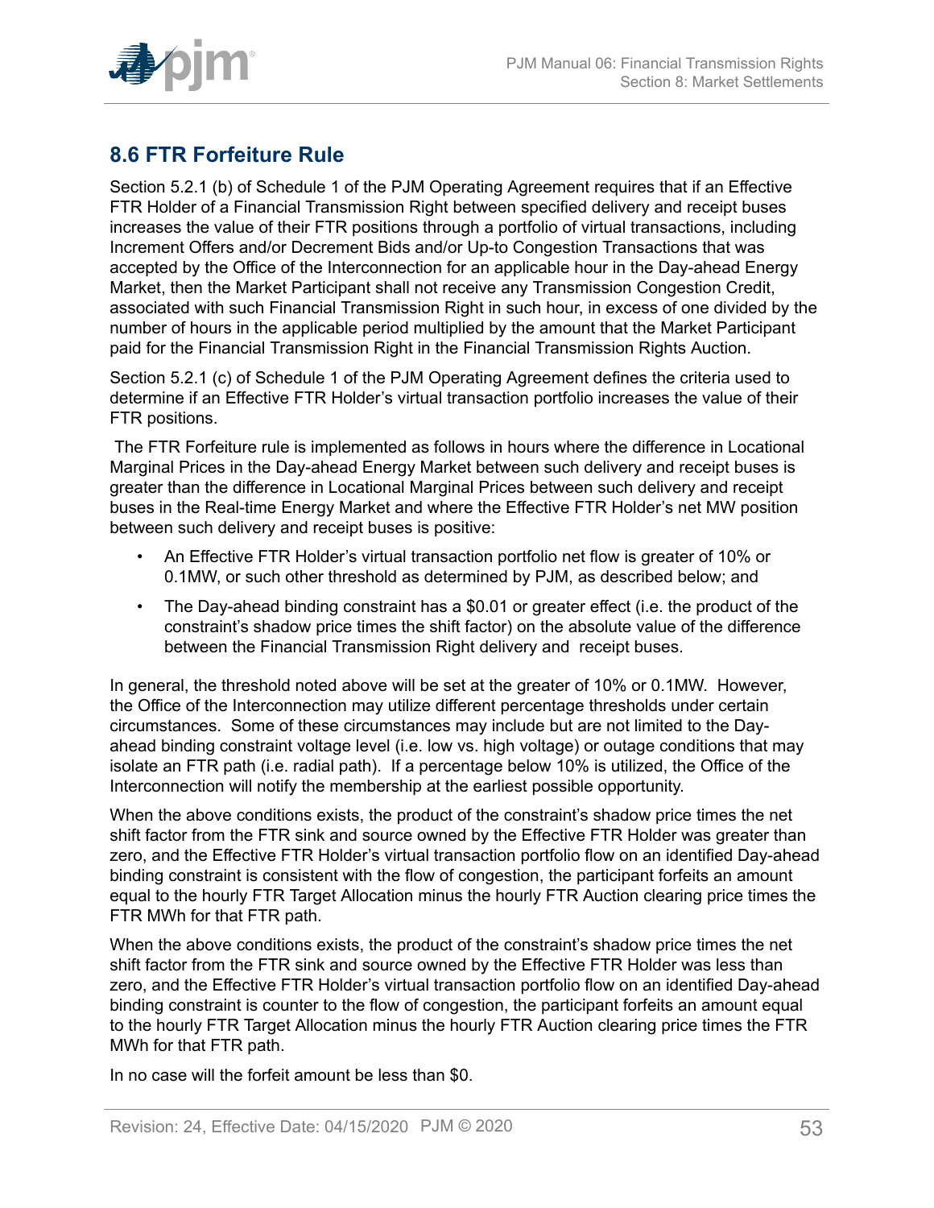## 8.6 FTR Forfeiture Rule

Section 5.2.1 (b) of Schedule 1 of the PJM Operating Agreement requires that if an Effective FTR Holder of a Financial Transmission Right between specified delivery and receipt buses increases the value of their FTR positions through a portfolio of virtual transactions, including Increment Offers and/or Decrement Bids and/or Up-to Congestion Transactions that was accepted by the Office of the Interconnection for an applicable hour in the Day-ahead Energy Market, then the Market Participant shall not receive any Transmission Congestion Credit, associated with such Financial Transmission Right in such hour, in excess of one divided by the number of hours in the applicable period multiplied by the amount that the Market Participant paid for the Financial Transmission Right in the Financial Transmission Rights Auction.

Section 5.2.1 (c) of Schedule 1 of the PJM Operating Agreement defines the criteria used to determine if an Effective FTR Holder's virtual transaction portfolio increases the value of their FTR positions.

The FTR Forfeiture rule is implemented as follows in hours where the difference in Locational Marginal Prices in the Day-ahead Energy Market between such delivery and receipt buses is greater than the difference in Locational Marginal Prices between such delivery and receipt buses in the Real-time Energy Market and where the Effective FTR Holder's net MW position between such delivery and receipt buses is positive:

- An Effective FTR Holder's virtual transaction portfolio net flow is greater of 10% or 0.1MW, or such other threshold as determined by PJM, as described below; and
- The Day-ahead binding constraint has a $0.01 or greater effect (i.e. the product of the constraint's shadow price times the shift factor) on the absolute value of the difference between the Financial Transmission Right delivery and receipt buses.

In general, the threshold noted above will be set at the greater of 10% or 0.1MW. However, the Office of the Interconnection may utilize different percentage thresholds under certain circumstances. Some of these circumstances may include but are not limited to the Day-ahead binding constraint voltage level (i.e. low vs. high voltage) or outage conditions that may isolate an FTR path (i.e. radial path). If a percentage below 10% is utilized, the Office of the Interconnection will notify the membership at the earliest possible opportunity.

When the above conditions exists, the product of the constraint's shadow price times the net shift factor from the FTR sink and source owned by the Effective FTR Holder was greater than zero, and the Effective FTR Holder's virtual transaction portfolio flow on an identified Day-ahead binding constraint is consistent with the flow of congestion, the participant forfeits an amount equal to the hourly FTR Target Allocation minus the hourly FTR Auction clearing price times the FTR MWh for that FTR path.

When the above conditions exists, the product of the constraint's shadow price times the net shift factor from the FTR sink and source owned by the Effective FTR Holder was less than zero, and the Effective FTR Holder's virtual transaction portfolio flow on an identified Day-ahead binding constraint is counter to the flow of congestion, the participant forfeits an amount equal to the hourly FTR Target Allocation minus the hourly FTR Auction clearing price times the FTR MWh for that FTR path.

In no case will the forfeit amount be less than $0.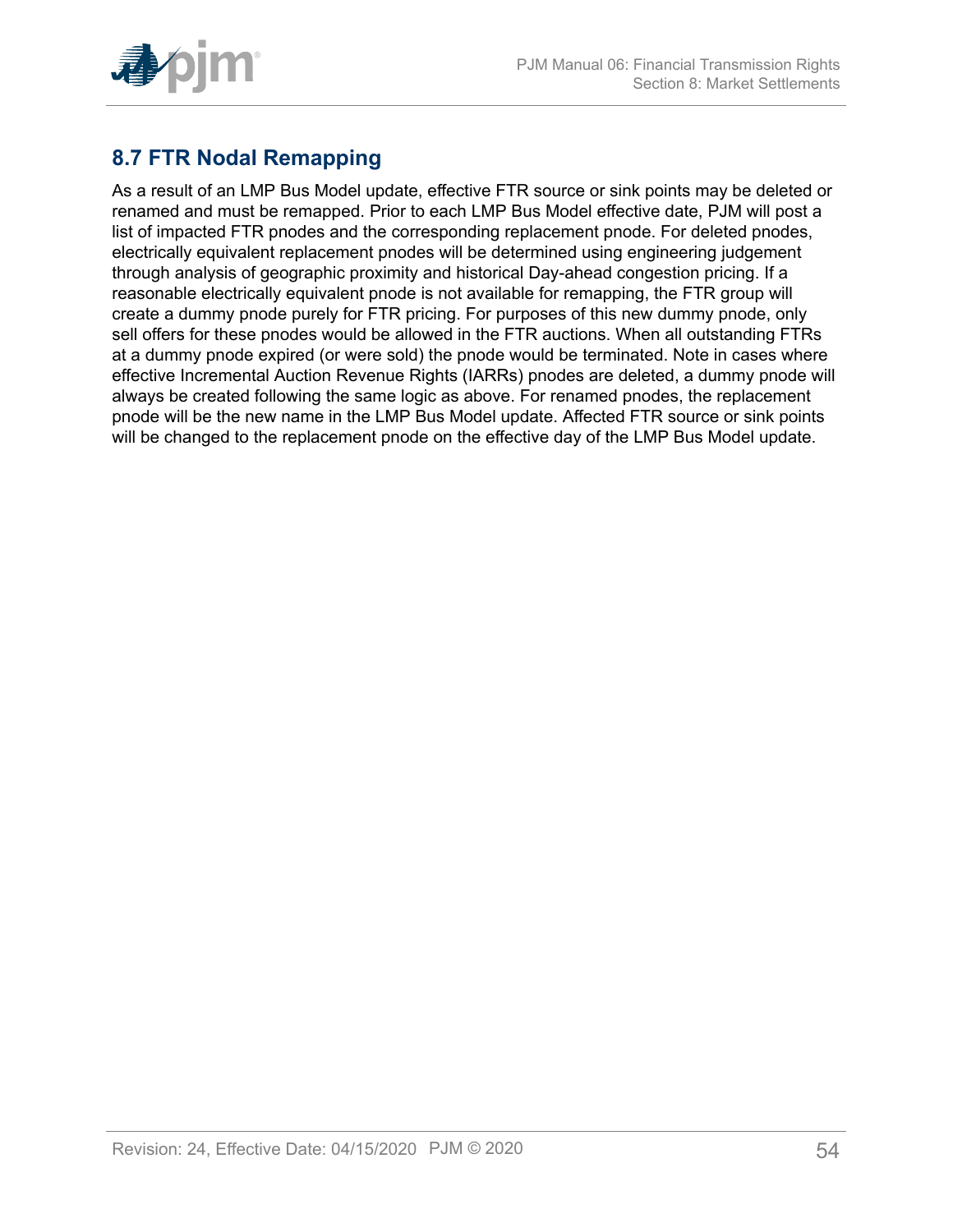## 8.7 FTR Nodal Remapping

As a result of an LMP Bus Model update, effective FTR source or sink points may be deleted or renamed and must be remapped. Prior to each LMP Bus Model effective date, PJM will post a list of impacted FTR pnodes and the corresponding replacement pnode. For deleted pnodes, electrically equivalent replacement pnodes will be determined using engineering judgement through analysis of geographic proximity and historical Day-ahead congestion pricing. If a reasonable electrically equivalent pnode is not available for remapping, the FTR group will create a dummy pnode purely for FTR pricing. For purposes of this new dummy pnode, only sell offers for these pnodes would be allowed in the FTR auctions. When all outstanding FTRs at a dummy pnode expired (or were sold) the pnode would be terminated. Note in cases where effective Incremental Auction Revenue Rights (IARRs) pnodes are deleted, a dummy pnode will always be created following the same logic as above. For renamed pnodes, the replacement pnode will be the new name in the LMP Bus Model update. Affected FTR source or sink points will be changed to the replacement pnode on the effective day of the LMP Bus Model update.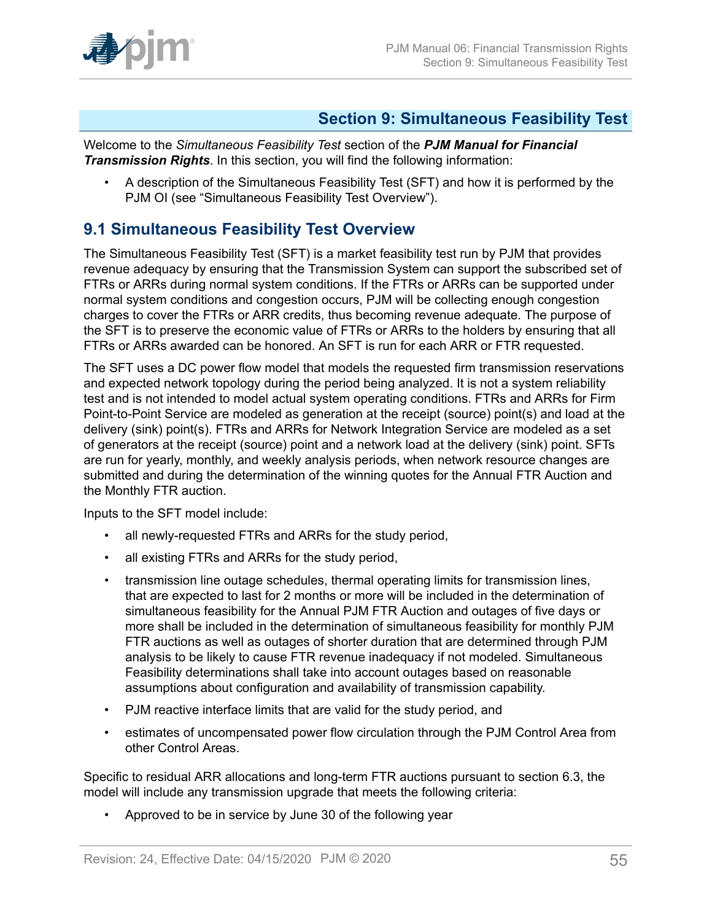# Section 9: Simultaneous Feasibility Test

Welcome to the *Simultaneous Feasibility Test* section of the ***PJM Manual for Financial Transmission Rights***. In this section, you will find the following information:

- A description of the Simultaneous Feasibility Test (SFT) and how it is performed by the PJM OI (see "Simultaneous Feasibility Test Overview").

## 9.1 Simultaneous Feasibility Test Overview

The Simultaneous Feasibility Test (SFT) is a market feasibility test run by PJM that provides revenue adequacy by ensuring that the Transmission System can support the subscribed set of FTRs or ARRs during normal system conditions. If the FTRs or ARRs can be supported under normal system conditions and congestion occurs, PJM will be collecting enough congestion charges to cover the FTRs or ARR credits, thus becoming revenue adequate. The purpose of the SFT is to preserve the economic value of FTRs or ARRs to the holders by ensuring that all FTRs or ARRs awarded can be honored. An SFT is run for each ARR or FTR requested.

The SFT uses a DC power flow model that models the requested firm transmission reservations and expected network topology during the period being analyzed. It is not a system reliability test and is not intended to model actual system operating conditions. FTRs and ARRs for Firm Point-to-Point Service are modeled as generation at the receipt (source) point(s) and load at the delivery (sink) point(s). FTRs and ARRs for Network Integration Service are modeled as a set of generators at the receipt (source) point and a network load at the delivery (sink) point. SFTs are run for yearly, monthly, and weekly analysis periods, when network resource changes are submitted and during the determination of the winning quotes for the Annual FTR Auction and the Monthly FTR auction.

Inputs to the SFT model include:

- all newly-requested FTRs and ARRs for the study period,
- all existing FTRs and ARRs for the study period,
- transmission line outage schedules, thermal operating limits for transmission lines, that are expected to last for 2 months or more will be included in the determination of simultaneous feasibility for the Annual PJM FTR Auction and outages of five days or more shall be included in the determination of simultaneous feasibility for monthly PJM FTR auctions as well as outages of shorter duration that are determined through PJM analysis to be likely to cause FTR revenue inadequacy if not modeled. Simultaneous Feasibility determinations shall take into account outages based on reasonable assumptions about configuration and availability of transmission capability.
- PJM reactive interface limits that are valid for the study period, and
- estimates of uncompensated power flow circulation through the PJM Control Area from other Control Areas.

Specific to residual ARR allocations and long-term FTR auctions pursuant to section 6.3, the model will include any transmission upgrade that meets the following criteria:

- Approved to be in service by June 30 of the following year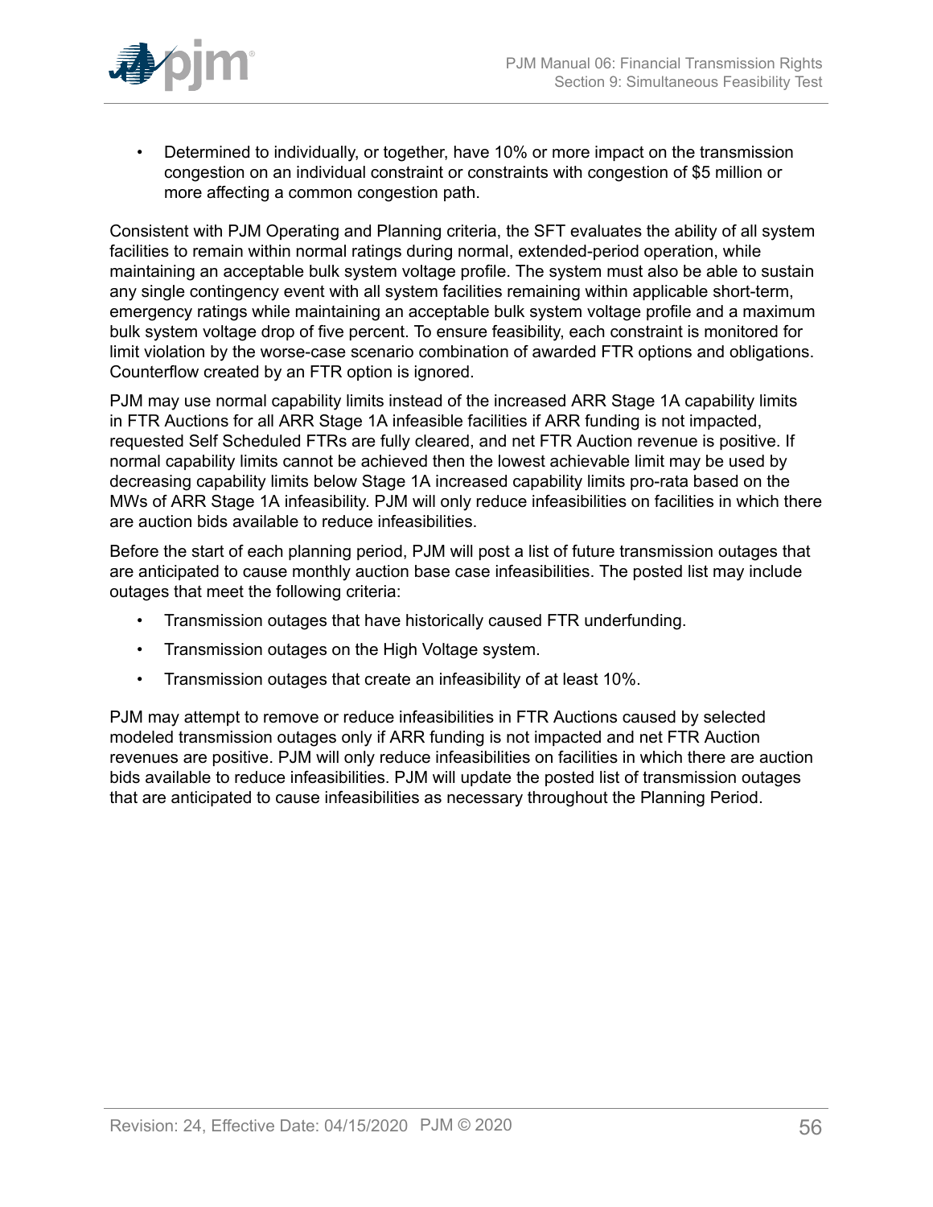- Determined to individually, or together, have 10% or more impact on the transmission congestion on an individual constraint or constraints with congestion of $5 million or more affecting a common congestion path.

Consistent with PJM Operating and Planning criteria, the SFT evaluates the ability of all system facilities to remain within normal ratings during normal, extended-period operation, while maintaining an acceptable bulk system voltage profile. The system must also be able to sustain any single contingency event with all system facilities remaining within applicable short-term, emergency ratings while maintaining an acceptable bulk system voltage profile and a maximum bulk system voltage drop of five percent. To ensure feasibility, each constraint is monitored for limit violation by the worse-case scenario combination of awarded FTR options and obligations. Counterflow created by an FTR option is ignored.

PJM may use normal capability limits instead of the increased ARR Stage 1A capability limits in FTR Auctions for all ARR Stage 1A infeasible facilities if ARR funding is not impacted, requested Self Scheduled FTRs are fully cleared, and net FTR Auction revenue is positive. If normal capability limits cannot be achieved then the lowest achievable limit may be used by decreasing capability limits below Stage 1A increased capability limits pro-rata based on the MWs of ARR Stage 1A infeasibility. PJM will only reduce infeasibilities on facilities in which there are auction bids available to reduce infeasibilities.

Before the start of each planning period, PJM will post a list of future transmission outages that are anticipated to cause monthly auction base case infeasibilities. The posted list may include outages that meet the following criteria:

- Transmission outages that have historically caused FTR underfunding.
- Transmission outages on the High Voltage system.
- Transmission outages that create an infeasibility of at least 10%.

PJM may attempt to remove or reduce infeasibilities in FTR Auctions caused by selected modeled transmission outages only if ARR funding is not impacted and net FTR Auction revenues are positive. PJM will only reduce infeasibilities on facilities in which there are auction bids available to reduce infeasibilities. PJM will update the posted list of transmission outages that are anticipated to cause infeasibilities as necessary throughout the Planning Period.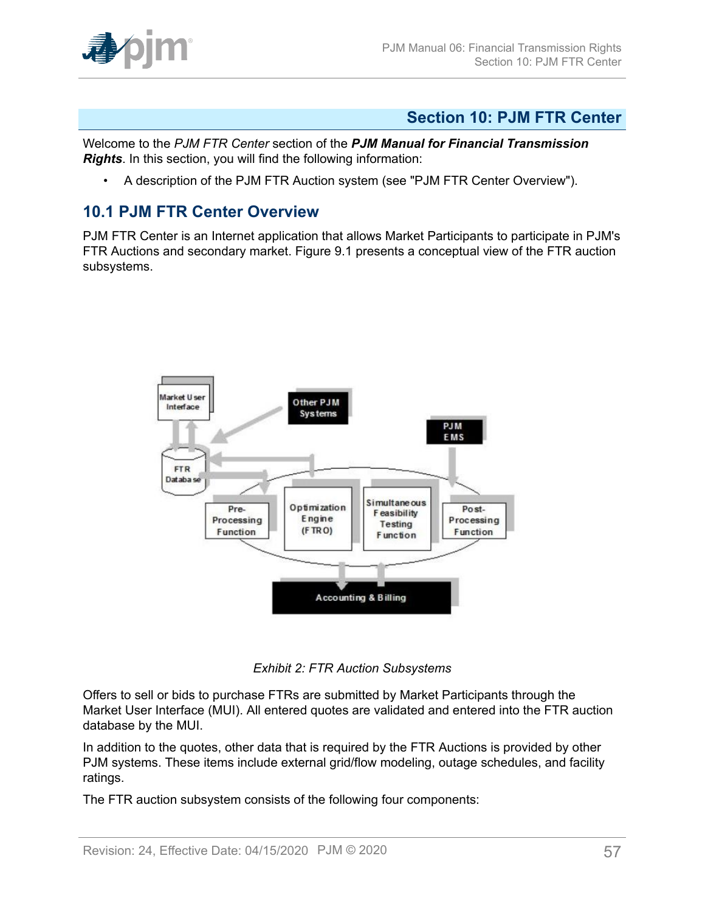# Section 10: PJM FTR Center

Welcome to the *PJM FTR Center* section of the ***PJM Manual for Financial Transmission Rights***. In this section, you will find the following information:

- A description of the PJM FTR Auction system (see "PJM FTR Center Overview").

## 10.1 PJM FTR Center Overview

PJM FTR Center is an Internet application that allows Market Participants to participate in PJM's FTR Auctions and secondary market. Figure 9.1 presents a conceptual view of the FTR auction subsystems.

*Exhibit 2: FTR Auction Subsystems*

Offers to sell or bids to purchase FTRs are submitted by Market Participants through the Market User Interface (MUI). All entered quotes are validated and entered into the FTR auction database by the MUI.

In addition to the quotes, other data that is required by the FTR Auctions is provided by other PJM systems. These items include external grid/flow modeling, outage schedules, and facility ratings.

The FTR auction subsystem consists of the following four components: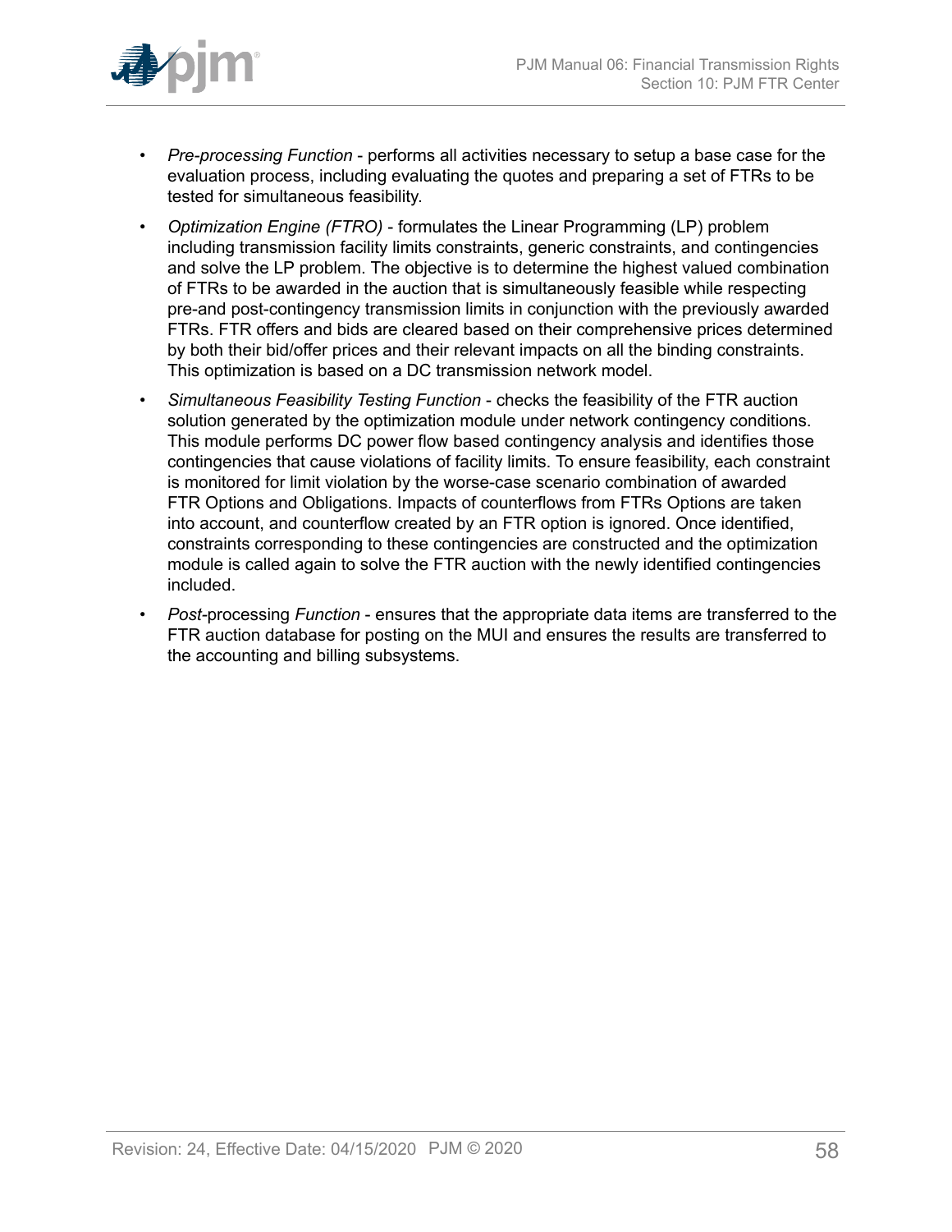- *Pre-processing Function* - performs all activities necessary to setup a base case for the evaluation process, including evaluating the quotes and preparing a set of FTRs to be tested for simultaneous feasibility.
- *Optimization Engine (FTRO)* - formulates the Linear Programming (LP) problem including transmission facility limits constraints, generic constraints, and contingencies and solve the LP problem. The objective is to determine the highest valued combination of FTRs to be awarded in the auction that is simultaneously feasible while respecting pre-and post-contingency transmission limits in conjunction with the previously awarded FTRs. FTR offers and bids are cleared based on their comprehensive prices determined by both their bid/offer prices and their relevant impacts on all the binding constraints. This optimization is based on a DC transmission network model.
- *Simultaneous Feasibility Testing Function* - checks the feasibility of the FTR auction solution generated by the optimization module under network contingency conditions. This module performs DC power flow based contingency analysis and identifies those contingencies that cause violations of facility limits. To ensure feasibility, each constraint is monitored for limit violation by the worse-case scenario combination of awarded FTR Options and Obligations. Impacts of counterflows from FTRs Options are taken into account, and counterflow created by an FTR option is ignored. Once identified, constraints corresponding to these contingencies are constructed and the optimization module is called again to solve the FTR auction with the newly identified contingencies included.
- *Post*-processing *Function* - ensures that the appropriate data items are transferred to the FTR auction database for posting on the MUI and ensures the results are transferred to the accounting and billing subsystems.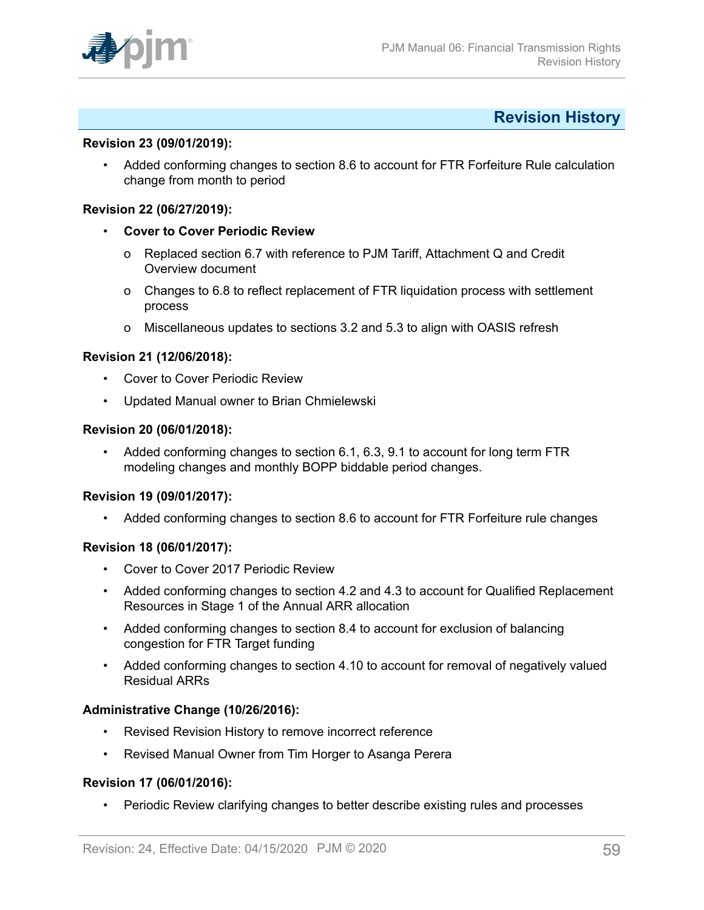## Revision History

**Revision 23 (09/01/2019):**

- Added conforming changes to section 8.6 to account for FTR Forfeiture Rule calculation change from month to period

**Revision 22 (06/27/2019):**

- **Cover to Cover Periodic Review**
  - o Replaced section 6.7 with reference to PJM Tariff, Attachment Q and Credit Overview document
  - o Changes to 6.8 to reflect replacement of FTR liquidation process with settlement process
  - o Miscellaneous updates to sections 3.2 and 5.3 to align with OASIS refresh

**Revision 21 (12/06/2018):**

- Cover to Cover Periodic Review
- Updated Manual owner to Brian Chmielewski

**Revision 20 (06/01/2018):**

- Added conforming changes to section 6.1, 6.3, 9.1 to account for long term FTR modeling changes and monthly BOPP biddable period changes.

**Revision 19 (09/01/2017):**

- Added conforming changes to section 8.6 to account for FTR Forfeiture rule changes

**Revision 18 (06/01/2017):**

- Cover to Cover 2017 Periodic Review
- Added conforming changes to section 4.2 and 4.3 to account for Qualified Replacement Resources in Stage 1 of the Annual ARR allocation
- Added conforming changes to section 8.4 to account for exclusion of balancing congestion for FTR Target funding
- Added conforming changes to section 4.10 to account for removal of negatively valued Residual ARRs

**Administrative Change (10/26/2016):**

- Revised Revision History to remove incorrect reference
- Revised Manual Owner from Tim Horger to Asanga Perera

**Revision 17 (06/01/2016):**

- Periodic Review clarifying changes to better describe existing rules and processes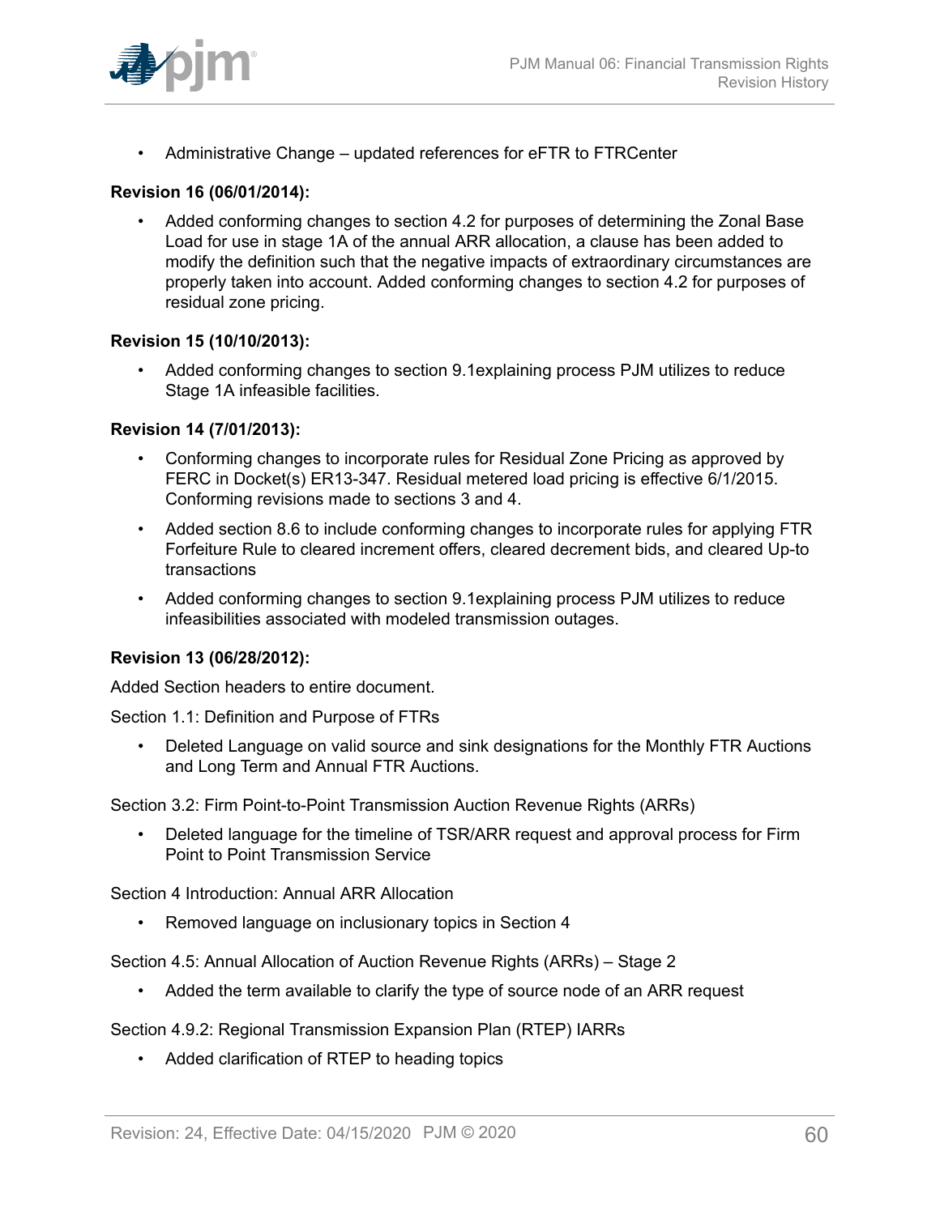- Administrative Change – updated references for eFTR to FTRCenter

**Revision 16 (06/01/2014):**

- Added conforming changes to section 4.2 for purposes of determining the Zonal Base Load for use in stage 1A of the annual ARR allocation, a clause has been added to modify the definition such that the negative impacts of extraordinary circumstances are properly taken into account. Added conforming changes to section 4.2 for purposes of residual zone pricing.

**Revision 15 (10/10/2013):**

- Added conforming changes to section 9.1explaining process PJM utilizes to reduce Stage 1A infeasible facilities.

**Revision 14 (7/01/2013):**

- Conforming changes to incorporate rules for Residual Zone Pricing as approved by FERC in Docket(s) ER13-347. Residual metered load pricing is effective 6/1/2015. Conforming revisions made to sections 3 and 4.
- Added section 8.6 to include conforming changes to incorporate rules for applying FTR Forfeiture Rule to cleared increment offers, cleared decrement bids, and cleared Up-to transactions
- Added conforming changes to section 9.1explaining process PJM utilizes to reduce infeasibilities associated with modeled transmission outages.

**Revision 13 (06/28/2012):**

Added Section headers to entire document.

Section 1.1: Definition and Purpose of FTRs

- Deleted Language on valid source and sink designations for the Monthly FTR Auctions and Long Term and Annual FTR Auctions.

Section 3.2: Firm Point-to-Point Transmission Auction Revenue Rights (ARRs)

- Deleted language for the timeline of TSR/ARR request and approval process for Firm Point to Point Transmission Service

Section 4 Introduction: Annual ARR Allocation

- Removed language on inclusionary topics in Section 4

Section 4.5: Annual Allocation of Auction Revenue Rights (ARRs) – Stage 2

- Added the term available to clarify the type of source node of an ARR request

Section 4.9.2: Regional Transmission Expansion Plan (RTEP) IARRs

- Added clarification of RTEP to heading topics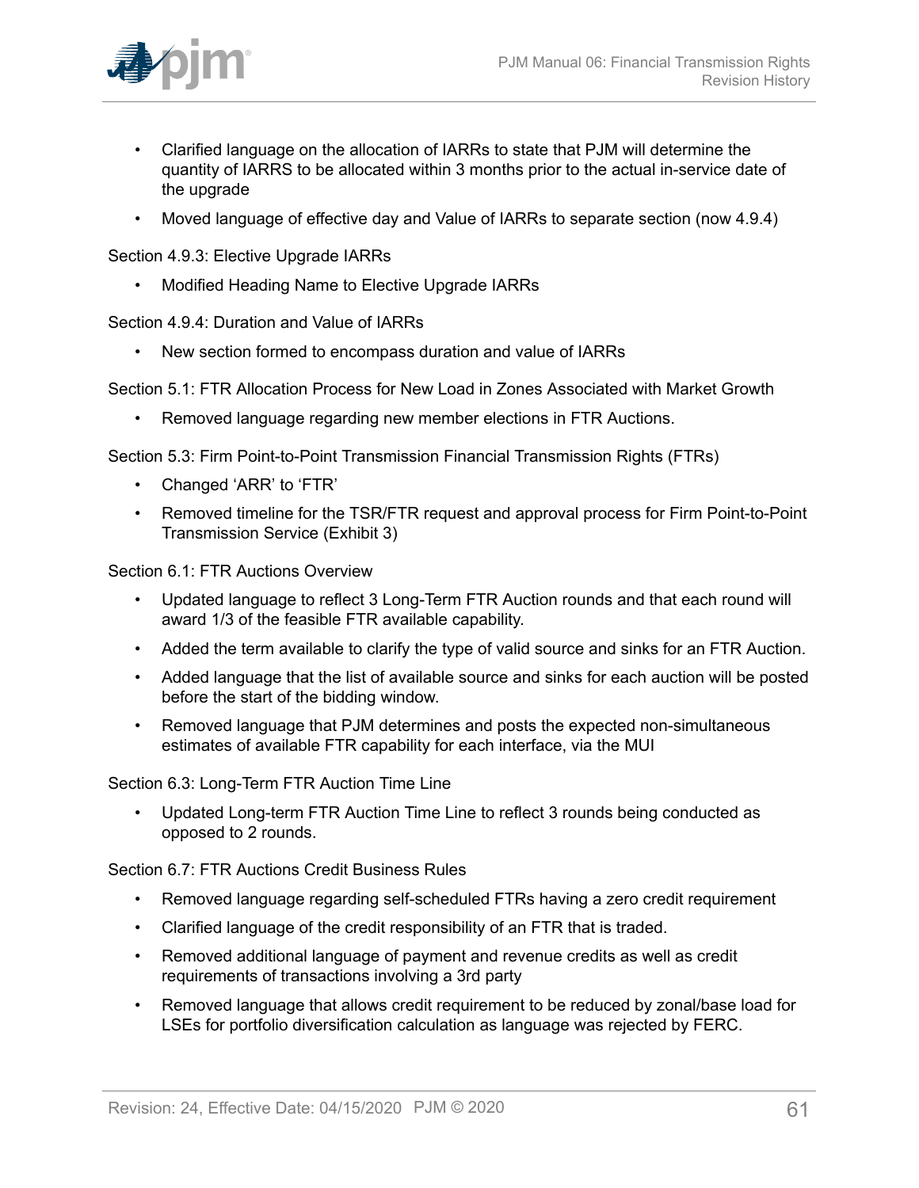- Clarified language on the allocation of IARRs to state that PJM will determine the quantity of IARRS to be allocated within 3 months prior to the actual in-service date of the upgrade
- Moved language of effective day and Value of IARRs to separate section (now 4.9.4)

Section 4.9.3: Elective Upgrade IARRs

- Modified Heading Name to Elective Upgrade IARRs

Section 4.9.4: Duration and Value of IARRs

- New section formed to encompass duration and value of IARRs

Section 5.1: FTR Allocation Process for New Load in Zones Associated with Market Growth

- Removed language regarding new member elections in FTR Auctions.

Section 5.3: Firm Point-to-Point Transmission Financial Transmission Rights (FTRs)

- Changed 'ARR' to 'FTR'
- Removed timeline for the TSR/FTR request and approval process for Firm Point-to-Point Transmission Service (Exhibit 3)

Section 6.1: FTR Auctions Overview

- Updated language to reflect 3 Long-Term FTR Auction rounds and that each round will award 1/3 of the feasible FTR available capability.
- Added the term available to clarify the type of valid source and sinks for an FTR Auction.
- Added language that the list of available source and sinks for each auction will be posted before the start of the bidding window.
- Removed language that PJM determines and posts the expected non-simultaneous estimates of available FTR capability for each interface, via the MUI

Section 6.3: Long-Term FTR Auction Time Line

- Updated Long-term FTR Auction Time Line to reflect 3 rounds being conducted as opposed to 2 rounds.

Section 6.7: FTR Auctions Credit Business Rules

- Removed language regarding self-scheduled FTRs having a zero credit requirement
- Clarified language of the credit responsibility of an FTR that is traded.
- Removed additional language of payment and revenue credits as well as credit requirements of transactions involving a 3rd party
- Removed language that allows credit requirement to be reduced by zonal/base load for LSEs for portfolio diversification calculation as language was rejected by FERC.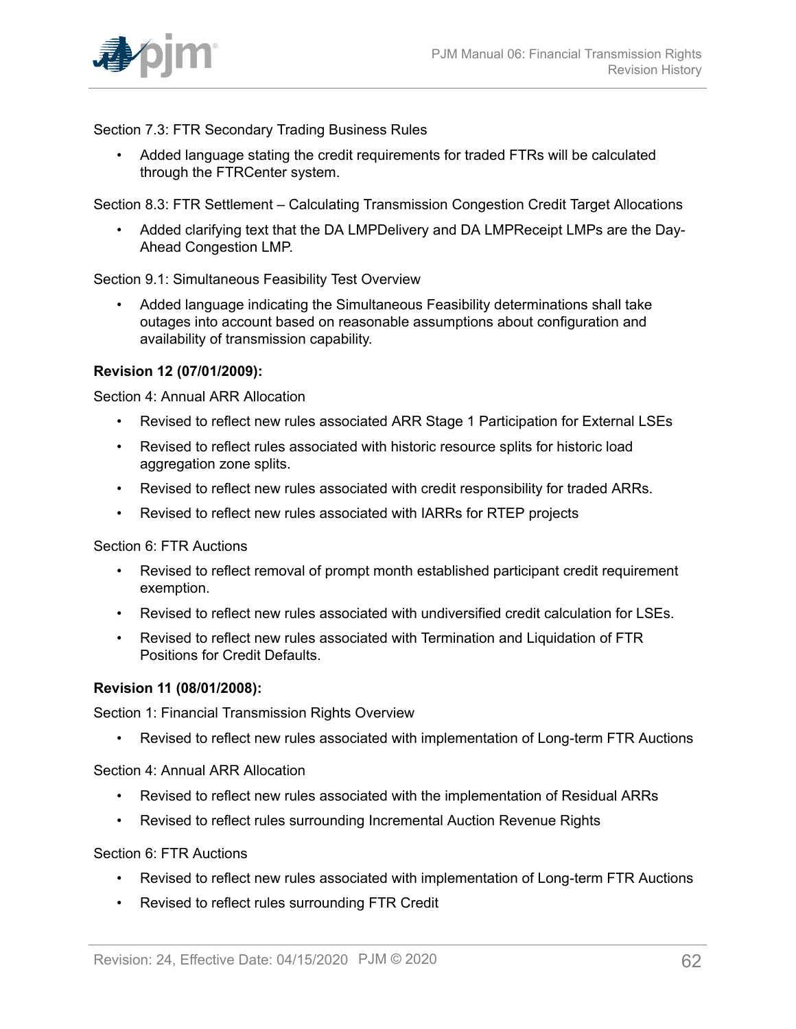Section 7.3: FTR Secondary Trading Business Rules

- Added language stating the credit requirements for traded FTRs will be calculated through the FTRCenter system.

Section 8.3: FTR Settlement – Calculating Transmission Congestion Credit Target Allocations

- Added clarifying text that the DA LMPDelivery and DA LMPReceipt LMPs are the Day-Ahead Congestion LMP.

Section 9.1: Simultaneous Feasibility Test Overview

- Added language indicating the Simultaneous Feasibility determinations shall take outages into account based on reasonable assumptions about configuration and availability of transmission capability.

**Revision 12 (07/01/2009):**

Section 4: Annual ARR Allocation

- Revised to reflect new rules associated ARR Stage 1 Participation for External LSEs
- Revised to reflect rules associated with historic resource splits for historic load aggregation zone splits.
- Revised to reflect new rules associated with credit responsibility for traded ARRs.
- Revised to reflect new rules associated with IARRs for RTEP projects

Section 6: FTR Auctions

- Revised to reflect removal of prompt month established participant credit requirement exemption.
- Revised to reflect new rules associated with undiversified credit calculation for LSEs.
- Revised to reflect new rules associated with Termination and Liquidation of FTR Positions for Credit Defaults.

**Revision 11 (08/01/2008):**

Section 1: Financial Transmission Rights Overview

- Revised to reflect new rules associated with implementation of Long-term FTR Auctions

Section 4: Annual ARR Allocation

- Revised to reflect new rules associated with the implementation of Residual ARRs
- Revised to reflect rules surrounding Incremental Auction Revenue Rights

Section 6: FTR Auctions

- Revised to reflect new rules associated with implementation of Long-term FTR Auctions
- Revised to reflect rules surrounding FTR Credit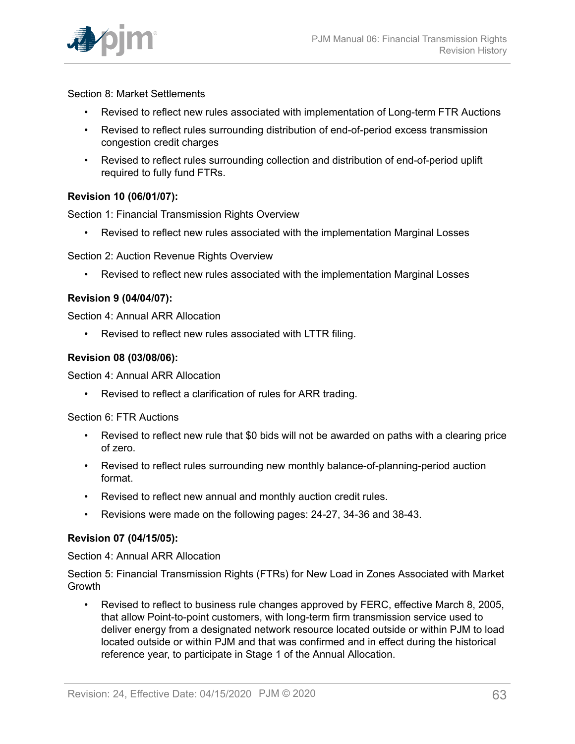Section 8: Market Settlements

- Revised to reflect new rules associated with implementation of Long-term FTR Auctions
- Revised to reflect rules surrounding distribution of end-of-period excess transmission congestion credit charges
- Revised to reflect rules surrounding collection and distribution of end-of-period uplift required to fully fund FTRs.

**Revision 10 (06/01/07):**

Section 1: Financial Transmission Rights Overview

- Revised to reflect new rules associated with the implementation Marginal Losses

Section 2: Auction Revenue Rights Overview

- Revised to reflect new rules associated with the implementation Marginal Losses

**Revision 9 (04/04/07):**

Section 4: Annual ARR Allocation

- Revised to reflect new rules associated with LTTR filing.

**Revision 08 (03/08/06):**

Section 4: Annual ARR Allocation

- Revised to reflect a clarification of rules for ARR trading.

Section 6: FTR Auctions

- Revised to reflect new rule that $0 bids will not be awarded on paths with a clearing price of zero.
- Revised to reflect rules surrounding new monthly balance-of-planning-period auction format.
- Revised to reflect new annual and monthly auction credit rules.
- Revisions were made on the following pages: 24-27, 34-36 and 38-43.

**Revision 07 (04/15/05):**

Section 4: Annual ARR Allocation

Section 5: Financial Transmission Rights (FTRs) for New Load in Zones Associated with Market Growth

- Revised to reflect to business rule changes approved by FERC, effective March 8, 2005, that allow Point-to-point customers, with long-term firm transmission service used to deliver energy from a designated network resource located outside or within PJM to load located outside or within PJM and that was confirmed and in effect during the historical reference year, to participate in Stage 1 of the Annual Allocation.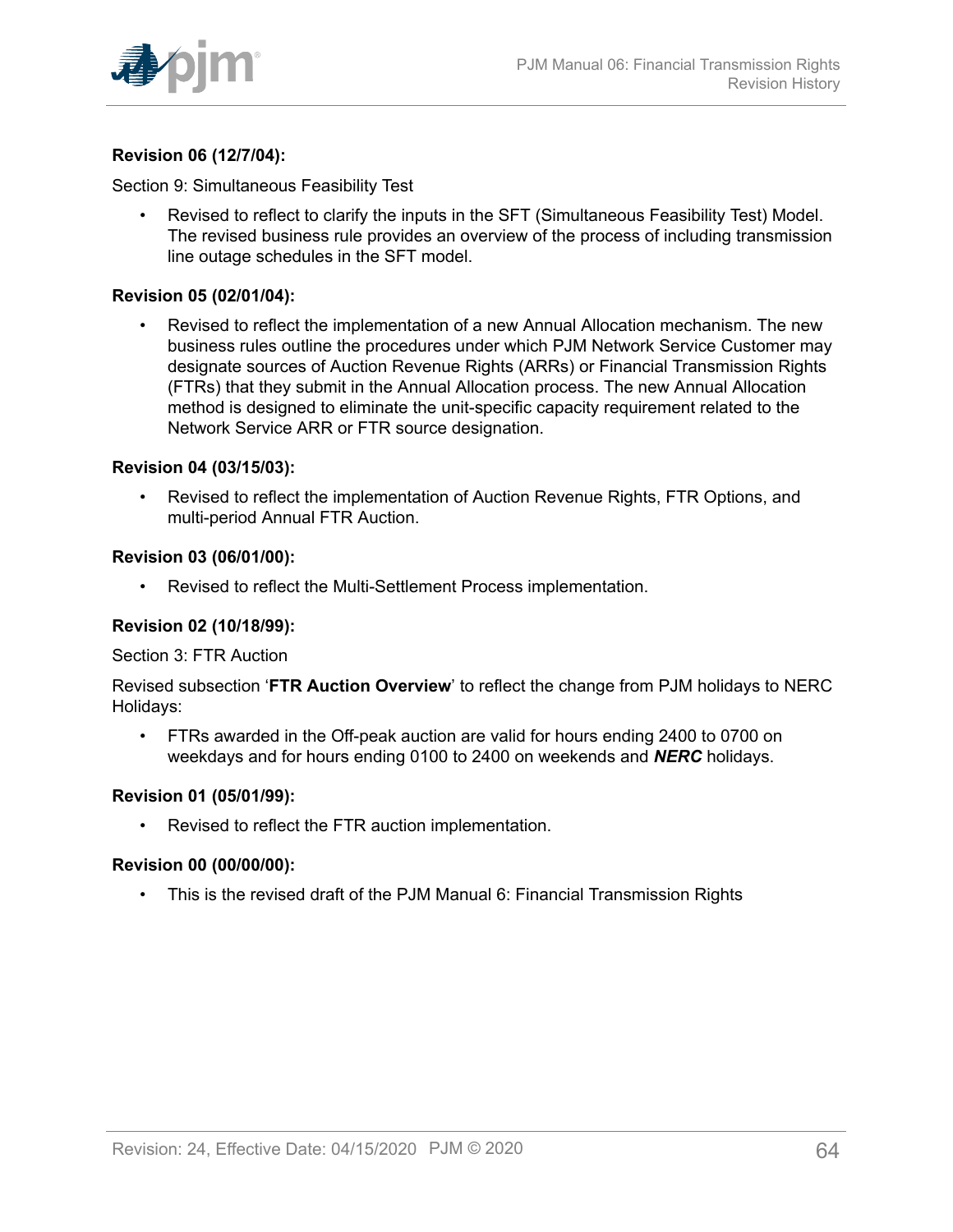**Revision 06 (12/7/04):**

Section 9: Simultaneous Feasibility Test

- Revised to reflect to clarify the inputs in the SFT (Simultaneous Feasibility Test) Model. The revised business rule provides an overview of the process of including transmission line outage schedules in the SFT model.

**Revision 05 (02/01/04):**

- Revised to reflect the implementation of a new Annual Allocation mechanism. The new business rules outline the procedures under which PJM Network Service Customer may designate sources of Auction Revenue Rights (ARRs) or Financial Transmission Rights (FTRs) that they submit in the Annual Allocation process. The new Annual Allocation method is designed to eliminate the unit-specific capacity requirement related to the Network Service ARR or FTR source designation.

**Revision 04 (03/15/03):**

- Revised to reflect the implementation of Auction Revenue Rights, FTR Options, and multi-period Annual FTR Auction.

**Revision 03 (06/01/00):**

- Revised to reflect the Multi-Settlement Process implementation.

**Revision 02 (10/18/99):**

Section 3: FTR Auction

Revised subsection '**FTR Auction Overview**' to reflect the change from PJM holidays to NERC Holidays:

- FTRs awarded in the Off-peak auction are valid for hours ending 2400 to 0700 on weekdays and for hours ending 0100 to 2400 on weekends and ***NERC*** holidays.

**Revision 01 (05/01/99):**

- Revised to reflect the FTR auction implementation.

**Revision 00 (00/00/00):**

- This is the revised draft of the PJM Manual 6: Financial Transmission Rights